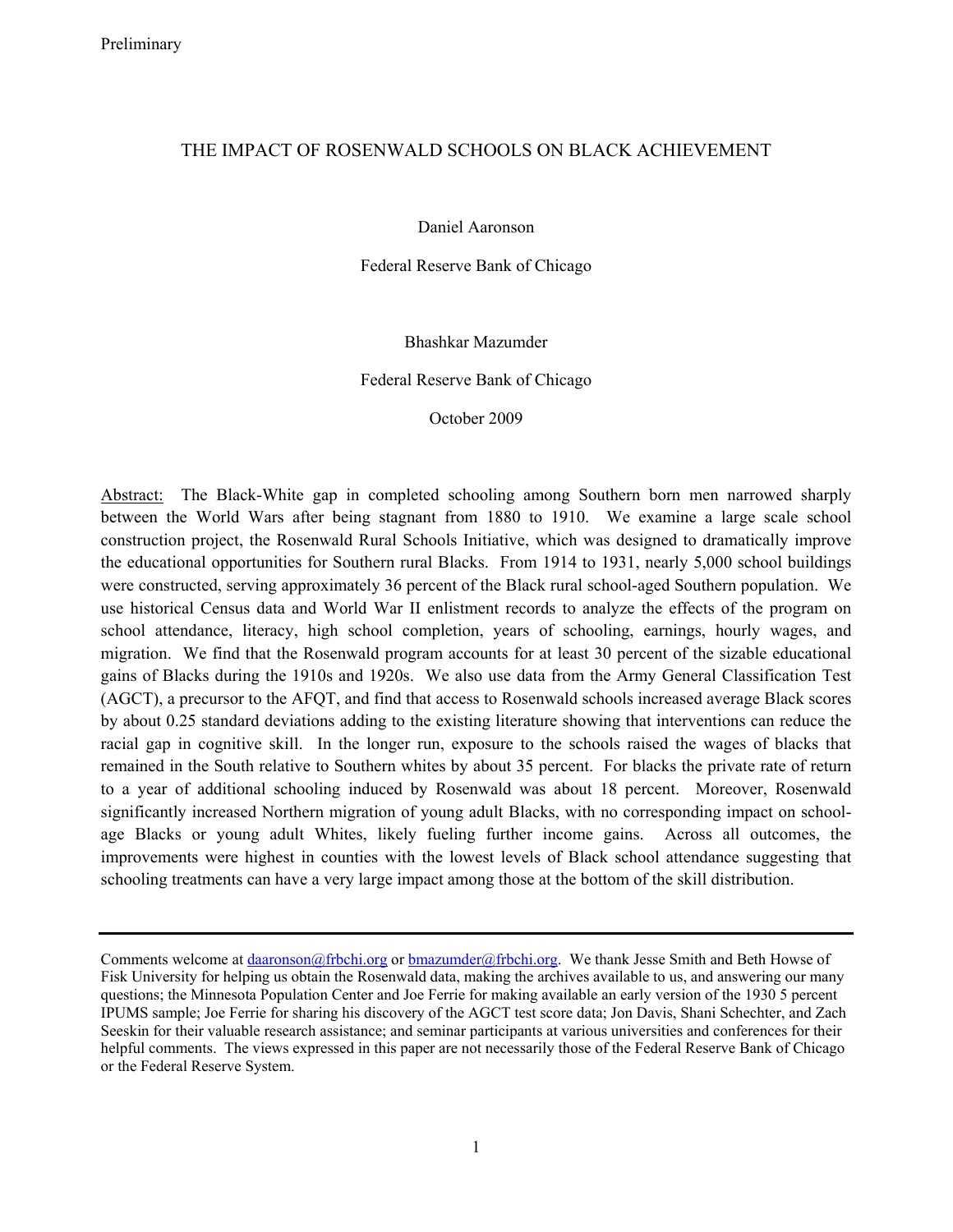Preliminary

# THE IMPACT OF ROSENWALD SCHOOLS ON BLACK ACHIEVEMENT

Daniel Aaronson

Federal Reserve Bank of Chicago

Bhashkar Mazumder

Federal Reserve Bank of Chicago

October 2009

Abstract: The Black-White gap in completed schooling among Southern born men narrowed sharply between the World Wars after being stagnant from 1880 to 1910. We examine a large scale school construction project, the Rosenwald Rural Schools Initiative, which was designed to dramatically improve the educational opportunities for Southern rural Blacks. From 1914 to 1931, nearly 5,000 school buildings were constructed, serving approximately 36 percent of the Black rural school-aged Southern population. We use historical Census data and World War II enlistment records to analyze the effects of the program on school attendance, literacy, high school completion, years of schooling, earnings, hourly wages, and migration. We find that the Rosenwald program accounts for at least 30 percent of the sizable educational gains of Blacks during the 1910s and 1920s. We also use data from the Army General Classification Test (AGCT), a precursor to the AFQT, and find that access to Rosenwald schools increased average Black scores by about 0.25 standard deviations adding to the existing literature showing that interventions can reduce the racial gap in cognitive skill. In the longer run, exposure to the schools raised the wages of blacks that remained in the South relative to Southern whites by about 35 percent. For blacks the private rate of return to a year of additional schooling induced by Rosenwald was about 18 percent. Moreover, Rosenwald significantly increased Northern migration of young adult Blacks, with no corresponding impact on school-age Blacks or young adult Whites, likely fueling further income gains. Across all outcomes, the improvements were highest in counties with the lowest levels of Black school attendance suggesting that schooling treatments can have a very large impact among those at the bottom of the skill distribution.

---

Comments welcome at daaronson@frbchi.org or bmazumder@frbchi.org. We thank Jesse Smith and Beth Howse of Fisk University for helping us obtain the Rosenwald data, making the archives available to us, and answering our many questions; the Minnesota Population Center and Joe Ferrie for making available an early version of the 1930 5 percent IPUMS sample; Joe Ferrie for sharing his discovery of the AGCT test score data; Jon Davis, Shani Schechter, and Zach Seeskin for their valuable research assistance; and seminar participants at various universities and conferences for their helpful comments. The views expressed in this paper are not necessarily those of the Federal Reserve Bank of Chicago or the Federal Reserve System.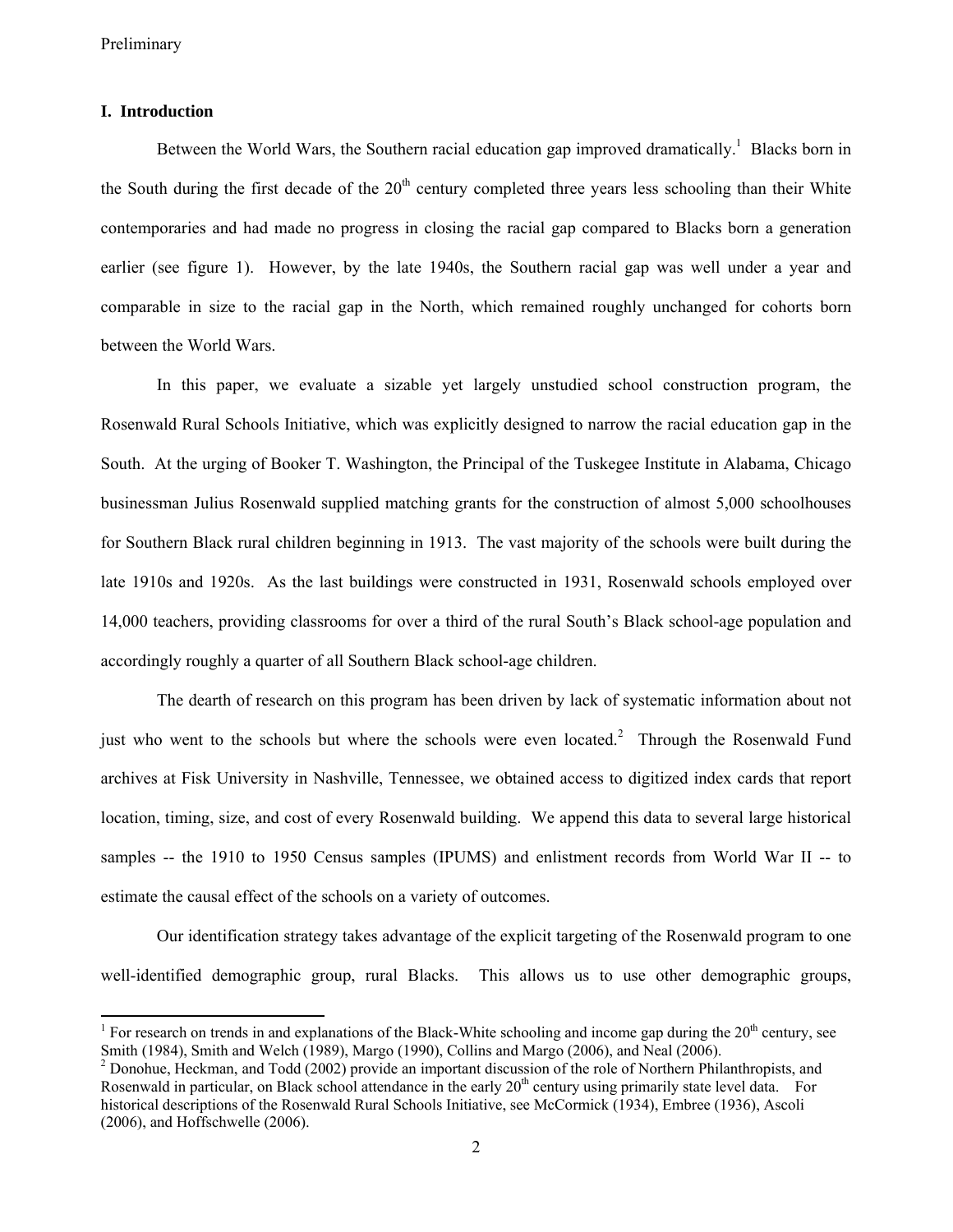## I. Introduction

Between the World Wars, the Southern racial education gap improved dramatically.[1] Blacks born in the South during the first decade of the 20th century completed three years less schooling than their White contemporaries and had made no progress in closing the racial gap compared to Blacks born a generation earlier (see figure 1). However, by the late 1940s, the Southern racial gap was well under a year and comparable in size to the racial gap in the North, which remained roughly unchanged for cohorts born between the World Wars.

In this paper, we evaluate a sizable yet largely unstudied school construction program, the Rosenwald Rural Schools Initiative, which was explicitly designed to narrow the racial education gap in the South. At the urging of Booker T. Washington, the Principal of the Tuskegee Institute in Alabama, Chicago businessman Julius Rosenwald supplied matching grants for the construction of almost 5,000 schoolhouses for Southern Black rural children beginning in 1913. The vast majority of the schools were built during the late 1910s and 1920s. As the last buildings were constructed in 1931, Rosenwald schools employed over 14,000 teachers, providing classrooms for over a third of the rural South's Black school-age population and accordingly roughly a quarter of all Southern Black school-age children.

The dearth of research on this program has been driven by lack of systematic information about not just who went to the schools but where the schools were even located.[2] Through the Rosenwald Fund archives at Fisk University in Nashville, Tennessee, we obtained access to digitized index cards that report location, timing, size, and cost of every Rosenwald building. We append this data to several large historical samples -- the 1910 to 1950 Census samples (IPUMS) and enlistment records from World War II -- to estimate the causal effect of the schools on a variety of outcomes.

Our identification strategy takes advantage of the explicit targeting of the Rosenwald program to one well-identified demographic group, rural Blacks. This allows us to use other demographic groups,

---

[1] For research on trends in and explanations of the Black-White schooling and income gap during the 20th century, see Smith (1984), Smith and Welch (1989), Margo (1990), Collins and Margo (2006), and Neal (2006).

[2] Donohue, Heckman, and Todd (2002) provide an important discussion of the role of Northern Philanthropists, and Rosenwald in particular, on Black school attendance in the early 20th century using primarily state level data. For historical descriptions of the Rosenwald Rural Schools Initiative, see McCormick (1934), Embree (1936), Ascoli (2006), and Hoffschwelle (2006).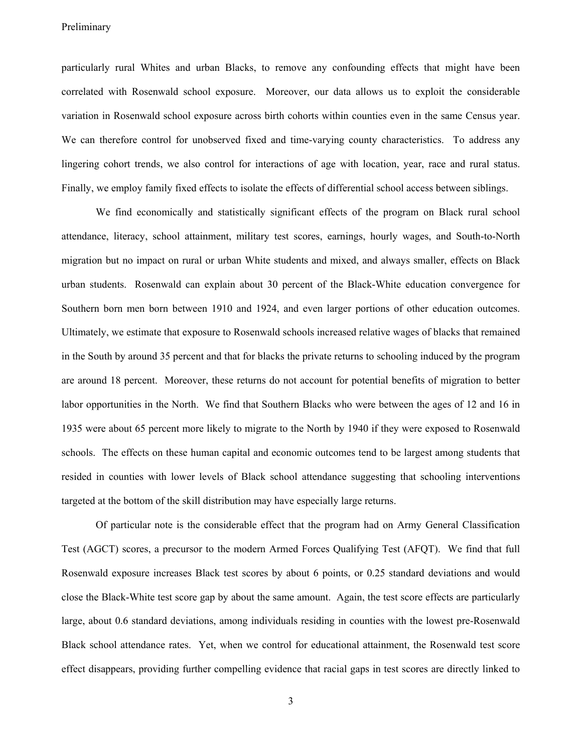particularly rural Whites and urban Blacks, to remove any confounding effects that might have been correlated with Rosenwald school exposure. Moreover, our data allows us to exploit the considerable variation in Rosenwald school exposure across birth cohorts within counties even in the same Census year. We can therefore control for unobserved fixed and time-varying county characteristics. To address any lingering cohort trends, we also control for interactions of age with location, year, race and rural status. Finally, we employ family fixed effects to isolate the effects of differential school access between siblings.

We find economically and statistically significant effects of the program on Black rural school attendance, literacy, school attainment, military test scores, earnings, hourly wages, and South-to-North migration but no impact on rural or urban White students and mixed, and always smaller, effects on Black urban students. Rosenwald can explain about 30 percent of the Black-White education convergence for Southern born men born between 1910 and 1924, and even larger portions of other education outcomes. Ultimately, we estimate that exposure to Rosenwald schools increased relative wages of blacks that remained in the South by around 35 percent and that for blacks the private returns to schooling induced by the program are around 18 percent. Moreover, these returns do not account for potential benefits of migration to better labor opportunities in the North. We find that Southern Blacks who were between the ages of 12 and 16 in 1935 were about 65 percent more likely to migrate to the North by 1940 if they were exposed to Rosenwald schools. The effects on these human capital and economic outcomes tend to be largest among students that resided in counties with lower levels of Black school attendance suggesting that schooling interventions targeted at the bottom of the skill distribution may have especially large returns.

Of particular note is the considerable effect that the program had on Army General Classification Test (AGCT) scores, a precursor to the modern Armed Forces Qualifying Test (AFQT). We find that full Rosenwald exposure increases Black test scores by about 6 points, or 0.25 standard deviations and would close the Black-White test score gap by about the same amount. Again, the test score effects are particularly large, about 0.6 standard deviations, among individuals residing in counties with the lowest pre-Rosenwald Black school attendance rates. Yet, when we control for educational attainment, the Rosenwald test score effect disappears, providing further compelling evidence that racial gaps in test scores are directly linked to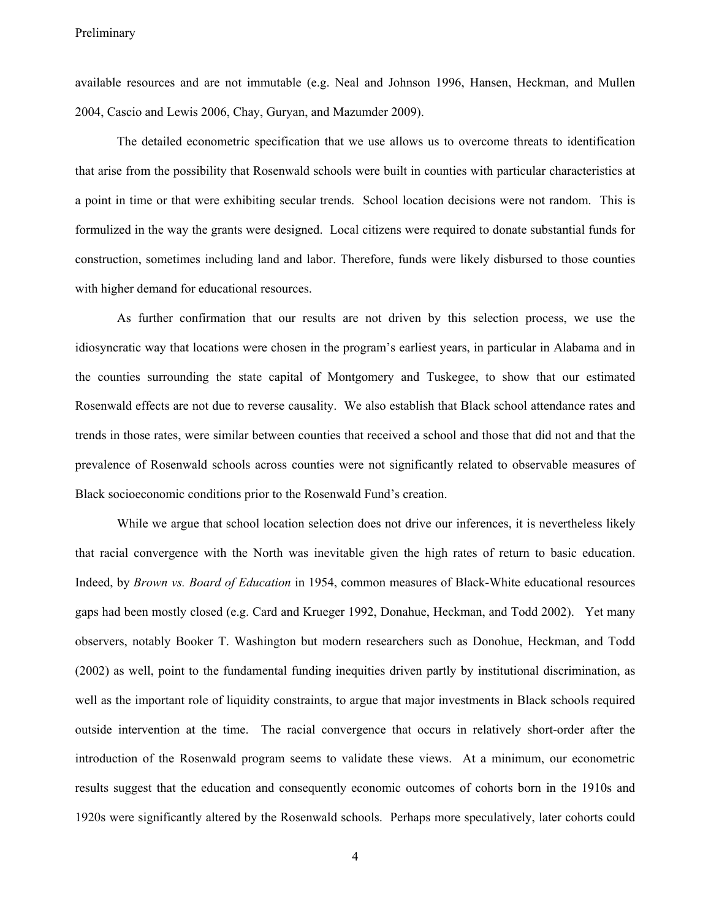available resources and are not immutable (e.g. Neal and Johnson 1996, Hansen, Heckman, and Mullen 2004, Cascio and Lewis 2006, Chay, Guryan, and Mazumder 2009).

The detailed econometric specification that we use allows us to overcome threats to identification that arise from the possibility that Rosenwald schools were built in counties with particular characteristics at a point in time or that were exhibiting secular trends. School location decisions were not random. This is formulized in the way the grants were designed. Local citizens were required to donate substantial funds for construction, sometimes including land and labor. Therefore, funds were likely disbursed to those counties with higher demand for educational resources.

As further confirmation that our results are not driven by this selection process, we use the idiosyncratic way that locations were chosen in the program's earliest years, in particular in Alabama and in the counties surrounding the state capital of Montgomery and Tuskegee, to show that our estimated Rosenwald effects are not due to reverse causality. We also establish that Black school attendance rates and trends in those rates, were similar between counties that received a school and those that did not and that the prevalence of Rosenwald schools across counties were not significantly related to observable measures of Black socioeconomic conditions prior to the Rosenwald Fund's creation.

While we argue that school location selection does not drive our inferences, it is nevertheless likely that racial convergence with the North was inevitable given the high rates of return to basic education. Indeed, by *Brown vs. Board of Education* in 1954, common measures of Black-White educational resources gaps had been mostly closed (e.g. Card and Krueger 1992, Donahue, Heckman, and Todd 2002). Yet many observers, notably Booker T. Washington but modern researchers such as Donohue, Heckman, and Todd (2002) as well, point to the fundamental funding inequities driven partly by institutional discrimination, as well as the important role of liquidity constraints, to argue that major investments in Black schools required outside intervention at the time. The racial convergence that occurs in relatively short-order after the introduction of the Rosenwald program seems to validate these views. At a minimum, our econometric results suggest that the education and consequently economic outcomes of cohorts born in the 1910s and 1920s were significantly altered by the Rosenwald schools. Perhaps more speculatively, later cohorts could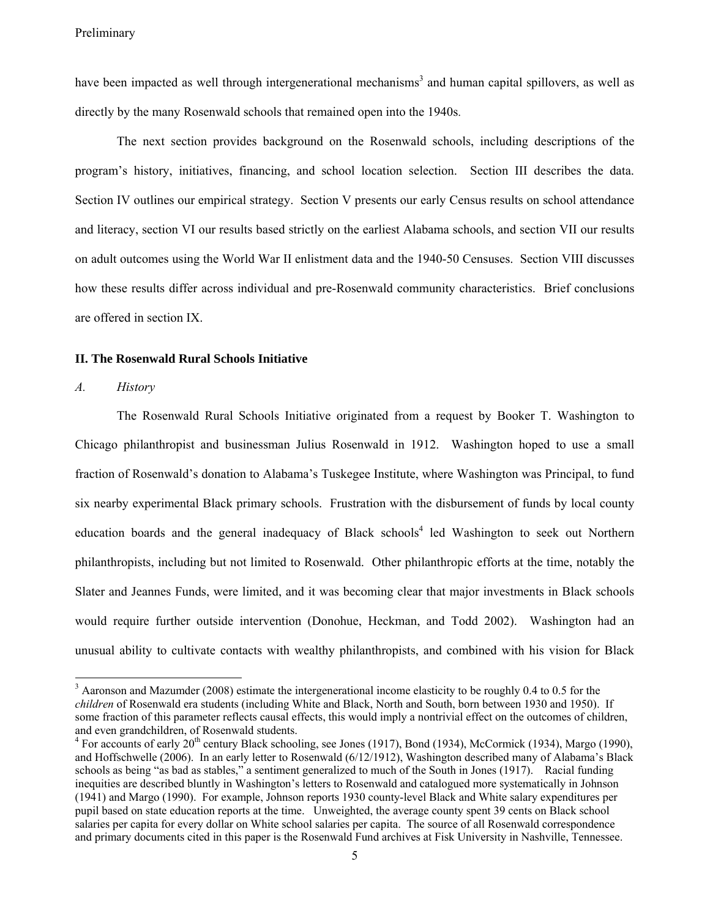have been impacted as well through intergenerational mechanisms[3] and human capital spillovers, as well as directly by the many Rosenwald schools that remained open into the 1940s.

The next section provides background on the Rosenwald schools, including descriptions of the program's history, initiatives, financing, and school location selection. Section III describes the data. Section IV outlines our empirical strategy. Section V presents our early Census results on school attendance and literacy, section VI our results based strictly on the earliest Alabama schools, and section VII our results on adult outcomes using the World War II enlistment data and the 1940-50 Censuses. Section VIII discusses how these results differ across individual and pre-Rosenwald community characteristics. Brief conclusions are offered in section IX.

## II. The Rosenwald Rural Schools Initiative

### *A. History*

The Rosenwald Rural Schools Initiative originated from a request by Booker T. Washington to Chicago philanthropist and businessman Julius Rosenwald in 1912. Washington hoped to use a small fraction of Rosenwald's donation to Alabama's Tuskegee Institute, where Washington was Principal, to fund six nearby experimental Black primary schools. Frustration with the disbursement of funds by local county education boards and the general inadequacy of Black schools[4] led Washington to seek out Northern philanthropists, including but not limited to Rosenwald. Other philanthropic efforts at the time, notably the Slater and Jeannes Funds, were limited, and it was becoming clear that major investments in Black schools would require further outside intervention (Donohue, Heckman, and Todd 2002). Washington had an unusual ability to cultivate contacts with wealthy philanthropists, and combined with his vision for Black

---

[3] Aaronson and Mazumder (2008) estimate the intergenerational income elasticity to be roughly 0.4 to 0.5 for the *children* of Rosenwald era students (including White and Black, North and South, born between 1930 and 1950). If some fraction of this parameter reflects causal effects, this would imply a nontrivial effect on the outcomes of children, and even grandchildren, of Rosenwald students.

[4] For accounts of early 20th century Black schooling, see Jones (1917), Bond (1934), McCormick (1934), Margo (1990), and Hoffschwelle (2006). In an early letter to Rosenwald (6/12/1912), Washington described many of Alabama's Black schools as being "as bad as stables," a sentiment generalized to much of the South in Jones (1917). Racial funding inequities are described bluntly in Washington's letters to Rosenwald and catalogued more systematically in Johnson (1941) and Margo (1990). For example, Johnson reports 1930 county-level Black and White salary expenditures per pupil based on state education reports at the time. Unweighted, the average county spent 39 cents on Black school salaries per capita for every dollar on White school salaries per capita. The source of all Rosenwald correspondence and primary documents cited in this paper is the Rosenwald Fund archives at Fisk University in Nashville, Tennessee.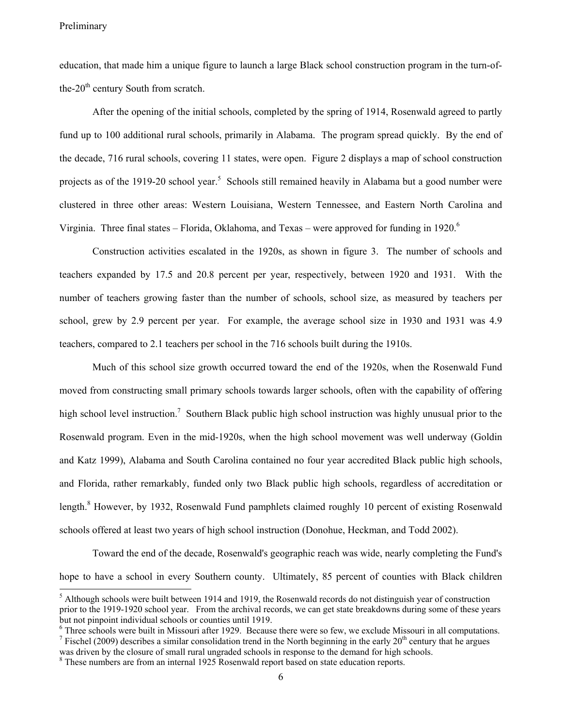education, that made him a unique figure to launch a large Black school construction program in the turn-of-the-20th century South from scratch.

After the opening of the initial schools, completed by the spring of 1914, Rosenwald agreed to partly fund up to 100 additional rural schools, primarily in Alabama. The program spread quickly. By the end of the decade, 716 rural schools, covering 11 states, were open. Figure 2 displays a map of school construction projects as of the 1919-20 school year.[5] Schools still remained heavily in Alabama but a good number were clustered in three other areas: Western Louisiana, Western Tennessee, and Eastern North Carolina and Virginia. Three final states – Florida, Oklahoma, and Texas – were approved for funding in 1920.[6]

Construction activities escalated in the 1920s, as shown in figure 3. The number of schools and teachers expanded by 17.5 and 20.8 percent per year, respectively, between 1920 and 1931. With the number of teachers growing faster than the number of schools, school size, as measured by teachers per school, grew by 2.9 percent per year. For example, the average school size in 1930 and 1931 was 4.9 teachers, compared to 2.1 teachers per school in the 716 schools built during the 1910s.

Much of this school size growth occurred toward the end of the 1920s, when the Rosenwald Fund moved from constructing small primary schools towards larger schools, often with the capability of offering high school level instruction.[7] Southern Black public high school instruction was highly unusual prior to the Rosenwald program. Even in the mid-1920s, when the high school movement was well underway (Goldin and Katz 1999), Alabama and South Carolina contained no four year accredited Black public high schools, and Florida, rather remarkably, funded only two Black public high schools, regardless of accreditation or length.[8] However, by 1932, Rosenwald Fund pamphlets claimed roughly 10 percent of existing Rosenwald schools offered at least two years of high school instruction (Donohue, Heckman, and Todd 2002).

Toward the end of the decade, Rosenwald's geographic reach was wide, nearly completing the Fund's hope to have a school in every Southern county. Ultimately, 85 percent of counties with Black children

---

[5] Although schools were built between 1914 and 1919, the Rosenwald records do not distinguish year of construction prior to the 1919-1920 school year. From the archival records, we can get state breakdowns during some of these years but not pinpoint individual schools or counties until 1919.

[6] Three schools were built in Missouri after 1929. Because there were so few, we exclude Missouri in all computations.

[7] Fischel (2009) describes a similar consolidation trend in the North beginning in the early 20th century that he argues was driven by the closure of small rural ungraded schools in response to the demand for high schools.

[8] These numbers are from an internal 1925 Rosenwald report based on state education reports.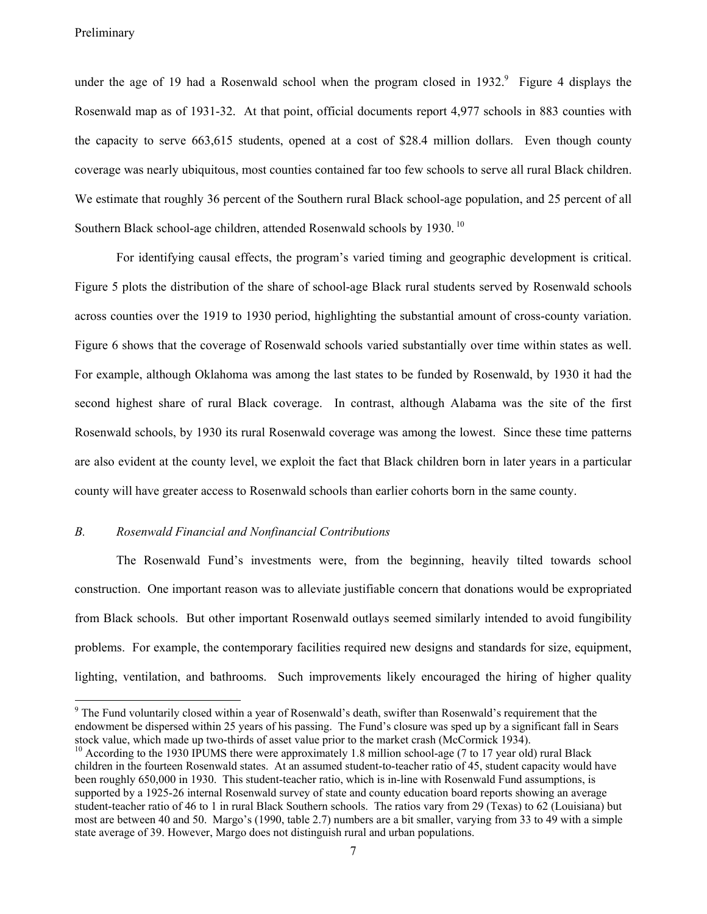under the age of 19 had a Rosenwald school when the program closed in 1932.[9] Figure 4 displays the Rosenwald map as of 1931-32. At that point, official documents report 4,977 schools in 883 counties with the capacity to serve 663,615 students, opened at a cost of $28.4 million dollars. Even though county coverage was nearly ubiquitous, most counties contained far too few schools to serve all rural Black children. We estimate that roughly 36 percent of the Southern rural Black school-age population, and 25 percent of all Southern Black school-age children, attended Rosenwald schools by 1930.[10]

For identifying causal effects, the program's varied timing and geographic development is critical. Figure 5 plots the distribution of the share of school-age Black rural students served by Rosenwald schools across counties over the 1919 to 1930 period, highlighting the substantial amount of cross-county variation. Figure 6 shows that the coverage of Rosenwald schools varied substantially over time within states as well. For example, although Oklahoma was among the last states to be funded by Rosenwald, by 1930 it had the second highest share of rural Black coverage. In contrast, although Alabama was the site of the first Rosenwald schools, by 1930 its rural Rosenwald coverage was among the lowest. Since these time patterns are also evident at the county level, we exploit the fact that Black children born in later years in a particular county will have greater access to Rosenwald schools than earlier cohorts born in the same county.

### *B. Rosenwald Financial and Nonfinancial Contributions*

The Rosenwald Fund's investments were, from the beginning, heavily tilted towards school construction. One important reason was to alleviate justifiable concern that donations would be expropriated from Black schools. But other important Rosenwald outlays seemed similarly intended to avoid fungibility problems. For example, the contemporary facilities required new designs and standards for size, equipment, lighting, ventilation, and bathrooms. Such improvements likely encouraged the hiring of higher quality

---

[9] The Fund voluntarily closed within a year of Rosenwald's death, swifter than Rosenwald's requirement that the endowment be dispersed within 25 years of his passing. The Fund's closure was sped up by a significant fall in Sears stock value, which made up two-thirds of asset value prior to the market crash (McCormick 1934).

[10] According to the 1930 IPUMS there were approximately 1.8 million school-age (7 to 17 year old) rural Black children in the fourteen Rosenwald states. At an assumed student-to-teacher ratio of 45, student capacity would have been roughly 650,000 in 1930. This student-teacher ratio, which is in-line with Rosenwald Fund assumptions, is supported by a 1925-26 internal Rosenwald survey of state and county education board reports showing an average student-teacher ratio of 46 to 1 in rural Black Southern schools. The ratios vary from 29 (Texas) to 62 (Louisiana) but most are between 40 and 50. Margo's (1990, table 2.7) numbers are a bit smaller, varying from 33 to 49 with a simple state average of 39. However, Margo does not distinguish rural and urban populations.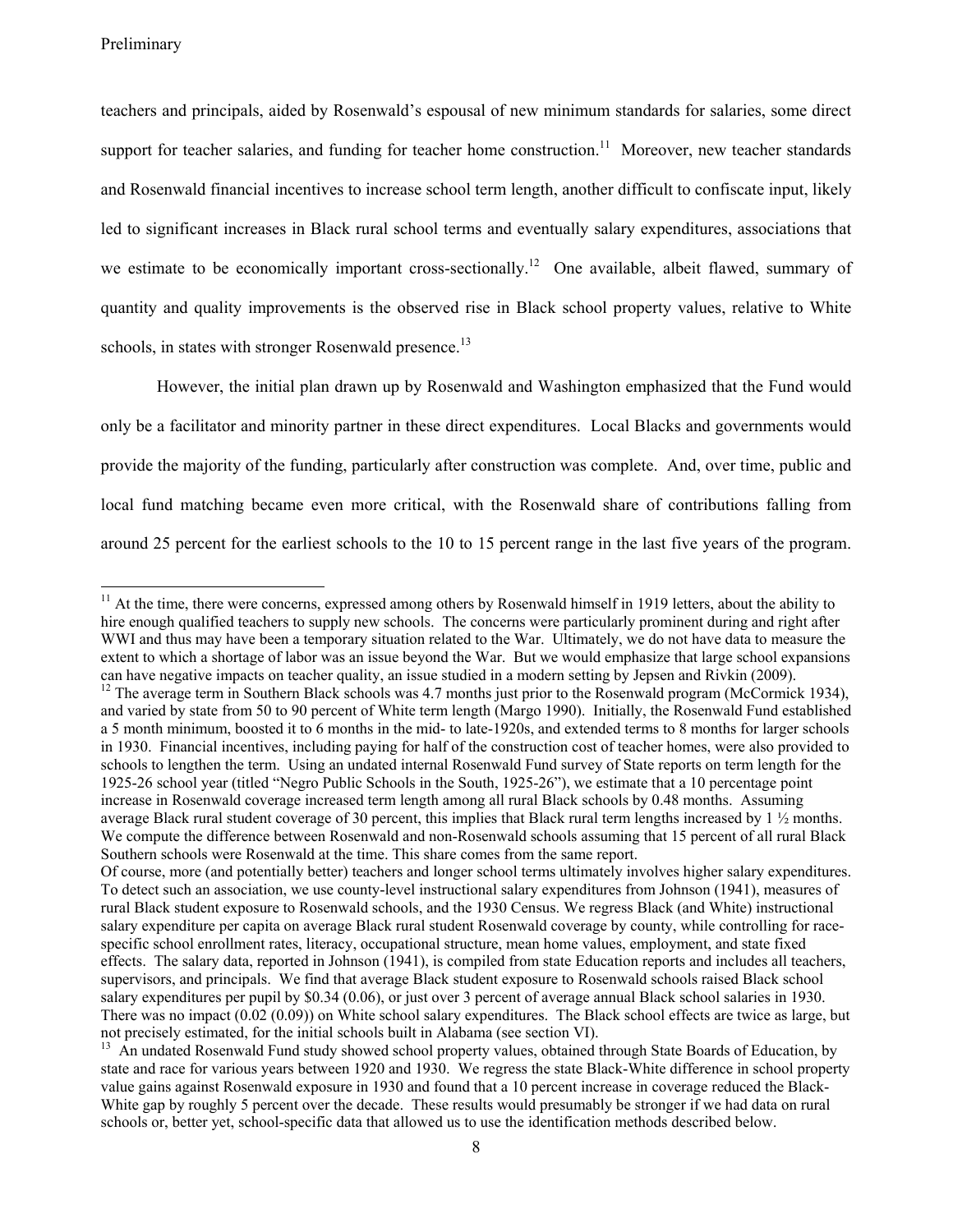teachers and principals, aided by Rosenwald's espousal of new minimum standards for salaries, some direct support for teacher salaries, and funding for teacher home construction.[11] Moreover, new teacher standards and Rosenwald financial incentives to increase school term length, another difficult to confiscate input, likely led to significant increases in Black rural school terms and eventually salary expenditures, associations that we estimate to be economically important cross-sectionally.[12] One available, albeit flawed, summary of quantity and quality improvements is the observed rise in Black school property values, relative to White schools, in states with stronger Rosenwald presence.[13]

However, the initial plan drawn up by Rosenwald and Washington emphasized that the Fund would only be a facilitator and minority partner in these direct expenditures. Local Blacks and governments would provide the majority of the funding, particularly after construction was complete. And, over time, public and local fund matching became even more critical, with the Rosenwald share of contributions falling from around 25 percent for the earliest schools to the 10 to 15 percent range in the last five years of the program.

---

[11] At the time, there were concerns, expressed among others by Rosenwald himself in 1919 letters, about the ability to hire enough qualified teachers to supply new schools. The concerns were particularly prominent during and right after WWI and thus may have been a temporary situation related to the War. Ultimately, we do not have data to measure the extent to which a shortage of labor was an issue beyond the War. But we would emphasize that large school expansions can have negative impacts on teacher quality, an issue studied in a modern setting by Jepsen and Rivkin (2009).

[12] The average term in Southern Black schools was 4.7 months just prior to the Rosenwald program (McCormick 1934), and varied by state from 50 to 90 percent of White term length (Margo 1990). Initially, the Rosenwald Fund established a 5 month minimum, boosted it to 6 months in the mid- to late-1920s, and extended terms to 8 months for larger schools in 1930. Financial incentives, including paying for half of the construction cost of teacher homes, were also provided to schools to lengthen the term. Using an undated internal Rosenwald Fund survey of State reports on term length for the 1925-26 school year (titled "Negro Public Schools in the South, 1925-26"), we estimate that a 10 percentage point increase in Rosenwald coverage increased term length among all rural Black schools by 0.48 months. Assuming average Black rural student coverage of 30 percent, this implies that Black rural term lengths increased by 1 ½ months. We compute the difference between Rosenwald and non-Rosenwald schools assuming that 15 percent of all rural Black Southern schools were Rosenwald at the time. This share comes from the same report.

Of course, more (and potentially better) teachers and longer school terms ultimately involves higher salary expenditures. To detect such an association, we use county-level instructional salary expenditures from Johnson (1941), measures of rural Black student exposure to Rosenwald schools, and the 1930 Census. We regress Black (and White) instructional salary expenditure per capita on average Black rural student Rosenwald coverage by county, while controlling for race-specific school enrollment rates, literacy, occupational structure, mean home values, employment, and state fixed effects. The salary data, reported in Johnson (1941), is compiled from state Education reports and includes all teachers, supervisors, and principals. We find that average Black student exposure to Rosenwald schools raised Black school salary expenditures per pupil by $0.34 (0.06), or just over 3 percent of average annual Black school salaries in 1930. There was no impact (0.02 (0.09)) on White school salary expenditures. The Black school effects are twice as large, but not precisely estimated, for the initial schools built in Alabama (see section VI).

[13] An undated Rosenwald Fund study showed school property values, obtained through State Boards of Education, by state and race for various years between 1920 and 1930. We regress the state Black-White difference in school property value gains against Rosenwald exposure in 1930 and found that a 10 percent increase in coverage reduced the Black-White gap by roughly 5 percent over the decade. These results would presumably be stronger if we had data on rural schools or, better yet, school-specific data that allowed us to use the identification methods described below.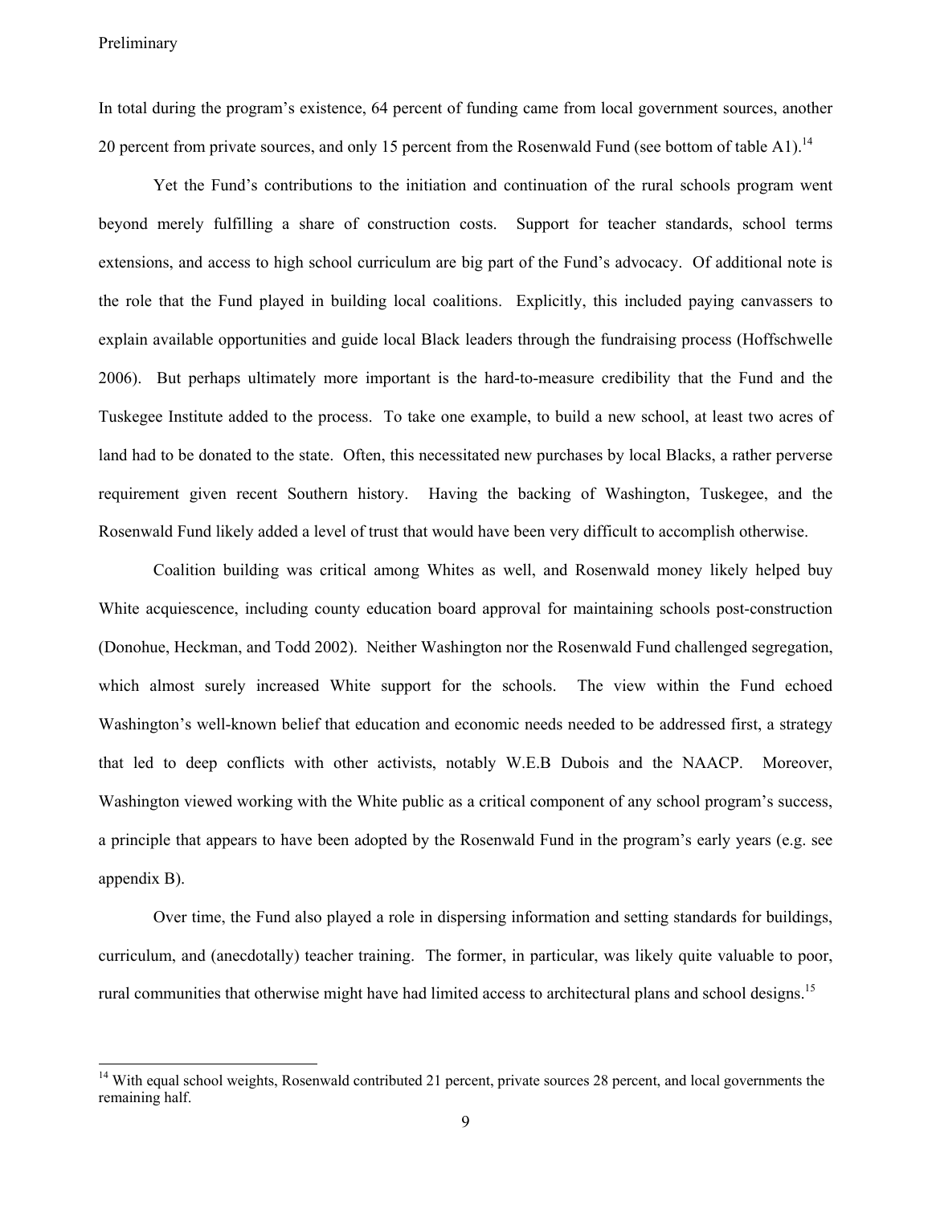In total during the program's existence, 64 percent of funding came from local government sources, another 20 percent from private sources, and only 15 percent from the Rosenwald Fund (see bottom of table A1).[14]

Yet the Fund's contributions to the initiation and continuation of the rural schools program went beyond merely fulfilling a share of construction costs. Support for teacher standards, school terms extensions, and access to high school curriculum are big part of the Fund's advocacy. Of additional note is the role that the Fund played in building local coalitions. Explicitly, this included paying canvassers to explain available opportunities and guide local Black leaders through the fundraising process (Hoffschwelle 2006). But perhaps ultimately more important is the hard-to-measure credibility that the Fund and the Tuskegee Institute added to the process. To take one example, to build a new school, at least two acres of land had to be donated to the state. Often, this necessitated new purchases by local Blacks, a rather perverse requirement given recent Southern history. Having the backing of Washington, Tuskegee, and the Rosenwald Fund likely added a level of trust that would have been very difficult to accomplish otherwise.

Coalition building was critical among Whites as well, and Rosenwald money likely helped buy White acquiescence, including county education board approval for maintaining schools post-construction (Donohue, Heckman, and Todd 2002). Neither Washington nor the Rosenwald Fund challenged segregation, which almost surely increased White support for the schools. The view within the Fund echoed Washington's well-known belief that education and economic needs needed to be addressed first, a strategy that led to deep conflicts with other activists, notably W.E.B Dubois and the NAACP. Moreover, Washington viewed working with the White public as a critical component of any school program's success, a principle that appears to have been adopted by the Rosenwald Fund in the program's early years (e.g. see appendix B).

Over time, the Fund also played a role in dispersing information and setting standards for buildings, curriculum, and (anecdotally) teacher training. The former, in particular, was likely quite valuable to poor, rural communities that otherwise might have had limited access to architectural plans and school designs.[15]

---

[14] With equal school weights, Rosenwald contributed 21 percent, private sources 28 percent, and local governments the remaining half.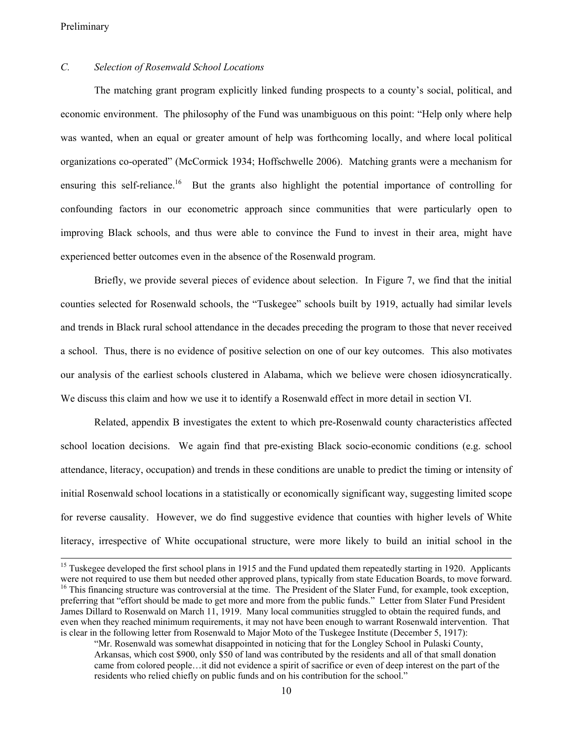### *C. Selection of Rosenwald School Locations*

The matching grant program explicitly linked funding prospects to a county's social, political, and economic environment. The philosophy of the Fund was unambiguous on this point: "Help only where help was wanted, when an equal or greater amount of help was forthcoming locally, and where local political organizations co-operated" (McCormick 1934; Hoffschwelle 2006). Matching grants were a mechanism for ensuring this self-reliance.[16] But the grants also highlight the potential importance of controlling for confounding factors in our econometric approach since communities that were particularly open to improving Black schools, and thus were able to convince the Fund to invest in their area, might have experienced better outcomes even in the absence of the Rosenwald program.

Briefly, we provide several pieces of evidence about selection. In Figure 7, we find that the initial counties selected for Rosenwald schools, the "Tuskegee" schools built by 1919, actually had similar levels and trends in Black rural school attendance in the decades preceding the program to those that never received a school. Thus, there is no evidence of positive selection on one of our key outcomes. This also motivates our analysis of the earliest schools clustered in Alabama, which we believe were chosen idiosyncratically. We discuss this claim and how we use it to identify a Rosenwald effect in more detail in section VI.

Related, appendix B investigates the extent to which pre-Rosenwald county characteristics affected school location decisions. We again find that pre-existing Black socio-economic conditions (e.g. school attendance, literacy, occupation) and trends in these conditions are unable to predict the timing or intensity of initial Rosenwald school locations in a statistically or economically significant way, suggesting limited scope for reverse causality. However, we do find suggestive evidence that counties with higher levels of White literacy, irrespective of White occupational structure, were more likely to build an initial school in the

---

[15] Tuskegee developed the first school plans in 1915 and the Fund updated them repeatedly starting in 1920. Applicants were not required to use them but needed other approved plans, typically from state Education Boards, to move forward.

[16] This financing structure was controversial at the time. The President of the Slater Fund, for example, took exception, preferring that "effort should be made to get more and more from the public funds." Letter from Slater Fund President James Dillard to Rosenwald on March 11, 1919. Many local communities struggled to obtain the required funds, and even when they reached minimum requirements, it may not have been enough to warrant Rosenwald intervention. That is clear in the following letter from Rosenwald to Major Moto of the Tuskegee Institute (December 5, 1917):

> "Mr. Rosenwald was somewhat disappointed in noticing that for the Longley School in Pulaski County, Arkansas, which cost $900, only $50 of land was contributed by the residents and all of that small donation came from colored people…it did not evidence a spirit of sacrifice or even of deep interest on the part of the residents who relied chiefly on public funds and on his contribution for the school."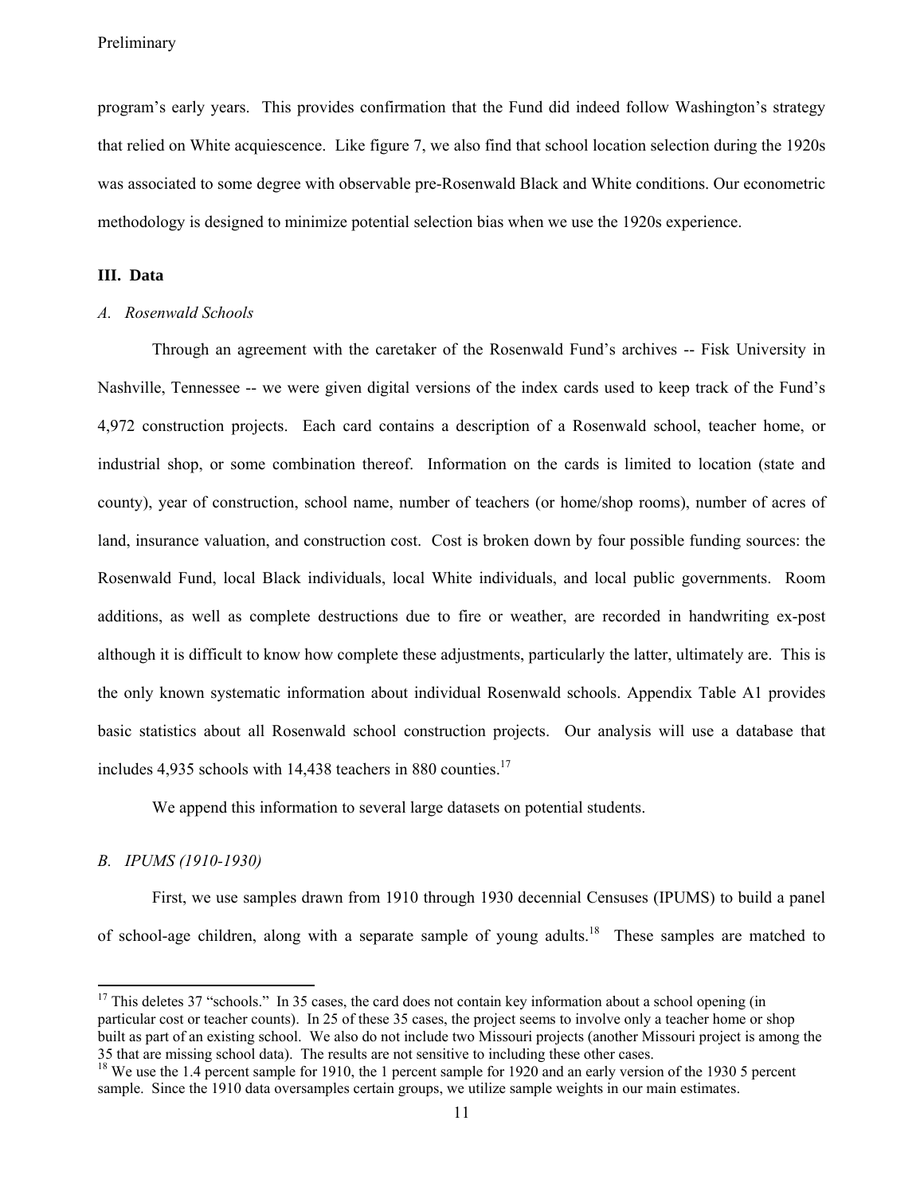program's early years. This provides confirmation that the Fund did indeed follow Washington's strategy that relied on White acquiescence. Like figure 7, we also find that school location selection during the 1920s was associated to some degree with observable pre-Rosenwald Black and White conditions. Our econometric methodology is designed to minimize potential selection bias when we use the 1920s experience.

## III. Data

### *A. Rosenwald Schools*

Through an agreement with the caretaker of the Rosenwald Fund's archives -- Fisk University in Nashville, Tennessee -- we were given digital versions of the index cards used to keep track of the Fund's 4,972 construction projects. Each card contains a description of a Rosenwald school, teacher home, or industrial shop, or some combination thereof. Information on the cards is limited to location (state and county), year of construction, school name, number of teachers (or home/shop rooms), number of acres of land, insurance valuation, and construction cost. Cost is broken down by four possible funding sources: the Rosenwald Fund, local Black individuals, local White individuals, and local public governments. Room additions, as well as complete destructions due to fire or weather, are recorded in handwriting ex-post although it is difficult to know how complete these adjustments, particularly the latter, ultimately are. This is the only known systematic information about individual Rosenwald schools. Appendix Table A1 provides basic statistics about all Rosenwald school construction projects. Our analysis will use a database that includes 4,935 schools with 14,438 teachers in 880 counties.[17]

We append this information to several large datasets on potential students.

### *B. IPUMS (1910-1930)*

First, we use samples drawn from 1910 through 1930 decennial Censuses (IPUMS) to build a panel of school-age children, along with a separate sample of young adults.[18] These samples are matched to

---

[17] This deletes 37 "schools." In 35 cases, the card does not contain key information about a school opening (in particular cost or teacher counts). In 25 of these 35 cases, the project seems to involve only a teacher home or shop built as part of an existing school. We also do not include two Missouri projects (another Missouri project is among the 35 that are missing school data). The results are not sensitive to including these other cases.

[18] We use the 1.4 percent sample for 1910, the 1 percent sample for 1920 and an early version of the 1930 5 percent sample. Since the 1910 data oversamples certain groups, we utilize sample weights in our main estimates.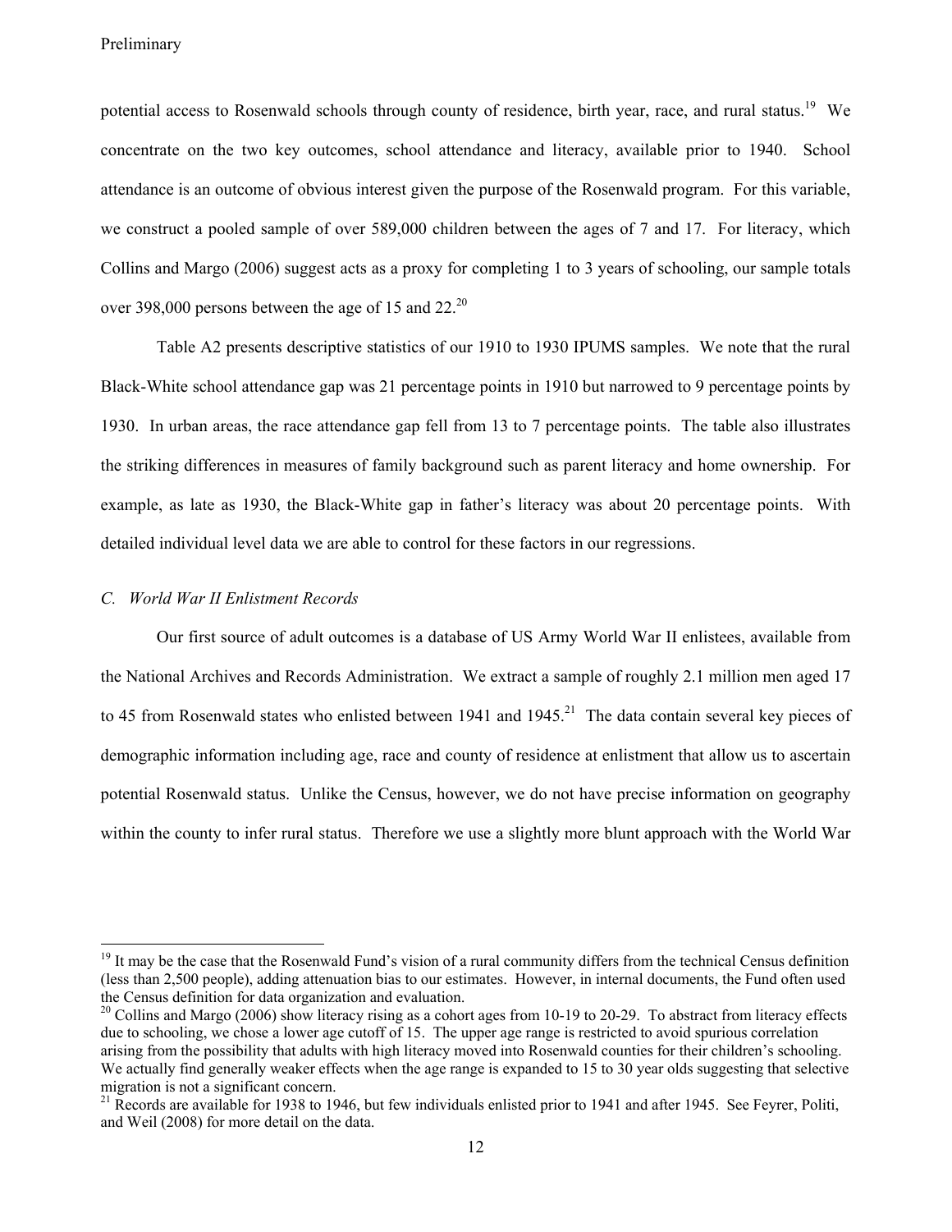potential access to Rosenwald schools through county of residence, birth year, race, and rural status.[19] We concentrate on the two key outcomes, school attendance and literacy, available prior to 1940. School attendance is an outcome of obvious interest given the purpose of the Rosenwald program. For this variable, we construct a pooled sample of over 589,000 children between the ages of 7 and 17. For literacy, which Collins and Margo (2006) suggest acts as a proxy for completing 1 to 3 years of schooling, our sample totals over 398,000 persons between the age of 15 and 22.[20]

Table A2 presents descriptive statistics of our 1910 to 1930 IPUMS samples. We note that the rural Black-White school attendance gap was 21 percentage points in 1910 but narrowed to 9 percentage points by 1930. In urban areas, the race attendance gap fell from 13 to 7 percentage points. The table also illustrates the striking differences in measures of family background such as parent literacy and home ownership. For example, as late as 1930, the Black-White gap in father's literacy was about 20 percentage points. With detailed individual level data we are able to control for these factors in our regressions.

### *C. World War II Enlistment Records*

Our first source of adult outcomes is a database of US Army World War II enlistees, available from the National Archives and Records Administration. We extract a sample of roughly 2.1 million men aged 17 to 45 from Rosenwald states who enlisted between 1941 and 1945.[21] The data contain several key pieces of demographic information including age, race and county of residence at enlistment that allow us to ascertain potential Rosenwald status. Unlike the Census, however, we do not have precise information on geography within the county to infer rural status. Therefore we use a slightly more blunt approach with the World War

---

[19] It may be the case that the Rosenwald Fund's vision of a rural community differs from the technical Census definition (less than 2,500 people), adding attenuation bias to our estimates. However, in internal documents, the Fund often used the Census definition for data organization and evaluation.

[20] Collins and Margo (2006) show literacy rising as a cohort ages from 10-19 to 20-29. To abstract from literacy effects due to schooling, we chose a lower age cutoff of 15. The upper age range is restricted to avoid spurious correlation arising from the possibility that adults with high literacy moved into Rosenwald counties for their children's schooling. We actually find generally weaker effects when the age range is expanded to 15 to 30 year olds suggesting that selective migration is not a significant concern.

[21] Records are available for 1938 to 1946, but few individuals enlisted prior to 1941 and after 1945. See Feyrer, Politi, and Weil (2008) for more detail on the data.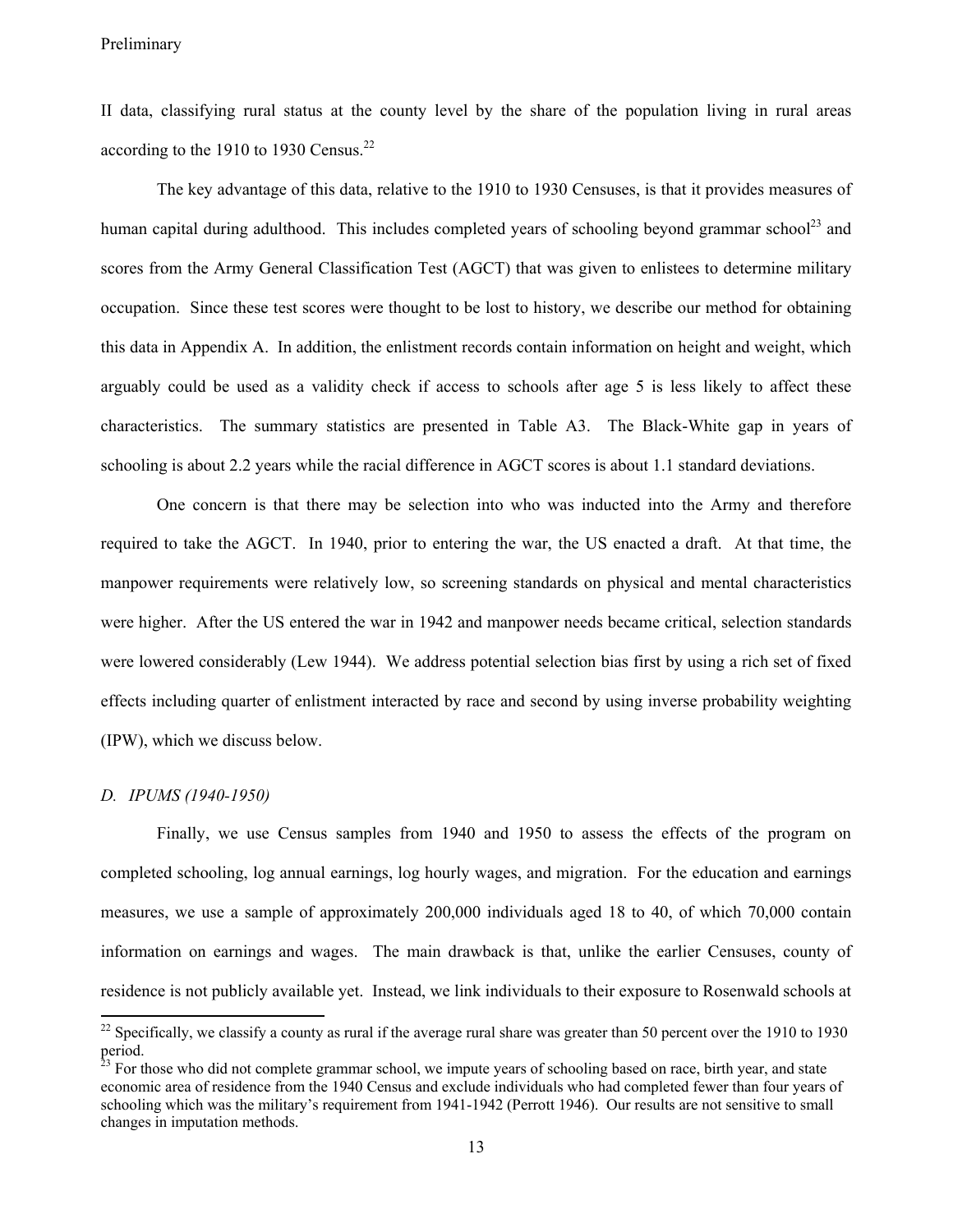II data, classifying rural status at the county level by the share of the population living in rural areas according to the 1910 to 1930 Census.[22]

The key advantage of this data, relative to the 1910 to 1930 Censuses, is that it provides measures of human capital during adulthood. This includes completed years of schooling beyond grammar school[23] and scores from the Army General Classification Test (AGCT) that was given to enlistees to determine military occupation. Since these test scores were thought to be lost to history, we describe our method for obtaining this data in Appendix A. In addition, the enlistment records contain information on height and weight, which arguably could be used as a validity check if access to schools after age 5 is less likely to affect these characteristics. The summary statistics are presented in Table A3. The Black-White gap in years of schooling is about 2.2 years while the racial difference in AGCT scores is about 1.1 standard deviations.

One concern is that there may be selection into who was inducted into the Army and therefore required to take the AGCT. In 1940, prior to entering the war, the US enacted a draft. At that time, the manpower requirements were relatively low, so screening standards on physical and mental characteristics were higher. After the US entered the war in 1942 and manpower needs became critical, selection standards were lowered considerably (Lew 1944). We address potential selection bias first by using a rich set of fixed effects including quarter of enlistment interacted by race and second by using inverse probability weighting (IPW), which we discuss below.

### *D. IPUMS (1940-1950)*

Finally, we use Census samples from 1940 and 1950 to assess the effects of the program on completed schooling, log annual earnings, log hourly wages, and migration. For the education and earnings measures, we use a sample of approximately 200,000 individuals aged 18 to 40, of which 70,000 contain information on earnings and wages. The main drawback is that, unlike the earlier Censuses, county of residence is not publicly available yet. Instead, we link individuals to their exposure to Rosenwald schools at

---

[22] Specifically, we classify a county as rural if the average rural share was greater than 50 percent over the 1910 to 1930 period.

[23] For those who did not complete grammar school, we impute years of schooling based on race, birth year, and state economic area of residence from the 1940 Census and exclude individuals who had completed fewer than four years of schooling which was the military's requirement from 1941-1942 (Perrott 1946). Our results are not sensitive to small changes in imputation methods.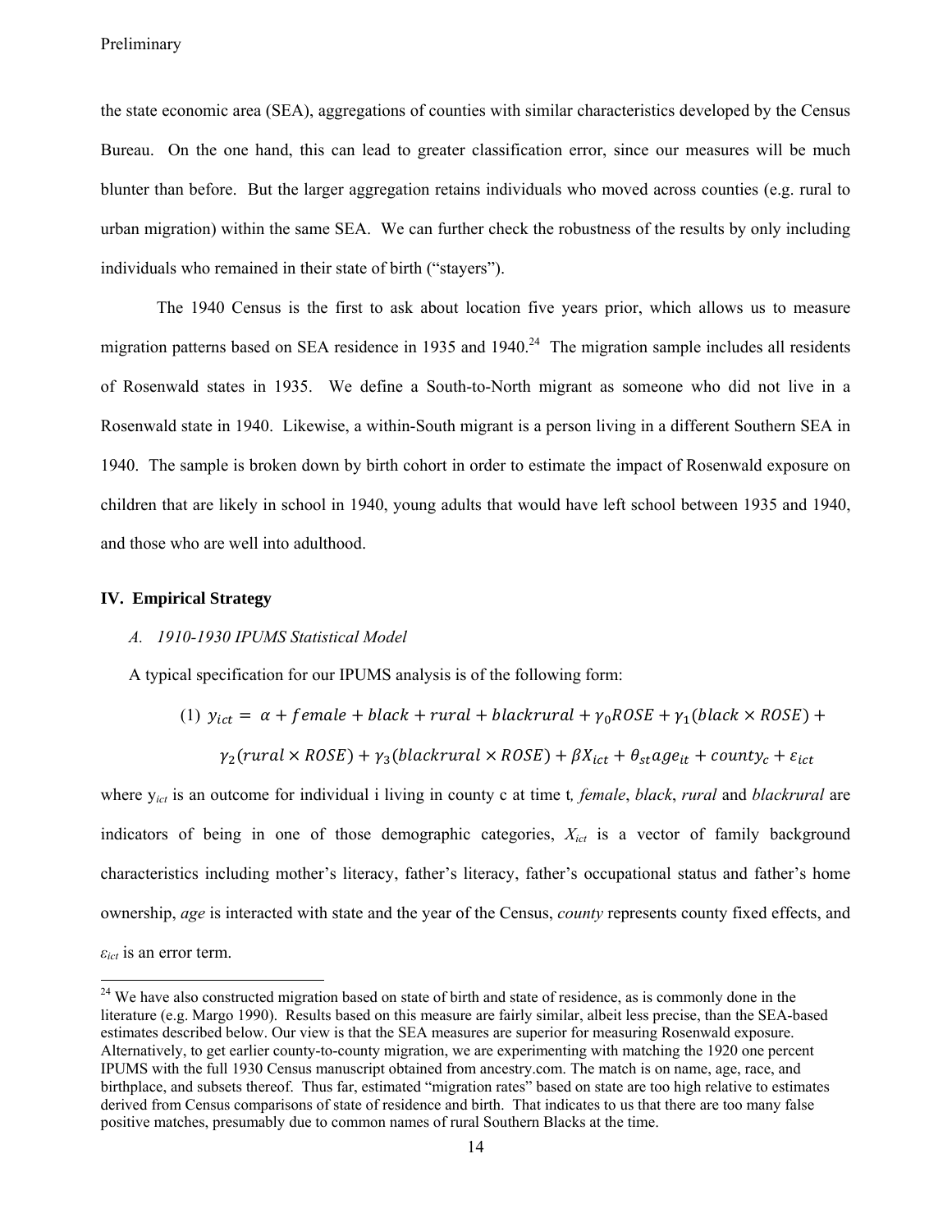the state economic area (SEA), aggregations of counties with similar characteristics developed by the Census Bureau. On the one hand, this can lead to greater classification error, since our measures will be much blunter than before. But the larger aggregation retains individuals who moved across counties (e.g. rural to urban migration) within the same SEA. We can further check the robustness of the results by only including individuals who remained in their state of birth ("stayers").

The 1940 Census is the first to ask about location five years prior, which allows us to measure migration patterns based on SEA residence in 1935 and 1940.[24] The migration sample includes all residents of Rosenwald states in 1935. We define a South-to-North migrant as someone who did not live in a Rosenwald state in 1940. Likewise, a within-South migrant is a person living in a different Southern SEA in 1940. The sample is broken down by birth cohort in order to estimate the impact of Rosenwald exposure on children that are likely in school in 1940, young adults that would have left school between 1935 and 1940, and those who are well into adulthood.

## IV. Empirical Strategy

### *A. 1910-1930 IPUMS Statistical Model*

A typical specification for our IPUMS analysis is of the following form:

$$(1)\ y_{ict} = \alpha + female + black + rural + blackrural + \gamma_0 ROSE + \gamma_1(black \times ROSE) + \gamma_2(rural \times ROSE) + \gamma_3(blackrural \times ROSE) + \beta X_{ict} + \theta_{st} age_{it} + county_c + \varepsilon_{ict}$$

where $y_{ict}$ is an outcome for individual i living in county c at time t*, female*, *black*, *rural* and *blackrural* are indicators of being in one of those demographic categories, $X_{ict}$ is a vector of family background characteristics including mother's literacy, father's literacy, father's occupational status and father's home ownership, *age* is interacted with state and the year of the Census, *county* represents county fixed effects, and $\varepsilon_{ict}$ is an error term.

[24] We have also constructed migration based on state of birth and state of residence, as is commonly done in the literature (e.g. Margo 1990). Results based on this measure are fairly similar, albeit less precise, than the SEA-based estimates described below. Our view is that the SEA measures are superior for measuring Rosenwald exposure. Alternatively, to get earlier county-to-county migration, we are experimenting with matching the 1920 one percent IPUMS with the full 1930 Census manuscript obtained from ancestry.com. The match is on name, age, race, and birthplace, and subsets thereof. Thus far, estimated "migration rates" based on state are too high relative to estimates derived from Census comparisons of state of residence and birth. That indicates to us that there are too many false positive matches, presumably due to common names of rural Southern Blacks at the time.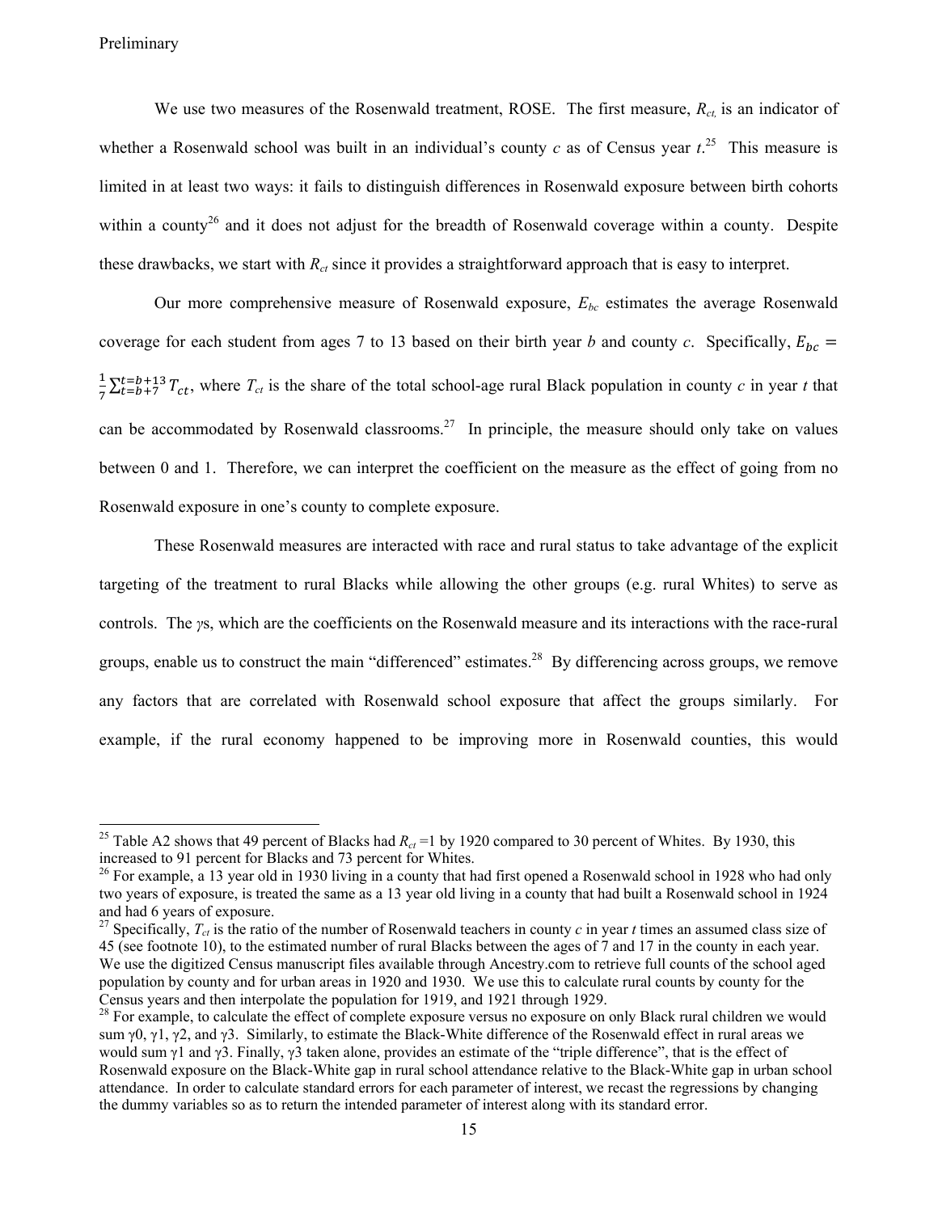We use two measures of the Rosenwald treatment, ROSE. The first measure, $R_{ct,}$ is an indicator of whether a Rosenwald school was built in an individual's county $c$ as of Census year $t$.[25] This measure is limited in at least two ways: it fails to distinguish differences in Rosenwald exposure between birth cohorts within a county[26] and it does not adjust for the breadth of Rosenwald coverage within a county. Despite these drawbacks, we start with $R_{ct}$ since it provides a straightforward approach that is easy to interpret.

Our more comprehensive measure of Rosenwald exposure, $E_{bc}$ estimates the average Rosenwald coverage for each student from ages 7 to 13 based on their birth year $b$ and county $c$. Specifically, $E_{bc} = \frac{1}{7}\sum_{t=b+7}^{t=b+13} T_{ct}$, where $T_{ct}$ is the share of the total school-age rural Black population in county $c$ in year $t$ that can be accommodated by Rosenwald classrooms.[27] In principle, the measure should only take on values between 0 and 1. Therefore, we can interpret the coefficient on the measure as the effect of going from no Rosenwald exposure in one's county to complete exposure.

These Rosenwald measures are interacted with race and rural status to take advantage of the explicit targeting of the treatment to rural Blacks while allowing the other groups (e.g. rural Whites) to serve as controls. The $\gamma$s, which are the coefficients on the Rosenwald measure and its interactions with the race-rural groups, enable us to construct the main "differenced" estimates.[28] By differencing across groups, we remove any factors that are correlated with Rosenwald school exposure that affect the groups similarly. For example, if the rural economy happened to be improving more in Rosenwald counties, this would

---

[25] Table A2 shows that 49 percent of Blacks had $R_{ct}$ =1 by 1920 compared to 30 percent of Whites. By 1930, this increased to 91 percent for Blacks and 73 percent for Whites.

[26] For example, a 13 year old in 1930 living in a county that had first opened a Rosenwald school in 1928 who had only two years of exposure, is treated the same as a 13 year old living in a county that had built a Rosenwald school in 1924 and had 6 years of exposure.

[27] Specifically, $T_{ct}$ is the ratio of the number of Rosenwald teachers in county $c$ in year $t$ times an assumed class size of 45 (see footnote 10), to the estimated number of rural Blacks between the ages of 7 and 17 in the county in each year. We use the digitized Census manuscript files available through Ancestry.com to retrieve full counts of the school aged population by county and for urban areas in 1920 and 1930. We use this to calculate rural counts by county for the Census years and then interpolate the population for 1919, and 1921 through 1929.

[28] For example, to calculate the effect of complete exposure versus no exposure on only Black rural children we would sum $\gamma 0$, $\gamma 1$, $\gamma 2$, and $\gamma 3$. Similarly, to estimate the Black-White difference of the Rosenwald effect in rural areas we would sum $\gamma 1$ and $\gamma 3$. Finally, $\gamma 3$ taken alone, provides an estimate of the "triple difference", that is the effect of Rosenwald exposure on the Black-White gap in rural school attendance relative to the Black-White gap in urban school attendance. In order to calculate standard errors for each parameter of interest, we recast the regressions by changing the dummy variables so as to return the intended parameter of interest along with its standard error.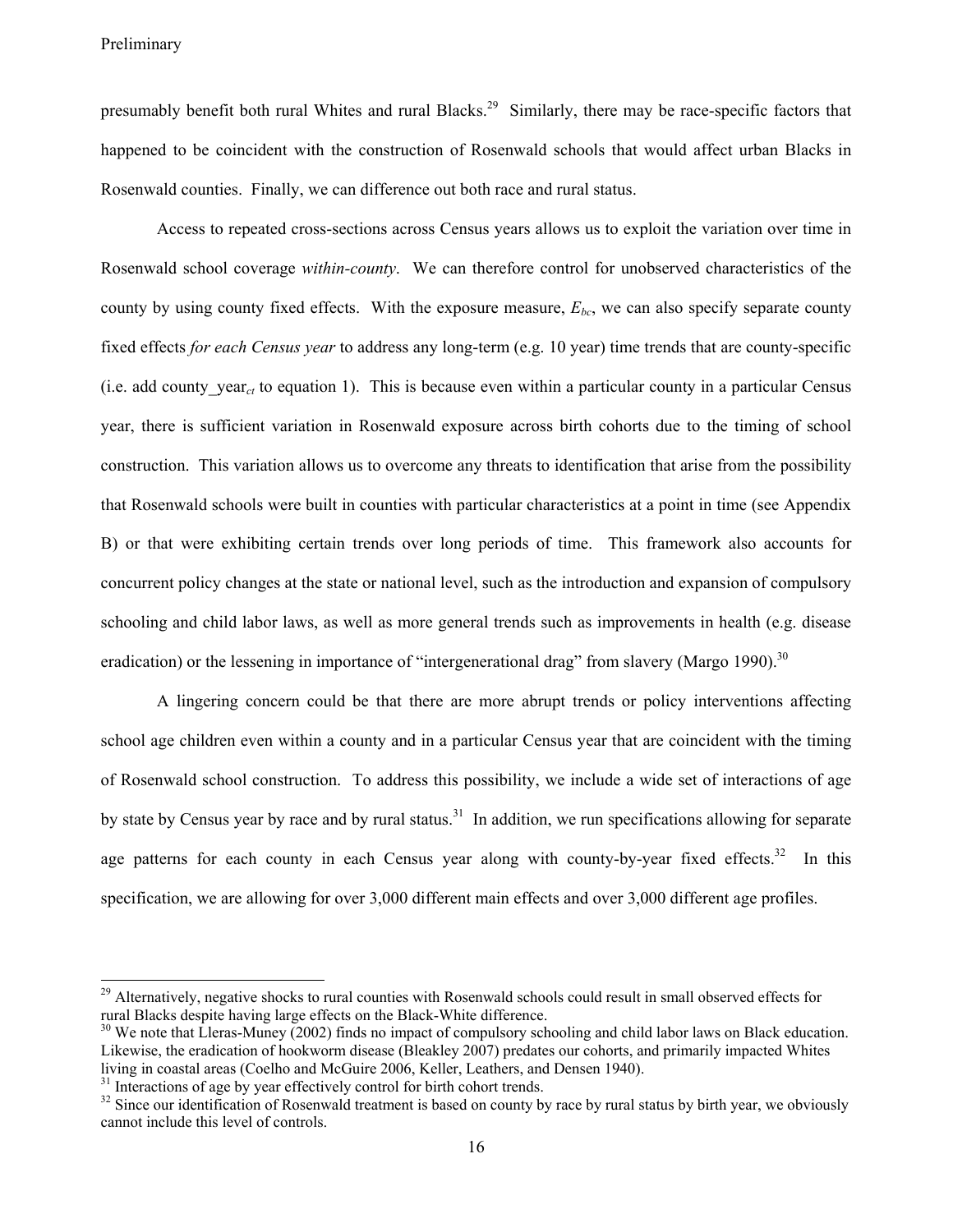presumably benefit both rural Whites and rural Blacks.[29] Similarly, there may be race-specific factors that happened to be coincident with the construction of Rosenwald schools that would affect urban Blacks in Rosenwald counties. Finally, we can difference out both race and rural status.

Access to repeated cross-sections across Census years allows us to exploit the variation over time in Rosenwald school coverage *within-county*. We can therefore control for unobserved characteristics of the county by using county fixed effects. With the exposure measure, $E_{bc}$, we can also specify separate county fixed effects *for each Census year* to address any long-term (e.g. 10 year) time trends that are county-specific (i.e. add county_year$_{ct}$ to equation 1). This is because even within a particular county in a particular Census year, there is sufficient variation in Rosenwald exposure across birth cohorts due to the timing of school construction. This variation allows us to overcome any threats to identification that arise from the possibility that Rosenwald schools were built in counties with particular characteristics at a point in time (see Appendix B) or that were exhibiting certain trends over long periods of time. This framework also accounts for concurrent policy changes at the state or national level, such as the introduction and expansion of compulsory schooling and child labor laws, as well as more general trends such as improvements in health (e.g. disease eradication) or the lessening in importance of "intergenerational drag" from slavery (Margo 1990).[30]

A lingering concern could be that there are more abrupt trends or policy interventions affecting school age children even within a county and in a particular Census year that are coincident with the timing of Rosenwald school construction. To address this possibility, we include a wide set of interactions of age by state by Census year by race and by rural status.[31] In addition, we run specifications allowing for separate age patterns for each county in each Census year along with county-by-year fixed effects.[32] In this specification, we are allowing for over 3,000 different main effects and over 3,000 different age profiles.

---

[29] Alternatively, negative shocks to rural counties with Rosenwald schools could result in small observed effects for rural Blacks despite having large effects on the Black-White difference.

[30] We note that Lleras-Muney (2002) finds no impact of compulsory schooling and child labor laws on Black education. Likewise, the eradication of hookworm disease (Bleakley 2007) predates our cohorts, and primarily impacted Whites living in coastal areas (Coelho and McGuire 2006, Keller, Leathers, and Densen 1940).

[31] Interactions of age by year effectively control for birth cohort trends.

[32] Since our identification of Rosenwald treatment is based on county by race by rural status by birth year, we obviously cannot include this level of controls.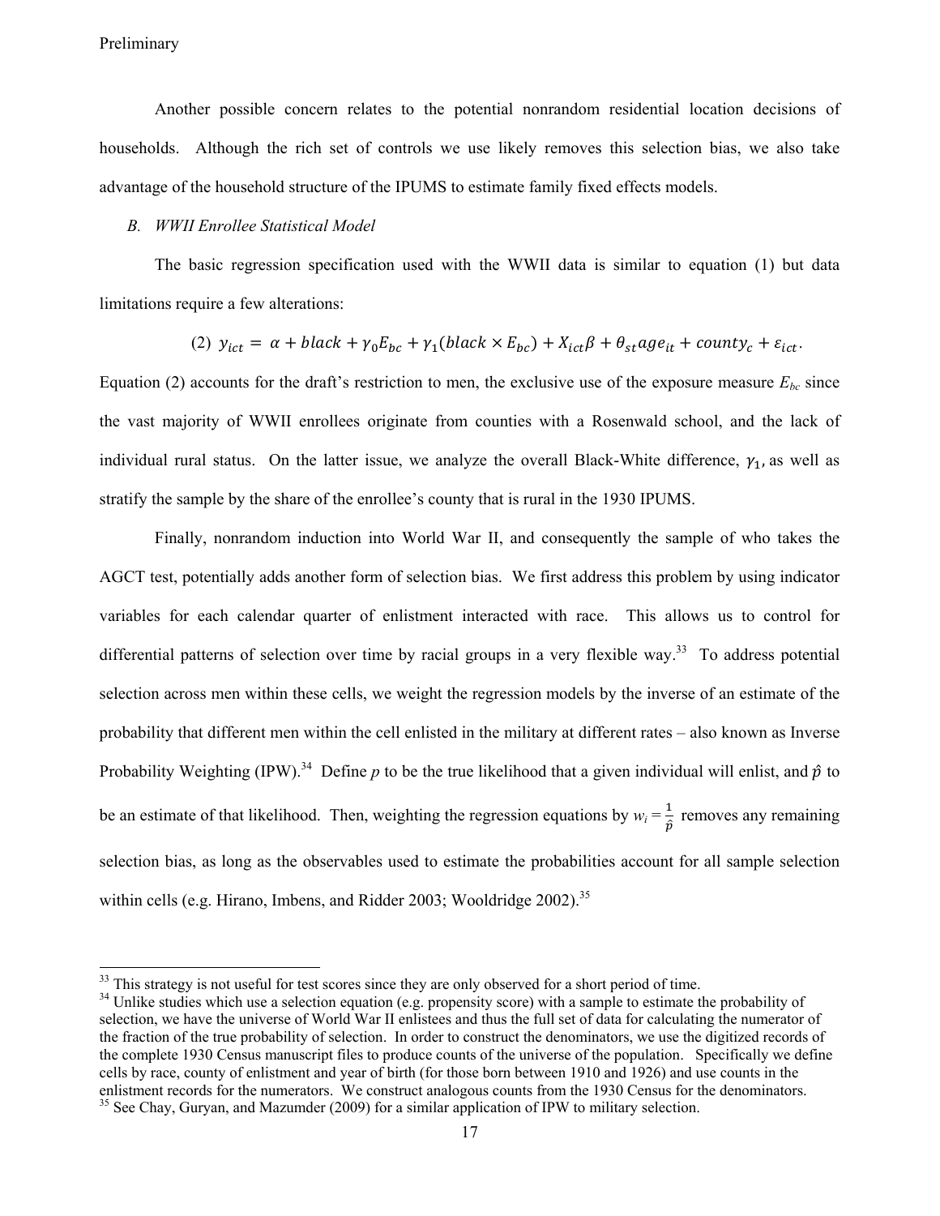Another possible concern relates to the potential nonrandom residential location decisions of households. Although the rich set of controls we use likely removes this selection bias, we also take advantage of the household structure of the IPUMS to estimate family fixed effects models.

### *B. WWII Enrollee Statistical Model*

The basic regression specification used with the WWII data is similar to equation (1) but data limitations require a few alterations:

$$(2)\ y_{ict} = \alpha + black + \gamma_0 E_{bc} + \gamma_1 (black \times E_{bc}) + X_{ict}\beta + \theta_{st} age_{it} + county_c + \varepsilon_{ict}.$$

Equation (2) accounts for the draft's restriction to men, the exclusive use of the exposure measure $E_{bc}$ since the vast majority of WWII enrollees originate from counties with a Rosenwald school, and the lack of individual rural status. On the latter issue, we analyze the overall Black-White difference, $\gamma_1$, as well as stratify the sample by the share of the enrollee's county that is rural in the 1930 IPUMS.

Finally, nonrandom induction into World War II, and consequently the sample of who takes the AGCT test, potentially adds another form of selection bias. We first address this problem by using indicator variables for each calendar quarter of enlistment interacted with race. This allows us to control for differential patterns of selection over time by racial groups in a very flexible way.[33] To address potential selection across men within these cells, we weight the regression models by the inverse of an estimate of the probability that different men within the cell enlisted in the military at different rates – also known as Inverse Probability Weighting (IPW).[34] Define $p$ to be the true likelihood that a given individual will enlist, and $\hat{p}$ to be an estimate of that likelihood. Then, weighting the regression equations by $w_i = \frac{1}{\hat{p}}$ removes any remaining selection bias, as long as the observables used to estimate the probabilities account for all sample selection within cells (e.g. Hirano, Imbens, and Ridder 2003; Wooldridge 2002).[35]

---

[33] This strategy is not useful for test scores since they are only observed for a short period of time.

[34] Unlike studies which use a selection equation (e.g. propensity score) with a sample to estimate the probability of selection, we have the universe of World War II enlistees and thus the full set of data for calculating the numerator of the fraction of the true probability of selection. In order to construct the denominators, we use the digitized records of the complete 1930 Census manuscript files to produce counts of the universe of the population. Specifically we define cells by race, county of enlistment and year of birth (for those born between 1910 and 1926) and use counts in the enlistment records for the numerators. We construct analogous counts from the 1930 Census for the denominators.

[35] See Chay, Guryan, and Mazumder (2009) for a similar application of IPW to military selection.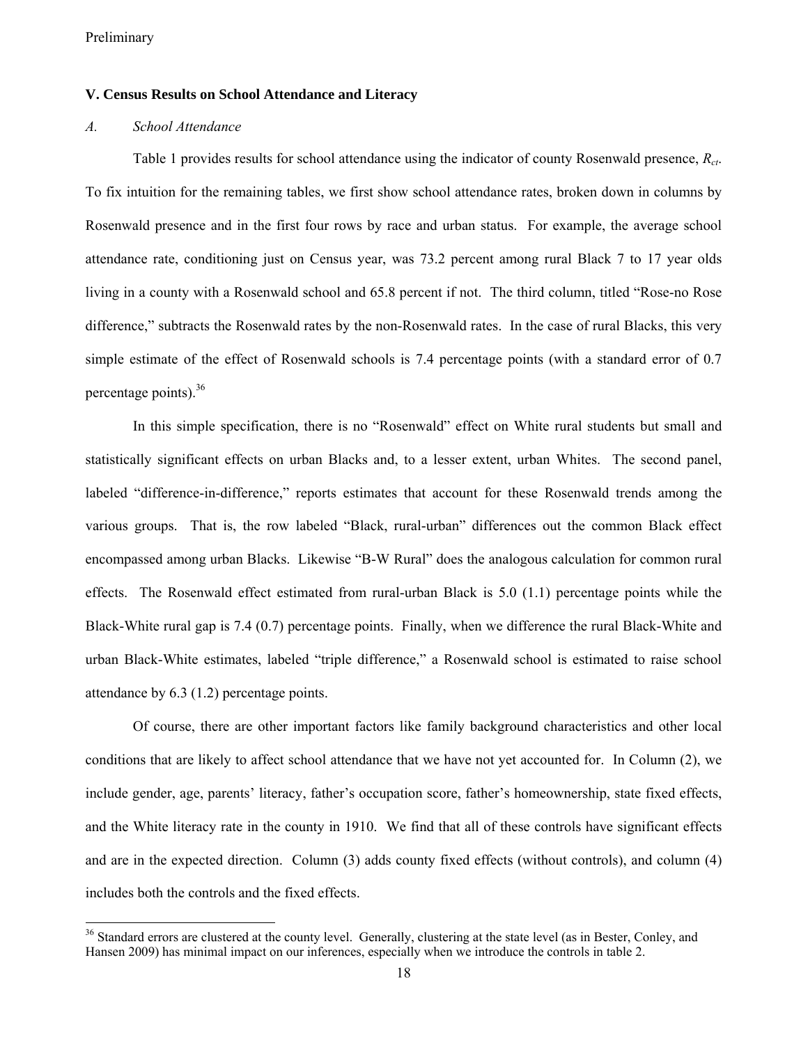## V. Census Results on School Attendance and Literacy

### *A. School Attendance*

Table 1 provides results for school attendance using the indicator of county Rosenwald presence, $R_{ct}$. To fix intuition for the remaining tables, we first show school attendance rates, broken down in columns by Rosenwald presence and in the first four rows by race and urban status. For example, the average school attendance rate, conditioning just on Census year, was 73.2 percent among rural Black 7 to 17 year olds living in a county with a Rosenwald school and 65.8 percent if not. The third column, titled "Rose-no Rose difference," subtracts the Rosenwald rates by the non-Rosenwald rates. In the case of rural Blacks, this very simple estimate of the effect of Rosenwald schools is 7.4 percentage points (with a standard error of 0.7 percentage points).[36]

In this simple specification, there is no "Rosenwald" effect on White rural students but small and statistically significant effects on urban Blacks and, to a lesser extent, urban Whites. The second panel, labeled "difference-in-difference," reports estimates that account for these Rosenwald trends among the various groups. That is, the row labeled "Black, rural-urban" differences out the common Black effect encompassed among urban Blacks. Likewise "B-W Rural" does the analogous calculation for common rural effects. The Rosenwald effect estimated from rural-urban Black is 5.0 (1.1) percentage points while the Black-White rural gap is 7.4 (0.7) percentage points. Finally, when we difference the rural Black-White and urban Black-White estimates, labeled "triple difference," a Rosenwald school is estimated to raise school attendance by 6.3 (1.2) percentage points.

Of course, there are other important factors like family background characteristics and other local conditions that are likely to affect school attendance that we have not yet accounted for. In Column (2), we include gender, age, parents' literacy, father's occupation score, father's homeownership, state fixed effects, and the White literacy rate in the county in 1910. We find that all of these controls have significant effects and are in the expected direction. Column (3) adds county fixed effects (without controls), and column (4) includes both the controls and the fixed effects.

[36] Standard errors are clustered at the county level. Generally, clustering at the state level (as in Bester, Conley, and Hansen 2009) has minimal impact on our inferences, especially when we introduce the controls in table 2.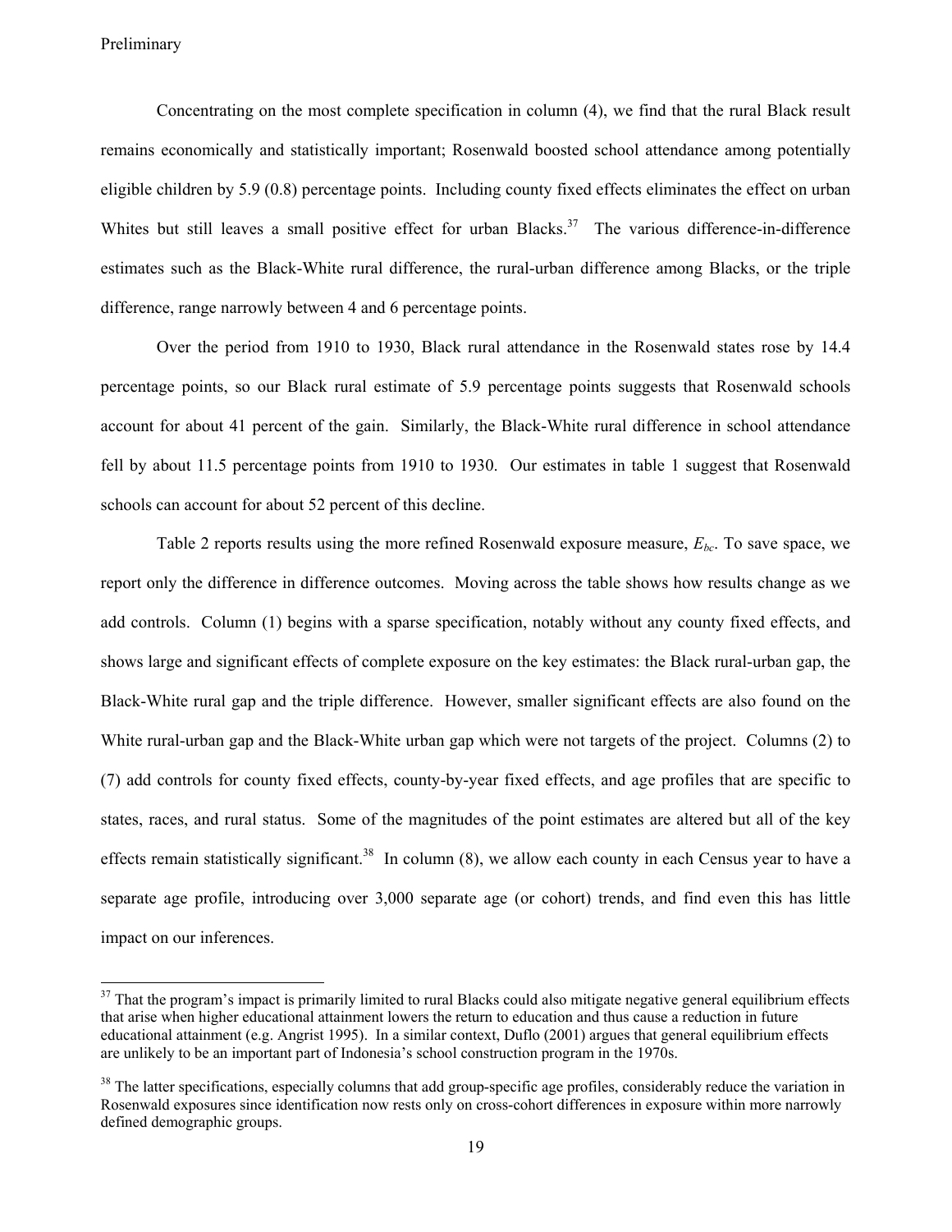Concentrating on the most complete specification in column (4), we find that the rural Black result remains economically and statistically important; Rosenwald boosted school attendance among potentially eligible children by 5.9 (0.8) percentage points. Including county fixed effects eliminates the effect on urban Whites but still leaves a small positive effect for urban Blacks.[37] The various difference-in-difference estimates such as the Black-White rural difference, the rural-urban difference among Blacks, or the triple difference, range narrowly between 4 and 6 percentage points.

Over the period from 1910 to 1930, Black rural attendance in the Rosenwald states rose by 14.4 percentage points, so our Black rural estimate of 5.9 percentage points suggests that Rosenwald schools account for about 41 percent of the gain. Similarly, the Black-White rural difference in school attendance fell by about 11.5 percentage points from 1910 to 1930. Our estimates in table 1 suggest that Rosenwald schools can account for about 52 percent of this decline.

Table 2 reports results using the more refined Rosenwald exposure measure, $E_{bc}$. To save space, we report only the difference in difference outcomes. Moving across the table shows how results change as we add controls. Column (1) begins with a sparse specification, notably without any county fixed effects, and shows large and significant effects of complete exposure on the key estimates: the Black rural-urban gap, the Black-White rural gap and the triple difference. However, smaller significant effects are also found on the White rural-urban gap and the Black-White urban gap which were not targets of the project. Columns (2) to (7) add controls for county fixed effects, county-by-year fixed effects, and age profiles that are specific to states, races, and rural status. Some of the magnitudes of the point estimates are altered but all of the key effects remain statistically significant.[38] In column (8), we allow each county in each Census year to have a separate age profile, introducing over 3,000 separate age (or cohort) trends, and find even this has little impact on our inferences.

---

[37] That the program's impact is primarily limited to rural Blacks could also mitigate negative general equilibrium effects that arise when higher educational attainment lowers the return to education and thus cause a reduction in future educational attainment (e.g. Angrist 1995). In a similar context, Duflo (2001) argues that general equilibrium effects are unlikely to be an important part of Indonesia's school construction program in the 1970s.

[38] The latter specifications, especially columns that add group-specific age profiles, considerably reduce the variation in Rosenwald exposures since identification now rests only on cross-cohort differences in exposure within more narrowly defined demographic groups.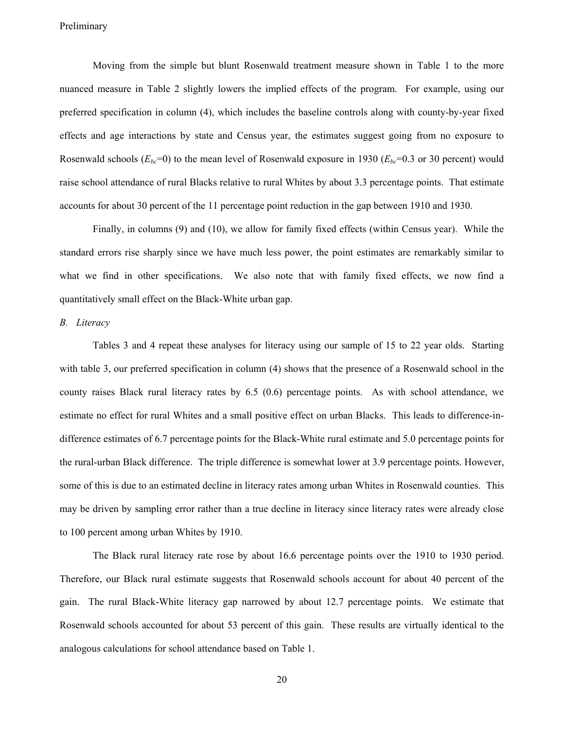Moving from the simple but blunt Rosenwald treatment measure shown in Table 1 to the more nuanced measure in Table 2 slightly lowers the implied effects of the program. For example, using our preferred specification in column (4), which includes the baseline controls along with county-by-year fixed effects and age interactions by state and Census year, the estimates suggest going from no exposure to Rosenwald schools ($E_{bc}$=0) to the mean level of Rosenwald exposure in 1930 ($E_{bc}$=0.3 or 30 percent) would raise school attendance of rural Blacks relative to rural Whites by about 3.3 percentage points. That estimate accounts for about 30 percent of the 11 percentage point reduction in the gap between 1910 and 1930.

Finally, in columns (9) and (10), we allow for family fixed effects (within Census year). While the standard errors rise sharply since we have much less power, the point estimates are remarkably similar to what we find in other specifications. We also note that with family fixed effects, we now find a quantitatively small effect on the Black-White urban gap.

*B. Literacy*

Tables 3 and 4 repeat these analyses for literacy using our sample of 15 to 22 year olds. Starting with table 3, our preferred specification in column (4) shows that the presence of a Rosenwald school in the county raises Black rural literacy rates by 6.5 (0.6) percentage points. As with school attendance, we estimate no effect for rural Whites and a small positive effect on urban Blacks. This leads to difference-in-difference estimates of 6.7 percentage points for the Black-White rural estimate and 5.0 percentage points for the rural-urban Black difference. The triple difference is somewhat lower at 3.9 percentage points. However, some of this is due to an estimated decline in literacy rates among urban Whites in Rosenwald counties. This may be driven by sampling error rather than a true decline in literacy since literacy rates were already close to 100 percent among urban Whites by 1910.

The Black rural literacy rate rose by about 16.6 percentage points over the 1910 to 1930 period. Therefore, our Black rural estimate suggests that Rosenwald schools account for about 40 percent of the gain. The rural Black-White literacy gap narrowed by about 12.7 percentage points. We estimate that Rosenwald schools accounted for about 53 percent of this gain. These results are virtually identical to the analogous calculations for school attendance based on Table 1.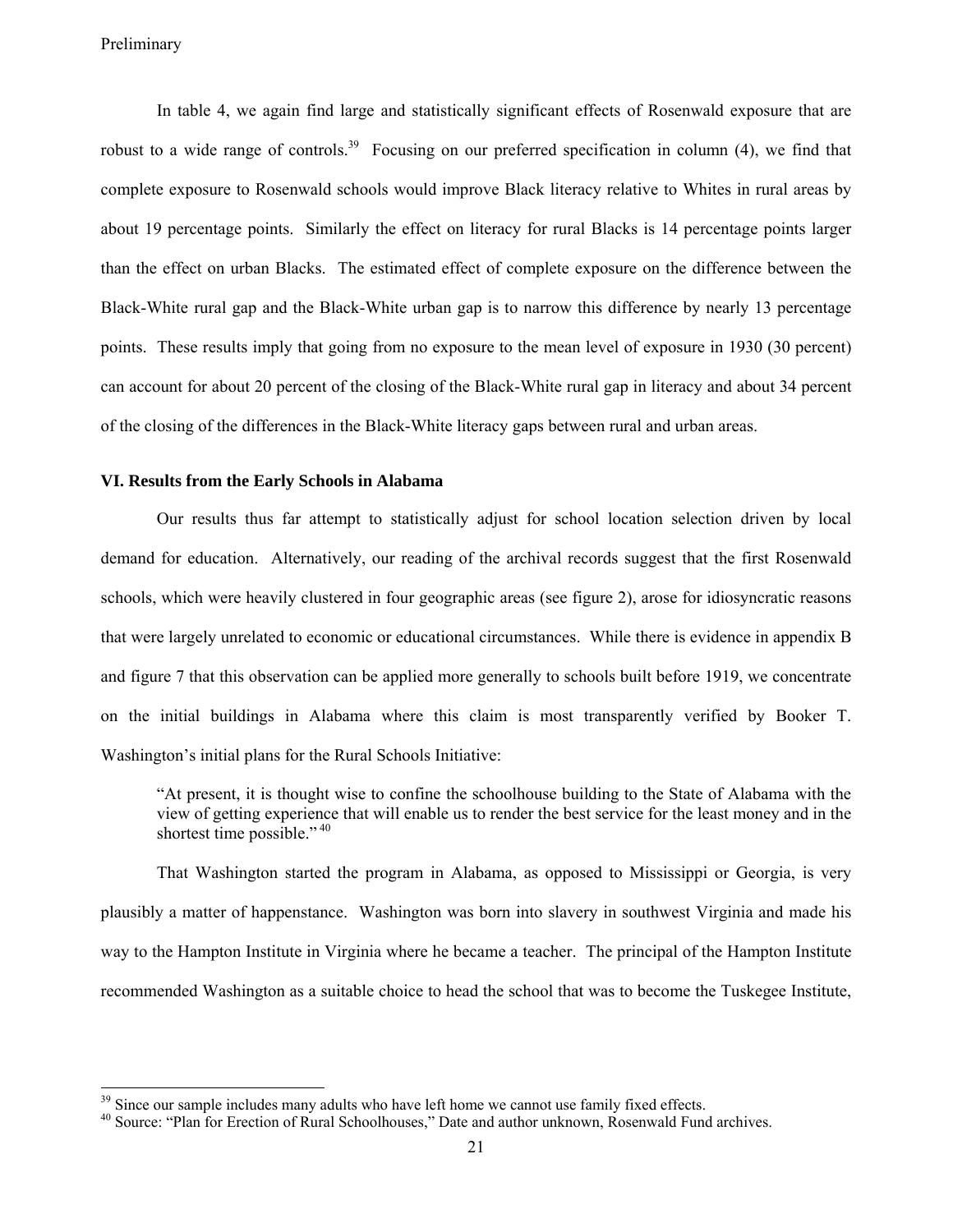In table 4, we again find large and statistically significant effects of Rosenwald exposure that are robust to a wide range of controls.[39] Focusing on our preferred specification in column (4), we find that complete exposure to Rosenwald schools would improve Black literacy relative to Whites in rural areas by about 19 percentage points. Similarly the effect on literacy for rural Blacks is 14 percentage points larger than the effect on urban Blacks. The estimated effect of complete exposure on the difference between the Black-White rural gap and the Black-White urban gap is to narrow this difference by nearly 13 percentage points. These results imply that going from no exposure to the mean level of exposure in 1930 (30 percent) can account for about 20 percent of the closing of the Black-White rural gap in literacy and about 34 percent of the closing of the differences in the Black-White literacy gaps between rural and urban areas.

### VI. Results from the Early Schools in Alabama

Our results thus far attempt to statistically adjust for school location selection driven by local demand for education. Alternatively, our reading of the archival records suggest that the first Rosenwald schools, which were heavily clustered in four geographic areas (see figure 2), arose for idiosyncratic reasons that were largely unrelated to economic or educational circumstances. While there is evidence in appendix B and figure 7 that this observation can be applied more generally to schools built before 1919, we concentrate on the initial buildings in Alabama where this claim is most transparently verified by Booker T. Washington's initial plans for the Rural Schools Initiative:

> "At present, it is thought wise to confine the schoolhouse building to the State of Alabama with the view of getting experience that will enable us to render the best service for the least money and in the shortest time possible." [40]

That Washington started the program in Alabama, as opposed to Mississippi or Georgia, is very plausibly a matter of happenstance. Washington was born into slavery in southwest Virginia and made his way to the Hampton Institute in Virginia where he became a teacher. The principal of the Hampton Institute recommended Washington as a suitable choice to head the school that was to become the Tuskegee Institute,

---

[39] Since our sample includes many adults who have left home we cannot use family fixed effects.

[40] Source: "Plan for Erection of Rural Schoolhouses," Date and author unknown, Rosenwald Fund archives.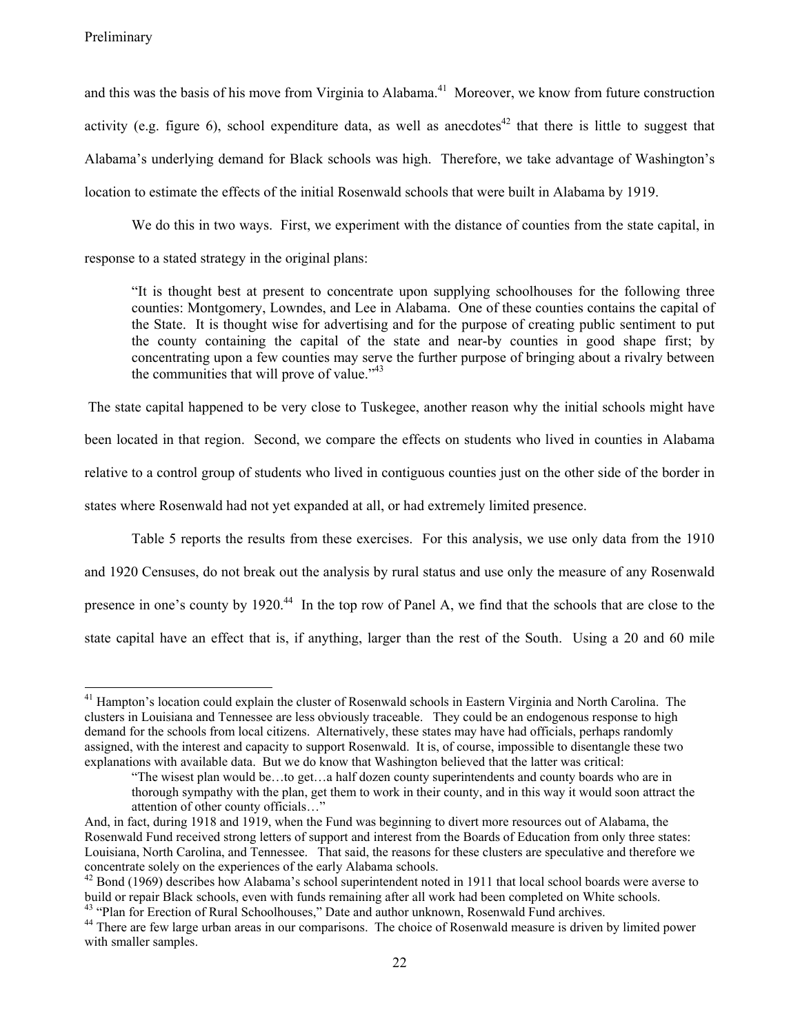and this was the basis of his move from Virginia to Alabama.[41] Moreover, we know from future construction activity (e.g. figure 6), school expenditure data, as well as anecdotes[42] that there is little to suggest that Alabama's underlying demand for Black schools was high. Therefore, we take advantage of Washington's location to estimate the effects of the initial Rosenwald schools that were built in Alabama by 1919.

We do this in two ways. First, we experiment with the distance of counties from the state capital, in response to a stated strategy in the original plans:

> "It is thought best at present to concentrate upon supplying schoolhouses for the following three counties: Montgomery, Lowndes, and Lee in Alabama. One of these counties contains the capital of the State. It is thought wise for advertising and for the purpose of creating public sentiment to put the county containing the capital of the state and near-by counties in good shape first; by concentrating upon a few counties may serve the further purpose of bringing about a rivalry between the communities that will prove of value."[43]

The state capital happened to be very close to Tuskegee, another reason why the initial schools might have been located in that region. Second, we compare the effects on students who lived in counties in Alabama relative to a control group of students who lived in contiguous counties just on the other side of the border in states where Rosenwald had not yet expanded at all, or had extremely limited presence.

Table 5 reports the results from these exercises. For this analysis, we use only data from the 1910 and 1920 Censuses, do not break out the analysis by rural status and use only the measure of any Rosenwald presence in one's county by 1920.[44] In the top row of Panel A, we find that the schools that are close to the state capital have an effect that is, if anything, larger than the rest of the South. Using a 20 and 60 mile

---

[41] Hampton's location could explain the cluster of Rosenwald schools in Eastern Virginia and North Carolina. The clusters in Louisiana and Tennessee are less obviously traceable. They could be an endogenous response to high demand for the schools from local citizens. Alternatively, these states may have had officials, perhaps randomly assigned, with the interest and capacity to support Rosenwald. It is, of course, impossible to disentangle these two explanations with available data. But we do know that Washington believed that the latter was critical:

> "The wisest plan would be…to get…a half dozen county superintendents and county boards who are in thorough sympathy with the plan, get them to work in their county, and in this way it would soon attract the attention of other county officials…"

And, in fact, during 1918 and 1919, when the Fund was beginning to divert more resources out of Alabama, the Rosenwald Fund received strong letters of support and interest from the Boards of Education from only three states: Louisiana, North Carolina, and Tennessee. That said, the reasons for these clusters are speculative and therefore we concentrate solely on the experiences of the early Alabama schools.

[42] Bond (1969) describes how Alabama's school superintendent noted in 1911 that local school boards were averse to build or repair Black schools, even with funds remaining after all work had been completed on White schools.

[43] "Plan for Erection of Rural Schoolhouses," Date and author unknown, Rosenwald Fund archives.

[44] There are few large urban areas in our comparisons. The choice of Rosenwald measure is driven by limited power with smaller samples.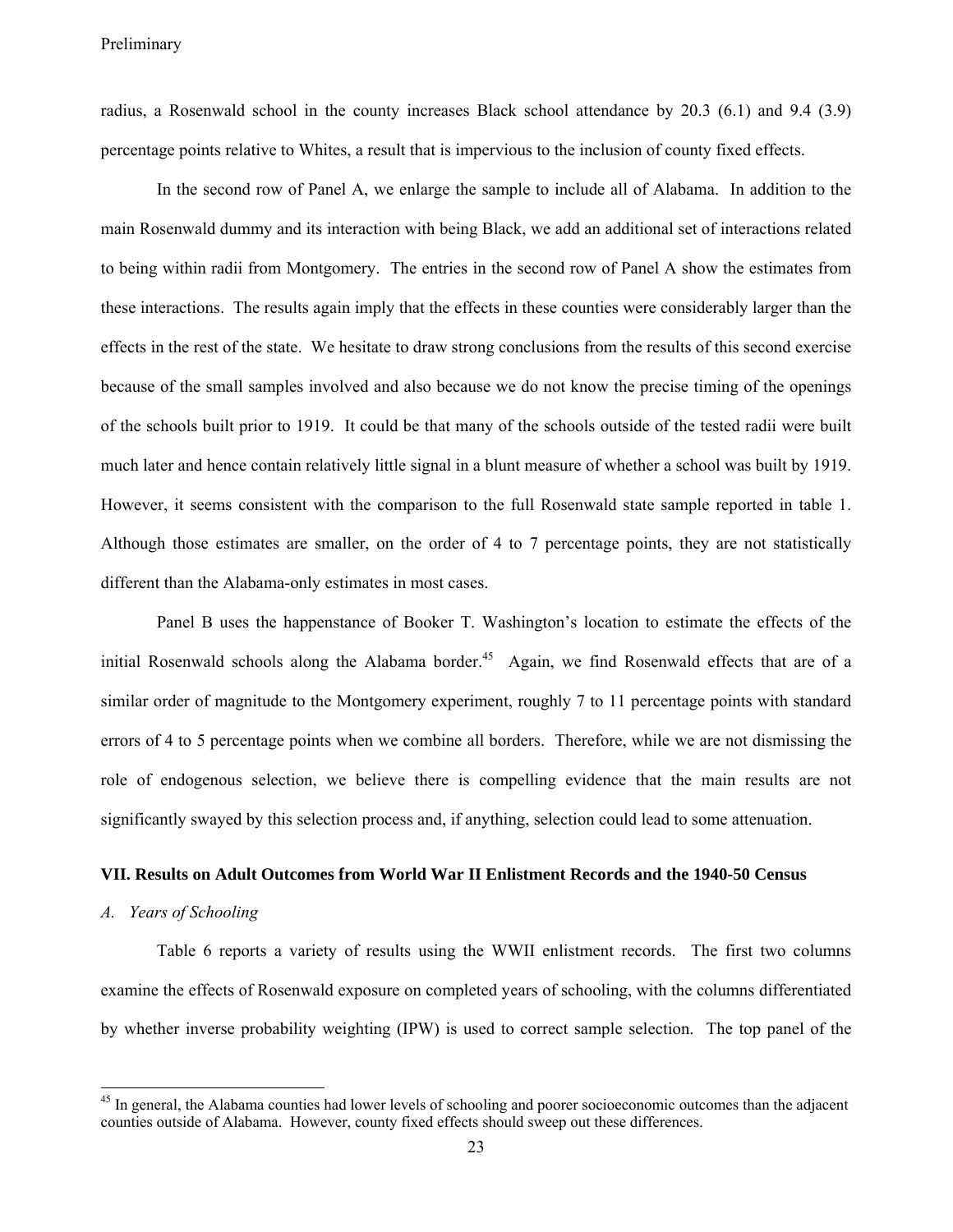radius, a Rosenwald school in the county increases Black school attendance by 20.3 (6.1) and 9.4 (3.9) percentage points relative to Whites, a result that is impervious to the inclusion of county fixed effects.

In the second row of Panel A, we enlarge the sample to include all of Alabama. In addition to the main Rosenwald dummy and its interaction with being Black, we add an additional set of interactions related to being within radii from Montgomery. The entries in the second row of Panel A show the estimates from these interactions. The results again imply that the effects in these counties were considerably larger than the effects in the rest of the state. We hesitate to draw strong conclusions from the results of this second exercise because of the small samples involved and also because we do not know the precise timing of the openings of the schools built prior to 1919. It could be that many of the schools outside of the tested radii were built much later and hence contain relatively little signal in a blunt measure of whether a school was built by 1919. However, it seems consistent with the comparison to the full Rosenwald state sample reported in table 1. Although those estimates are smaller, on the order of 4 to 7 percentage points, they are not statistically different than the Alabama-only estimates in most cases.

Panel B uses the happenstance of Booker T. Washington's location to estimate the effects of the initial Rosenwald schools along the Alabama border.[45] Again, we find Rosenwald effects that are of a similar order of magnitude to the Montgomery experiment, roughly 7 to 11 percentage points with standard errors of 4 to 5 percentage points when we combine all borders. Therefore, while we are not dismissing the role of endogenous selection, we believe there is compelling evidence that the main results are not significantly swayed by this selection process and, if anything, selection could lead to some attenuation.

## VII. Results on Adult Outcomes from World War II Enlistment Records and the 1940-50 Census

### *A. Years of Schooling*

Table 6 reports a variety of results using the WWII enlistment records. The first two columns examine the effects of Rosenwald exposure on completed years of schooling, with the columns differentiated by whether inverse probability weighting (IPW) is used to correct sample selection. The top panel of the

[45] In general, the Alabama counties had lower levels of schooling and poorer socioeconomic outcomes than the adjacent counties outside of Alabama. However, county fixed effects should sweep out these differences.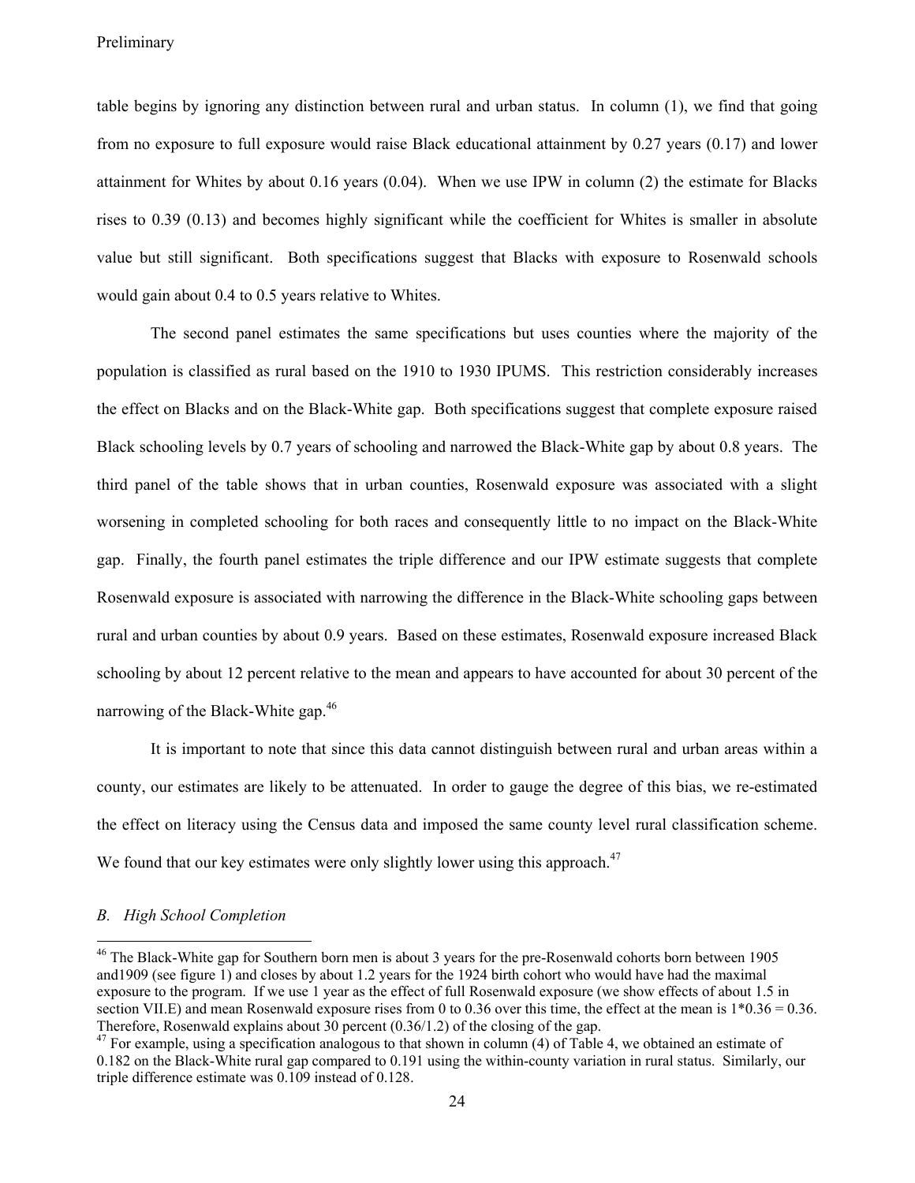table begins by ignoring any distinction between rural and urban status. In column (1), we find that going from no exposure to full exposure would raise Black educational attainment by 0.27 years (0.17) and lower attainment for Whites by about 0.16 years (0.04). When we use IPW in column (2) the estimate for Blacks rises to 0.39 (0.13) and becomes highly significant while the coefficient for Whites is smaller in absolute value but still significant. Both specifications suggest that Blacks with exposure to Rosenwald schools would gain about 0.4 to 0.5 years relative to Whites.

The second panel estimates the same specifications but uses counties where the majority of the population is classified as rural based on the 1910 to 1930 IPUMS. This restriction considerably increases the effect on Blacks and on the Black-White gap. Both specifications suggest that complete exposure raised Black schooling levels by 0.7 years of schooling and narrowed the Black-White gap by about 0.8 years. The third panel of the table shows that in urban counties, Rosenwald exposure was associated with a slight worsening in completed schooling for both races and consequently little to no impact on the Black-White gap. Finally, the fourth panel estimates the triple difference and our IPW estimate suggests that complete Rosenwald exposure is associated with narrowing the difference in the Black-White schooling gaps between rural and urban counties by about 0.9 years. Based on these estimates, Rosenwald exposure increased Black schooling by about 12 percent relative to the mean and appears to have accounted for about 30 percent of the narrowing of the Black-White gap.[46]

It is important to note that since this data cannot distinguish between rural and urban areas within a county, our estimates are likely to be attenuated. In order to gauge the degree of this bias, we re-estimated the effect on literacy using the Census data and imposed the same county level rural classification scheme. We found that our key estimates were only slightly lower using this approach.[47]

*B. High School Completion*

---

[46] The Black-White gap for Southern born men is about 3 years for the pre-Rosenwald cohorts born between 1905 and1909 (see figure 1) and closes by about 1.2 years for the 1924 birth cohort who would have had the maximal exposure to the program. If we use 1 year as the effect of full Rosenwald exposure (we show effects of about 1.5 in section VII.E) and mean Rosenwald exposure rises from 0 to 0.36 over this time, the effect at the mean is 1*0.36 = 0.36. Therefore, Rosenwald explains about 30 percent (0.36/1.2) of the closing of the gap.

[47] For example, using a specification analogous to that shown in column (4) of Table 4, we obtained an estimate of 0.182 on the Black-White rural gap compared to 0.191 using the within-county variation in rural status. Similarly, our triple difference estimate was 0.109 instead of 0.128.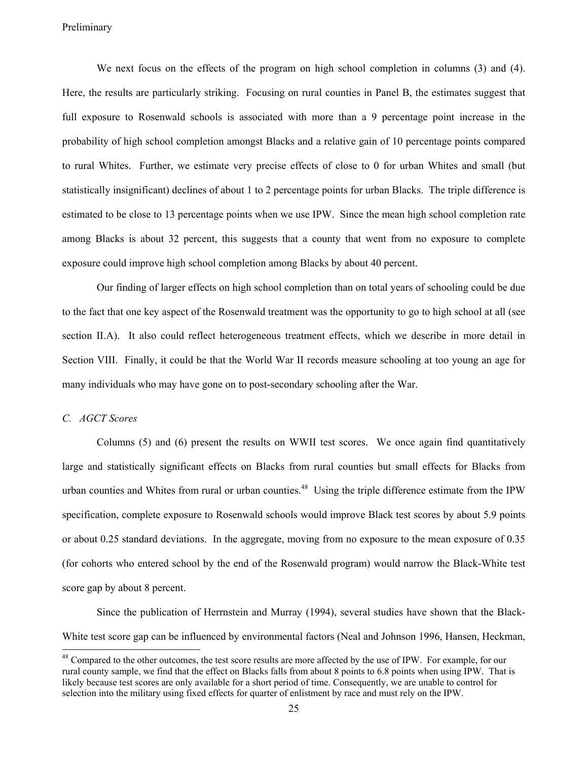We next focus on the effects of the program on high school completion in columns (3) and (4). Here, the results are particularly striking. Focusing on rural counties in Panel B, the estimates suggest that full exposure to Rosenwald schools is associated with more than a 9 percentage point increase in the probability of high school completion amongst Blacks and a relative gain of 10 percentage points compared to rural Whites. Further, we estimate very precise effects of close to 0 for urban Whites and small (but statistically insignificant) declines of about 1 to 2 percentage points for urban Blacks. The triple difference is estimated to be close to 13 percentage points when we use IPW. Since the mean high school completion rate among Blacks is about 32 percent, this suggests that a county that went from no exposure to complete exposure could improve high school completion among Blacks by about 40 percent.

Our finding of larger effects on high school completion than on total years of schooling could be due to the fact that one key aspect of the Rosenwald treatment was the opportunity to go to high school at all (see section II.A). It also could reflect heterogeneous treatment effects, which we describe in more detail in Section VIII. Finally, it could be that the World War II records measure schooling at too young an age for many individuals who may have gone on to post-secondary schooling after the War.

### *C. AGCT Scores*

Columns (5) and (6) present the results on WWII test scores. We once again find quantitatively large and statistically significant effects on Blacks from rural counties but small effects for Blacks from urban counties and Whites from rural or urban counties.[48] Using the triple difference estimate from the IPW specification, complete exposure to Rosenwald schools would improve Black test scores by about 5.9 points or about 0.25 standard deviations. In the aggregate, moving from no exposure to the mean exposure of 0.35 (for cohorts who entered school by the end of the Rosenwald program) would narrow the Black-White test score gap by about 8 percent.

Since the publication of Herrnstein and Murray (1994), several studies have shown that the Black-White test score gap can be influenced by environmental factors (Neal and Johnson 1996, Hansen, Heckman,

[48] Compared to the other outcomes, the test score results are more affected by the use of IPW. For example, for our rural county sample, we find that the effect on Blacks falls from about 8 points to 6.8 points when using IPW. That is likely because test scores are only available for a short period of time. Consequently, we are unable to control for selection into the military using fixed effects for quarter of enlistment by race and must rely on the IPW.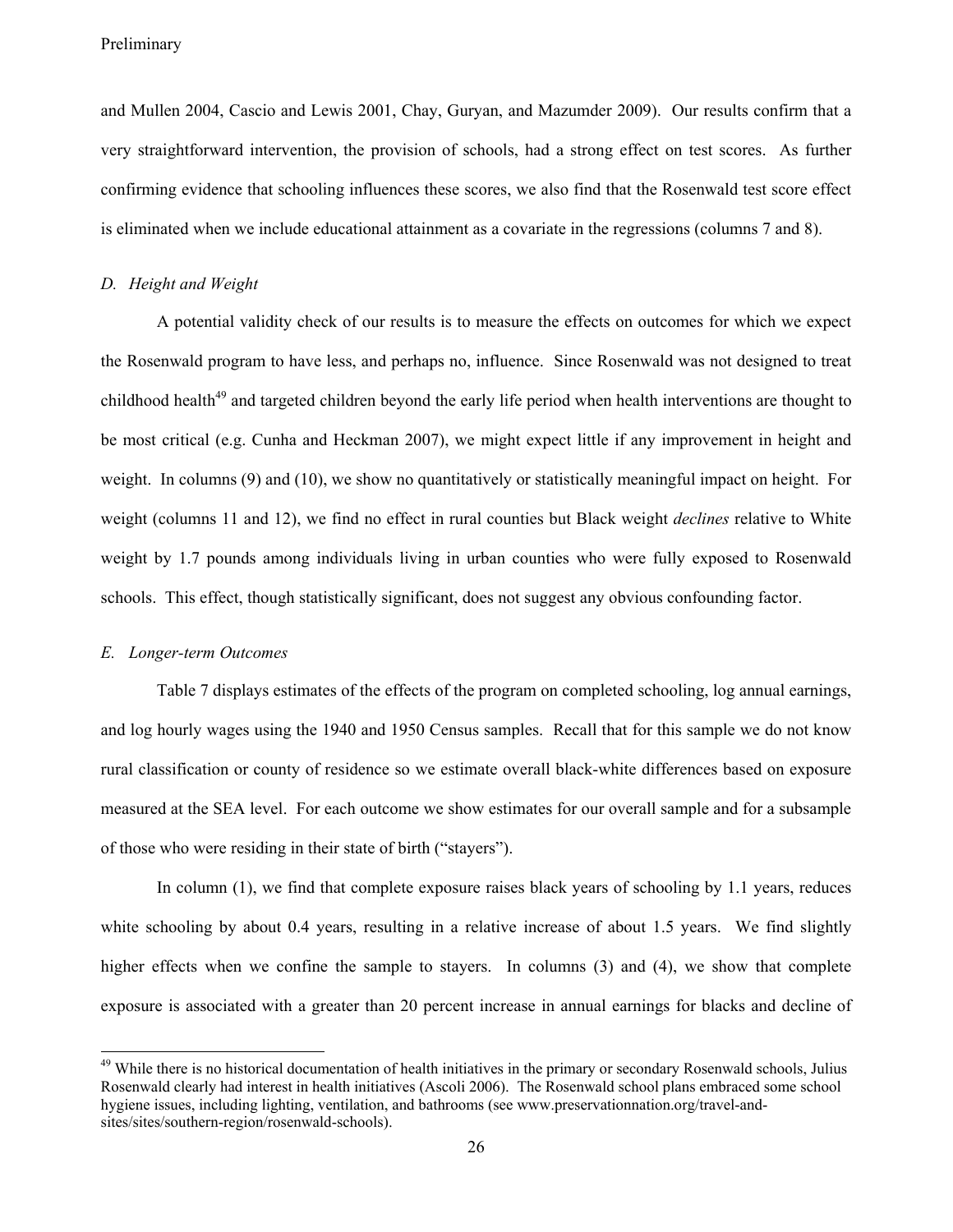and Mullen 2004, Cascio and Lewis 2001, Chay, Guryan, and Mazumder 2009). Our results confirm that a very straightforward intervention, the provision of schools, had a strong effect on test scores. As further confirming evidence that schooling influences these scores, we also find that the Rosenwald test score effect is eliminated when we include educational attainment as a covariate in the regressions (columns 7 and 8).

### *D. Height and Weight*

A potential validity check of our results is to measure the effects on outcomes for which we expect the Rosenwald program to have less, and perhaps no, influence. Since Rosenwald was not designed to treat childhood health[49] and targeted children beyond the early life period when health interventions are thought to be most critical (e.g. Cunha and Heckman 2007), we might expect little if any improvement in height and weight. In columns (9) and (10), we show no quantitatively or statistically meaningful impact on height. For weight (columns 11 and 12), we find no effect in rural counties but Black weight *declines* relative to White weight by 1.7 pounds among individuals living in urban counties who were fully exposed to Rosenwald schools. This effect, though statistically significant, does not suggest any obvious confounding factor.

### *E. Longer-term Outcomes*

Table 7 displays estimates of the effects of the program on completed schooling, log annual earnings, and log hourly wages using the 1940 and 1950 Census samples. Recall that for this sample we do not know rural classification or county of residence so we estimate overall black-white differences based on exposure measured at the SEA level. For each outcome we show estimates for our overall sample and for a subsample of those who were residing in their state of birth ("stayers").

In column (1), we find that complete exposure raises black years of schooling by 1.1 years, reduces white schooling by about 0.4 years, resulting in a relative increase of about 1.5 years. We find slightly higher effects when we confine the sample to stayers. In columns (3) and (4), we show that complete exposure is associated with a greater than 20 percent increase in annual earnings for blacks and decline of

---

[49] While there is no historical documentation of health initiatives in the primary or secondary Rosenwald schools, Julius Rosenwald clearly had interest in health initiatives (Ascoli 2006). The Rosenwald school plans embraced some school hygiene issues, including lighting, ventilation, and bathrooms (see www.preservationnation.org/travel-and-sites/sites/southern-region/rosenwald-schools).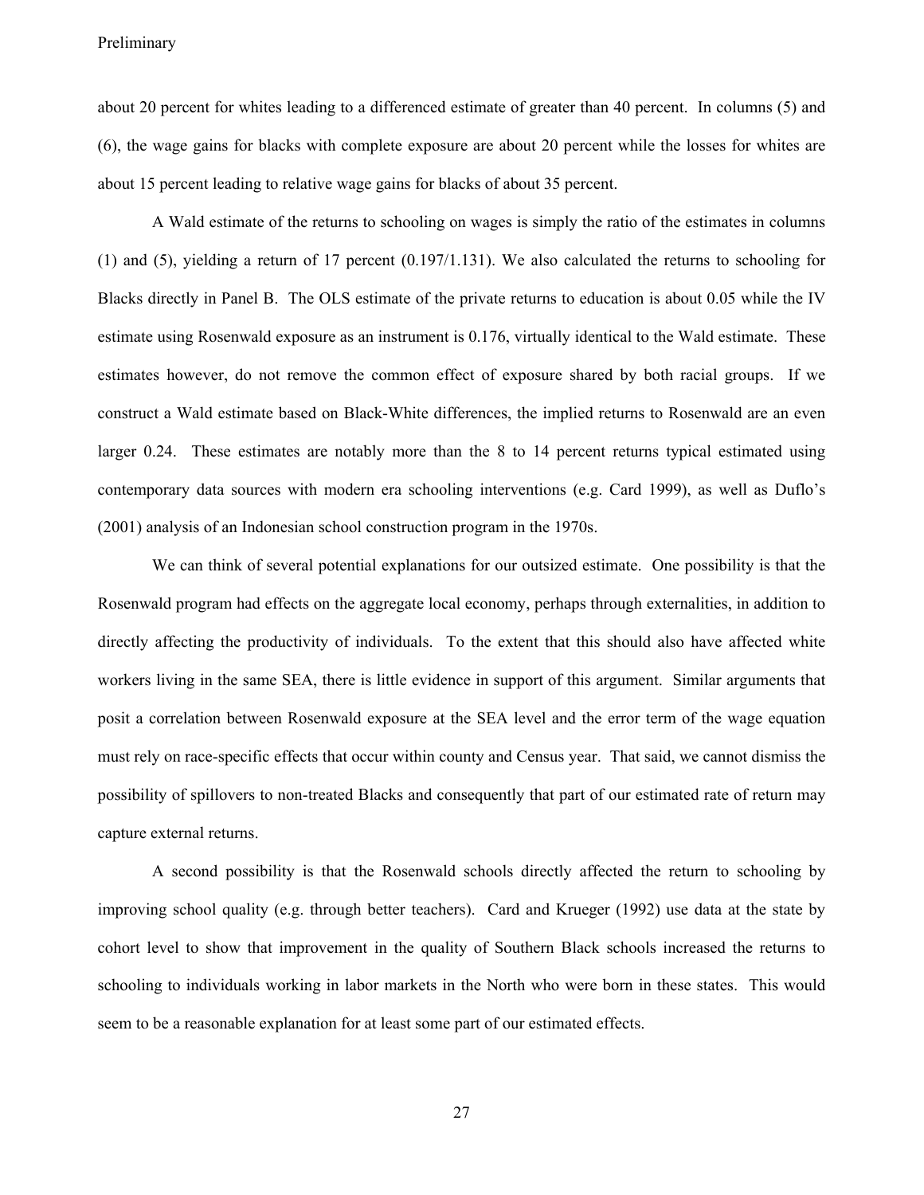about 20 percent for whites leading to a differenced estimate of greater than 40 percent. In columns (5) and (6), the wage gains for blacks with complete exposure are about 20 percent while the losses for whites are about 15 percent leading to relative wage gains for blacks of about 35 percent.

A Wald estimate of the returns to schooling on wages is simply the ratio of the estimates in columns (1) and (5), yielding a return of 17 percent (0.197/1.131). We also calculated the returns to schooling for Blacks directly in Panel B. The OLS estimate of the private returns to education is about 0.05 while the IV estimate using Rosenwald exposure as an instrument is 0.176, virtually identical to the Wald estimate. These estimates however, do not remove the common effect of exposure shared by both racial groups. If we construct a Wald estimate based on Black-White differences, the implied returns to Rosenwald are an even larger 0.24. These estimates are notably more than the 8 to 14 percent returns typical estimated using contemporary data sources with modern era schooling interventions (e.g. Card 1999), as well as Duflo's (2001) analysis of an Indonesian school construction program in the 1970s.

We can think of several potential explanations for our outsized estimate. One possibility is that the Rosenwald program had effects on the aggregate local economy, perhaps through externalities, in addition to directly affecting the productivity of individuals. To the extent that this should also have affected white workers living in the same SEA, there is little evidence in support of this argument. Similar arguments that posit a correlation between Rosenwald exposure at the SEA level and the error term of the wage equation must rely on race-specific effects that occur within county and Census year. That said, we cannot dismiss the possibility of spillovers to non-treated Blacks and consequently that part of our estimated rate of return may capture external returns.

A second possibility is that the Rosenwald schools directly affected the return to schooling by improving school quality (e.g. through better teachers). Card and Krueger (1992) use data at the state by cohort level to show that improvement in the quality of Southern Black schools increased the returns to schooling to individuals working in labor markets in the North who were born in these states. This would seem to be a reasonable explanation for at least some part of our estimated effects.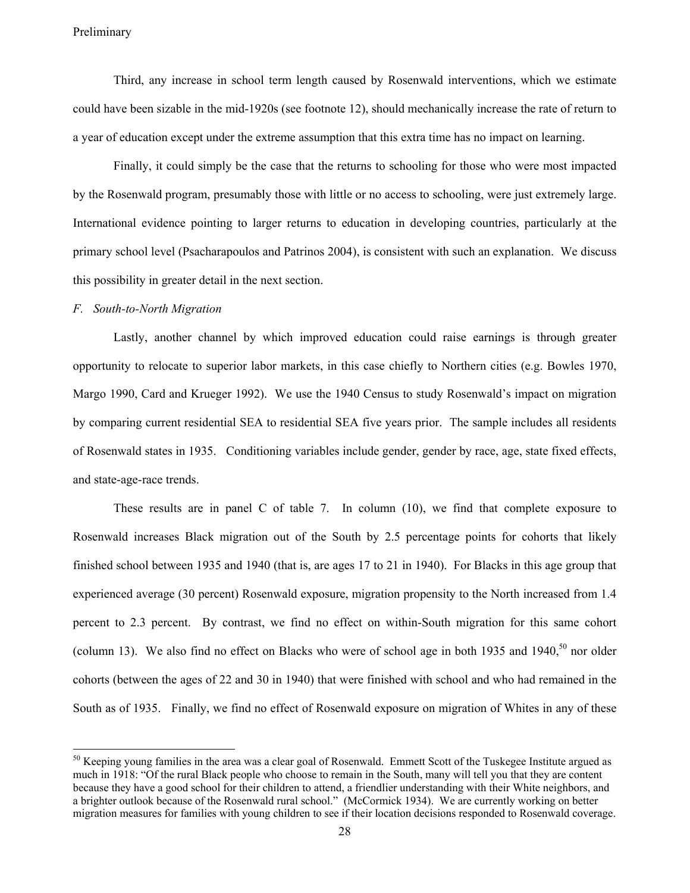Third, any increase in school term length caused by Rosenwald interventions, which we estimate could have been sizable in the mid-1920s (see footnote 12), should mechanically increase the rate of return to a year of education except under the extreme assumption that this extra time has no impact on learning.

Finally, it could simply be the case that the returns to schooling for those who were most impacted by the Rosenwald program, presumably those with little or no access to schooling, were just extremely large. International evidence pointing to larger returns to education in developing countries, particularly at the primary school level (Psacharapoulos and Patrinos 2004), is consistent with such an explanation. We discuss this possibility in greater detail in the next section.

*F. South-to-North Migration*

Lastly, another channel by which improved education could raise earnings is through greater opportunity to relocate to superior labor markets, in this case chiefly to Northern cities (e.g. Bowles 1970, Margo 1990, Card and Krueger 1992). We use the 1940 Census to study Rosenwald's impact on migration by comparing current residential SEA to residential SEA five years prior. The sample includes all residents of Rosenwald states in 1935. Conditioning variables include gender, gender by race, age, state fixed effects, and state-age-race trends.

These results are in panel C of table 7. In column (10), we find that complete exposure to Rosenwald increases Black migration out of the South by 2.5 percentage points for cohorts that likely finished school between 1935 and 1940 (that is, are ages 17 to 21 in 1940). For Blacks in this age group that experienced average (30 percent) Rosenwald exposure, migration propensity to the North increased from 1.4 percent to 2.3 percent. By contrast, we find no effect on within-South migration for this same cohort (column 13). We also find no effect on Blacks who were of school age in both 1935 and 1940,[50] nor older cohorts (between the ages of 22 and 30 in 1940) that were finished with school and who had remained in the South as of 1935. Finally, we find no effect of Rosenwald exposure on migration of Whites in any of these

[50] Keeping young families in the area was a clear goal of Rosenwald. Emmett Scott of the Tuskegee Institute argued as much in 1918: "Of the rural Black people who choose to remain in the South, many will tell you that they are content because they have a good school for their children to attend, a friendlier understanding with their White neighbors, and a brighter outlook because of the Rosenwald rural school." (McCormick 1934). We are currently working on better migration measures for families with young children to see if their location decisions responded to Rosenwald coverage.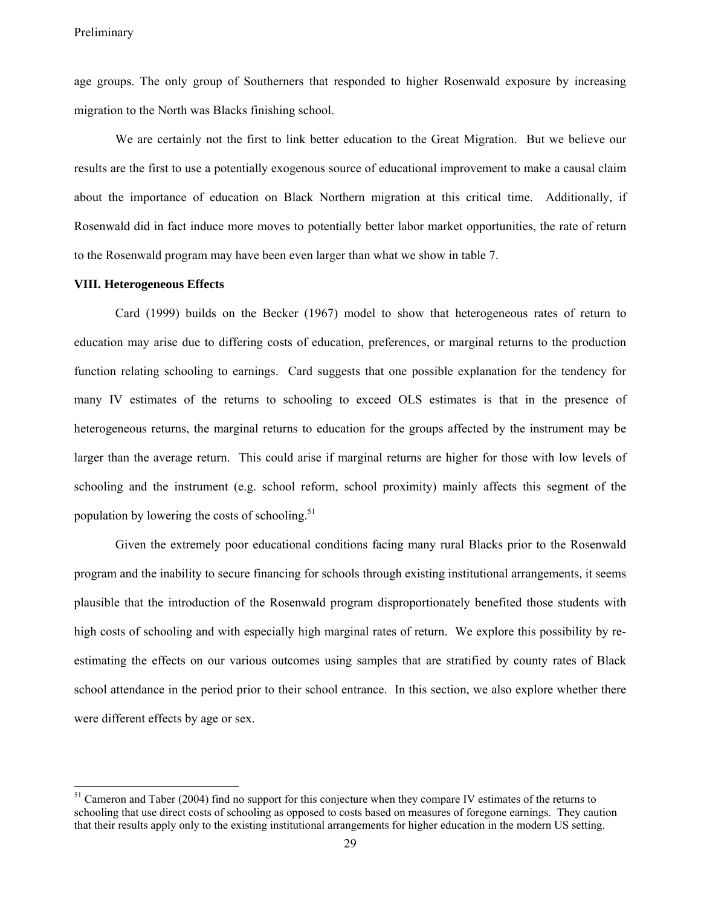age groups. The only group of Southerners that responded to higher Rosenwald exposure by increasing migration to the North was Blacks finishing school.

We are certainly not the first to link better education to the Great Migration. But we believe our results are the first to use a potentially exogenous source of educational improvement to make a causal claim about the importance of education on Black Northern migration at this critical time. Additionally, if Rosenwald did in fact induce more moves to potentially better labor market opportunities, the rate of return to the Rosenwald program may have been even larger than what we show in table 7.

**VIII. Heterogeneous Effects**

Card (1999) builds on the Becker (1967) model to show that heterogeneous rates of return to education may arise due to differing costs of education, preferences, or marginal returns to the production function relating schooling to earnings. Card suggests that one possible explanation for the tendency for many IV estimates of the returns to schooling to exceed OLS estimates is that in the presence of heterogeneous returns, the marginal returns to education for the groups affected by the instrument may be larger than the average return. This could arise if marginal returns are higher for those with low levels of schooling and the instrument (e.g. school reform, school proximity) mainly affects this segment of the population by lowering the costs of schooling.[51]

Given the extremely poor educational conditions facing many rural Blacks prior to the Rosenwald program and the inability to secure financing for schools through existing institutional arrangements, it seems plausible that the introduction of the Rosenwald program disproportionately benefited those students with high costs of schooling and with especially high marginal rates of return. We explore this possibility by re-estimating the effects on our various outcomes using samples that are stratified by county rates of Black school attendance in the period prior to their school entrance. In this section, we also explore whether there were different effects by age or sex.

[51] Cameron and Taber (2004) find no support for this conjecture when they compare IV estimates of the returns to schooling that use direct costs of schooling as opposed to costs based on measures of foregone earnings. They caution that their results apply only to the existing institutional arrangements for higher education in the modern US setting.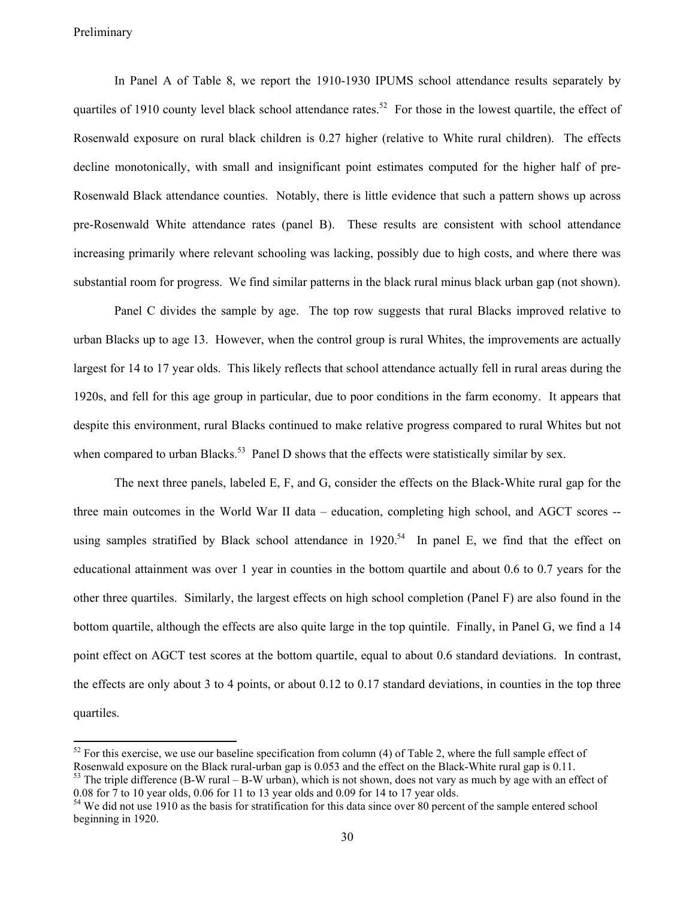In Panel A of Table 8, we report the 1910-1930 IPUMS school attendance results separately by quartiles of 1910 county level black school attendance rates.[52] For those in the lowest quartile, the effect of Rosenwald exposure on rural black children is 0.27 higher (relative to White rural children). The effects decline monotonically, with small and insignificant point estimates computed for the higher half of pre-Rosenwald Black attendance counties. Notably, there is little evidence that such a pattern shows up across pre-Rosenwald White attendance rates (panel B). These results are consistent with school attendance increasing primarily where relevant schooling was lacking, possibly due to high costs, and where there was substantial room for progress. We find similar patterns in the black rural minus black urban gap (not shown).

Panel C divides the sample by age. The top row suggests that rural Blacks improved relative to urban Blacks up to age 13. However, when the control group is rural Whites, the improvements are actually largest for 14 to 17 year olds. This likely reflects that school attendance actually fell in rural areas during the 1920s, and fell for this age group in particular, due to poor conditions in the farm economy. It appears that despite this environment, rural Blacks continued to make relative progress compared to rural Whites but not when compared to urban Blacks.[53] Panel D shows that the effects were statistically similar by sex.

The next three panels, labeled E, F, and G, consider the effects on the Black-White rural gap for the three main outcomes in the World War II data – education, completing high school, and AGCT scores -- using samples stratified by Black school attendance in 1920.[54] In panel E, we find that the effect on educational attainment was over 1 year in counties in the bottom quartile and about 0.6 to 0.7 years for the other three quartiles. Similarly, the largest effects on high school completion (Panel F) are also found in the bottom quartile, although the effects are also quite large in the top quintile. Finally, in Panel G, we find a 14 point effect on AGCT test scores at the bottom quartile, equal to about 0.6 standard deviations. In contrast, the effects are only about 3 to 4 points, or about 0.12 to 0.17 standard deviations, in counties in the top three quartiles.

---

[52] For this exercise, we use our baseline specification from column (4) of Table 2, where the full sample effect of Rosenwald exposure on the Black rural-urban gap is 0.053 and the effect on the Black-White rural gap is 0.11.

[53] The triple difference (B-W rural – B-W urban), which is not shown, does not vary as much by age with an effect of 0.08 for 7 to 10 year olds, 0.06 for 11 to 13 year olds and 0.09 for 14 to 17 year olds.

[54] We did not use 1910 as the basis for stratification for this data since over 80 percent of the sample entered school beginning in 1920.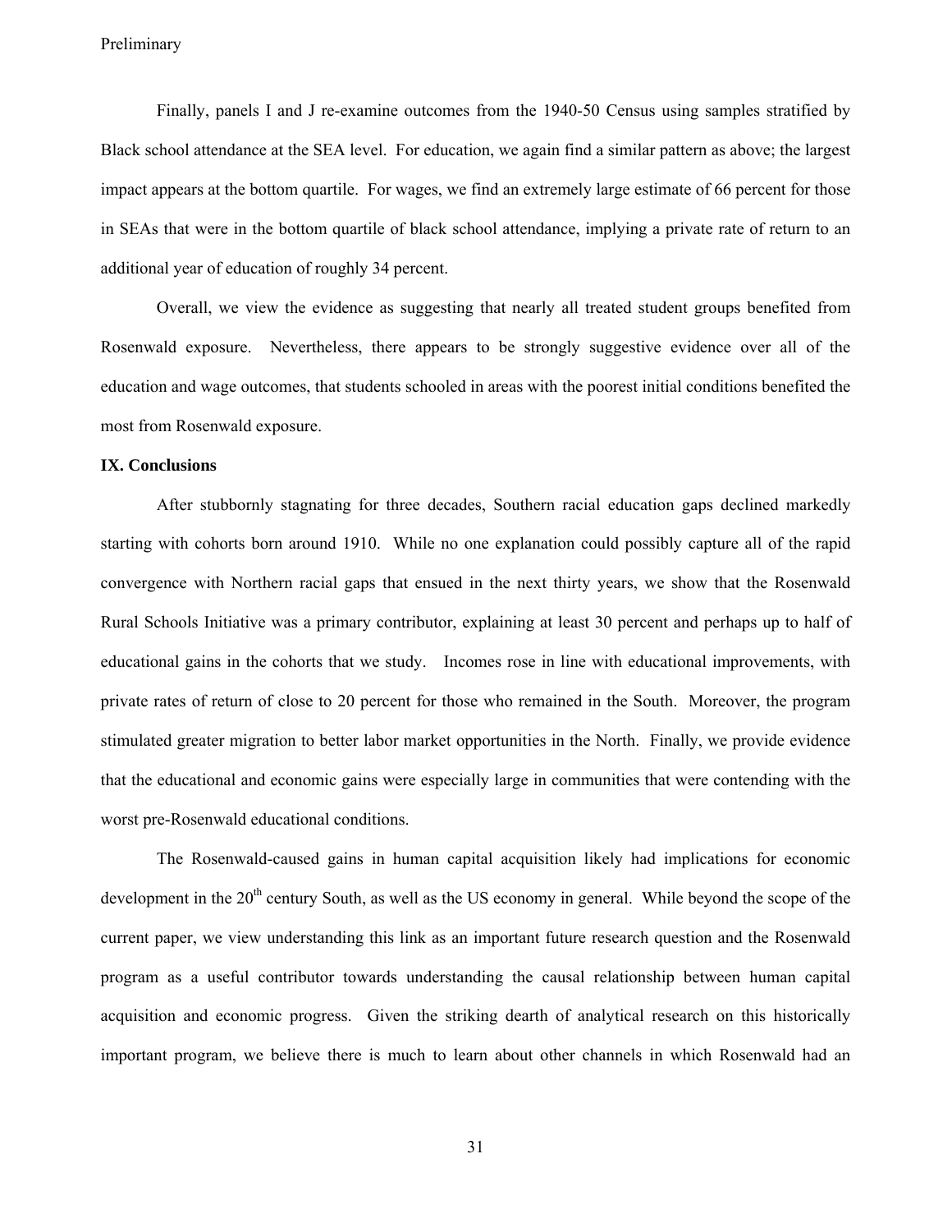Finally, panels I and J re-examine outcomes from the 1940-50 Census using samples stratified by Black school attendance at the SEA level. For education, we again find a similar pattern as above; the largest impact appears at the bottom quartile. For wages, we find an extremely large estimate of 66 percent for those in SEAs that were in the bottom quartile of black school attendance, implying a private rate of return to an additional year of education of roughly 34 percent.

Overall, we view the evidence as suggesting that nearly all treated student groups benefited from Rosenwald exposure. Nevertheless, there appears to be strongly suggestive evidence over all of the education and wage outcomes, that students schooled in areas with the poorest initial conditions benefited the most from Rosenwald exposure.

**IX. Conclusions**

After stubbornly stagnating for three decades, Southern racial education gaps declined markedly starting with cohorts born around 1910. While no one explanation could possibly capture all of the rapid convergence with Northern racial gaps that ensued in the next thirty years, we show that the Rosenwald Rural Schools Initiative was a primary contributor, explaining at least 30 percent and perhaps up to half of educational gains in the cohorts that we study. Incomes rose in line with educational improvements, with private rates of return of close to 20 percent for those who remained in the South. Moreover, the program stimulated greater migration to better labor market opportunities in the North. Finally, we provide evidence that the educational and economic gains were especially large in communities that were contending with the worst pre-Rosenwald educational conditions.

The Rosenwald-caused gains in human capital acquisition likely had implications for economic development in the 20th century South, as well as the US economy in general. While beyond the scope of the current paper, we view understanding this link as an important future research question and the Rosenwald program as a useful contributor towards understanding the causal relationship between human capital acquisition and economic progress. Given the striking dearth of analytical research on this historically important program, we believe there is much to learn about other channels in which Rosenwald had an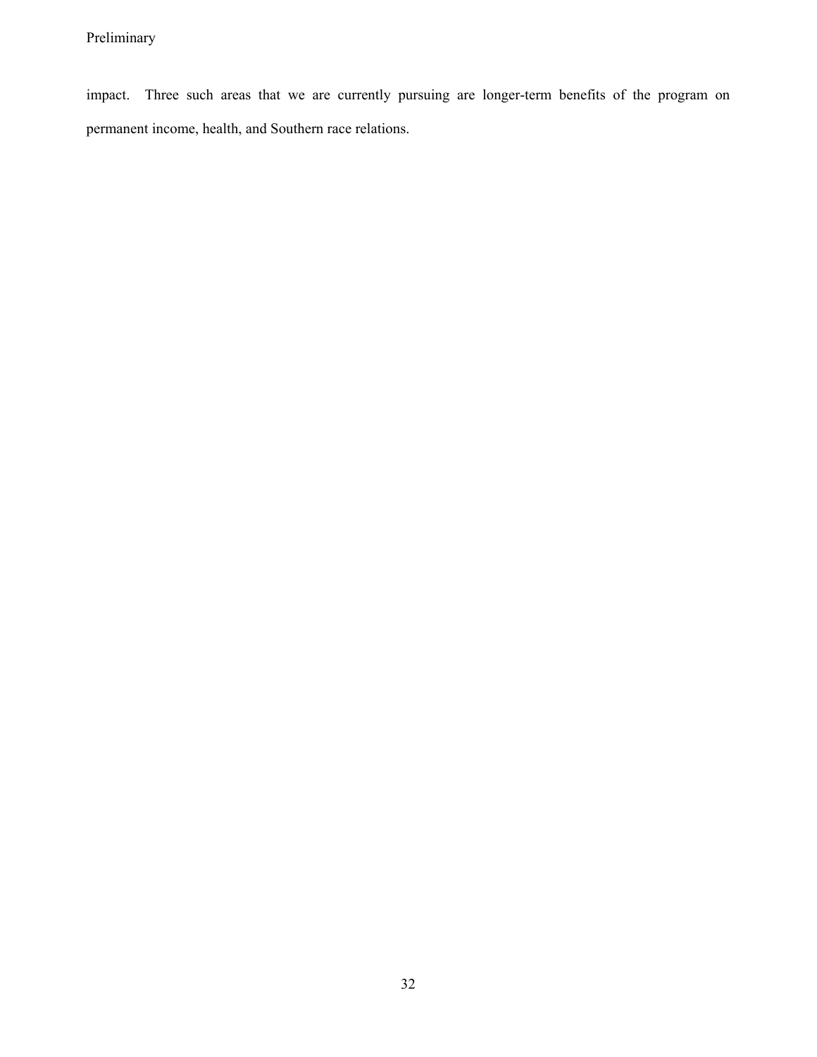impact. Three such areas that we are currently pursuing are longer-term benefits of the program on permanent income, health, and Southern race relations.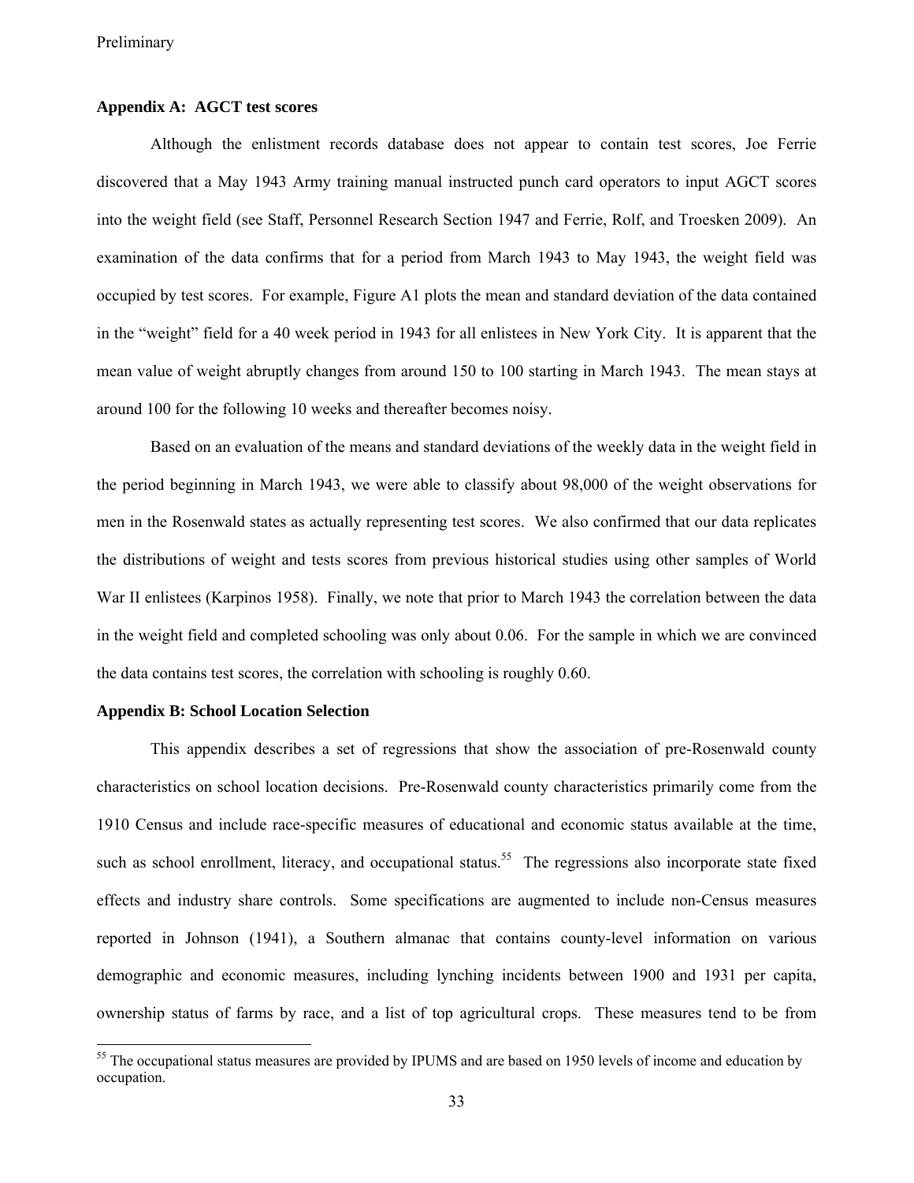### Appendix A: AGCT test scores

Although the enlistment records database does not appear to contain test scores, Joe Ferrie discovered that a May 1943 Army training manual instructed punch card operators to input AGCT scores into the weight field (see Staff, Personnel Research Section 1947 and Ferrie, Rolf, and Troesken 2009). An examination of the data confirms that for a period from March 1943 to May 1943, the weight field was occupied by test scores. For example, Figure A1 plots the mean and standard deviation of the data contained in the "weight" field for a 40 week period in 1943 for all enlistees in New York City. It is apparent that the mean value of weight abruptly changes from around 150 to 100 starting in March 1943. The mean stays at around 100 for the following 10 weeks and thereafter becomes noisy.

Based on an evaluation of the means and standard deviations of the weekly data in the weight field in the period beginning in March 1943, we were able to classify about 98,000 of the weight observations for men in the Rosenwald states as actually representing test scores. We also confirmed that our data replicates the distributions of weight and tests scores from previous historical studies using other samples of World War II enlistees (Karpinos 1958). Finally, we note that prior to March 1943 the correlation between the data in the weight field and completed schooling was only about 0.06. For the sample in which we are convinced the data contains test scores, the correlation with schooling is roughly 0.60.

### Appendix B: School Location Selection

This appendix describes a set of regressions that show the association of pre-Rosenwald county characteristics on school location decisions. Pre-Rosenwald county characteristics primarily come from the 1910 Census and include race-specific measures of educational and economic status available at the time, such as school enrollment, literacy, and occupational status.[55] The regressions also incorporate state fixed effects and industry share controls. Some specifications are augmented to include non-Census measures reported in Johnson (1941), a Southern almanac that contains county-level information on various demographic and economic measures, including lynching incidents between 1900 and 1931 per capita, ownership status of farms by race, and a list of top agricultural crops. These measures tend to be from

[55] The occupational status measures are provided by IPUMS and are based on 1950 levels of income and education by occupation.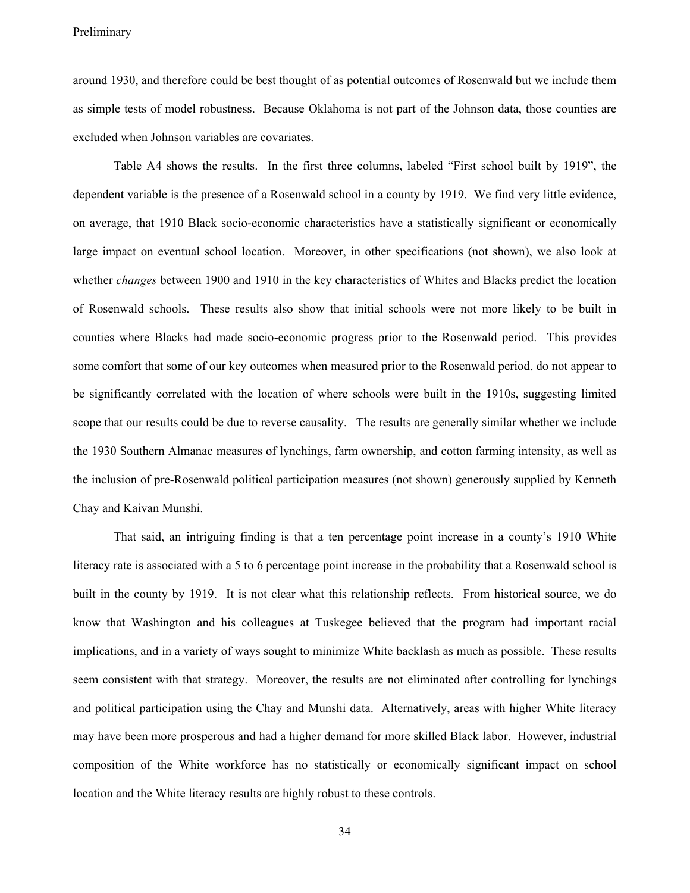around 1930, and therefore could be best thought of as potential outcomes of Rosenwald but we include them as simple tests of model robustness. Because Oklahoma is not part of the Johnson data, those counties are excluded when Johnson variables are covariates.

Table A4 shows the results. In the first three columns, labeled "First school built by 1919", the dependent variable is the presence of a Rosenwald school in a county by 1919. We find very little evidence, on average, that 1910 Black socio-economic characteristics have a statistically significant or economically large impact on eventual school location. Moreover, in other specifications (not shown), we also look at whether *changes* between 1900 and 1910 in the key characteristics of Whites and Blacks predict the location of Rosenwald schools. These results also show that initial schools were not more likely to be built in counties where Blacks had made socio-economic progress prior to the Rosenwald period. This provides some comfort that some of our key outcomes when measured prior to the Rosenwald period, do not appear to be significantly correlated with the location of where schools were built in the 1910s, suggesting limited scope that our results could be due to reverse causality. The results are generally similar whether we include the 1930 Southern Almanac measures of lynchings, farm ownership, and cotton farming intensity, as well as the inclusion of pre-Rosenwald political participation measures (not shown) generously supplied by Kenneth Chay and Kaivan Munshi.

That said, an intriguing finding is that a ten percentage point increase in a county's 1910 White literacy rate is associated with a 5 to 6 percentage point increase in the probability that a Rosenwald school is built in the county by 1919. It is not clear what this relationship reflects. From historical source, we do know that Washington and his colleagues at Tuskegee believed that the program had important racial implications, and in a variety of ways sought to minimize White backlash as much as possible. These results seem consistent with that strategy. Moreover, the results are not eliminated after controlling for lynchings and political participation using the Chay and Munshi data. Alternatively, areas with higher White literacy may have been more prosperous and had a higher demand for more skilled Black labor. However, industrial composition of the White workforce has no statistically or economically significant impact on school location and the White literacy results are highly robust to these controls.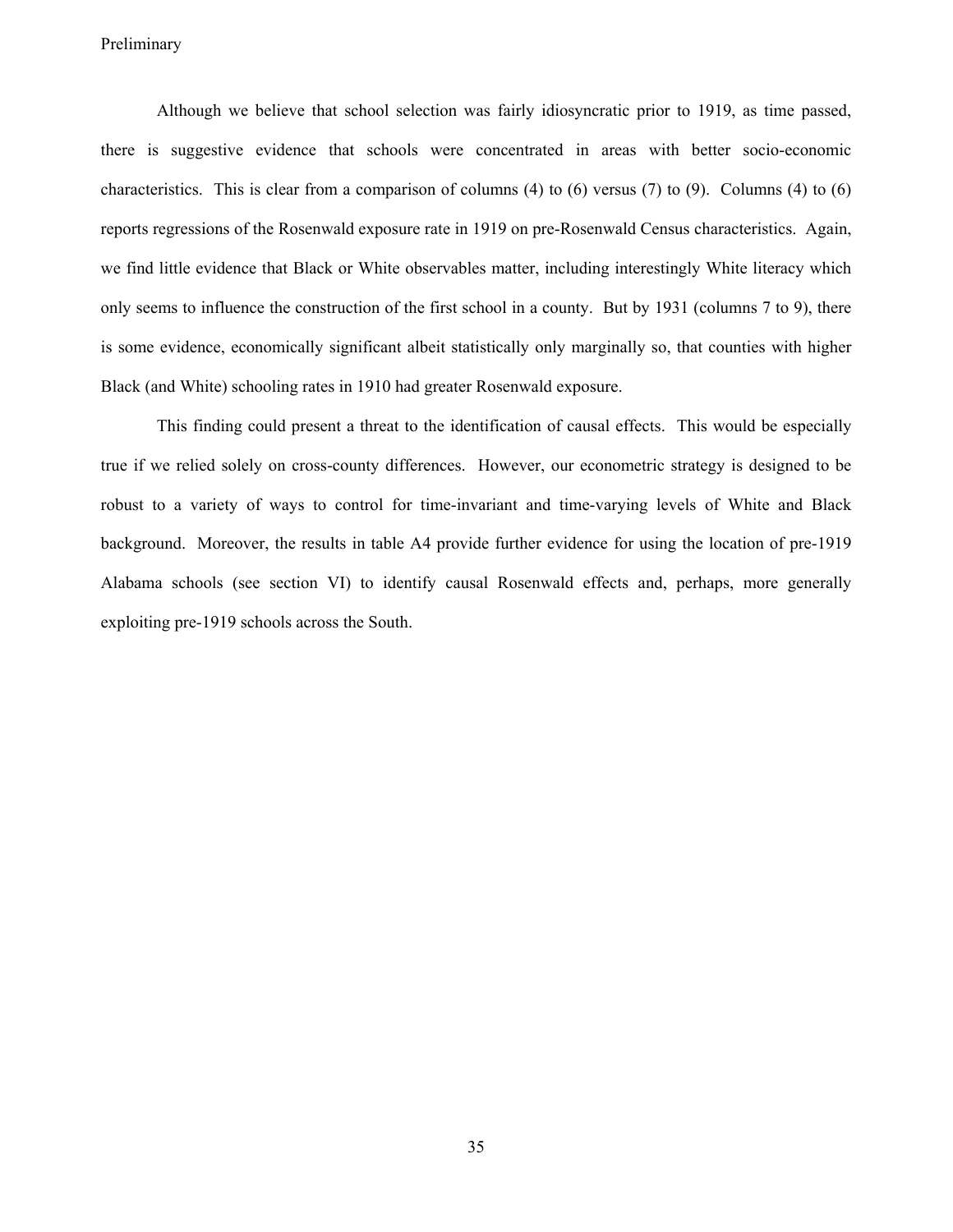Although we believe that school selection was fairly idiosyncratic prior to 1919, as time passed, there is suggestive evidence that schools were concentrated in areas with better socio-economic characteristics. This is clear from a comparison of columns (4) to (6) versus (7) to (9). Columns (4) to (6) reports regressions of the Rosenwald exposure rate in 1919 on pre-Rosenwald Census characteristics. Again, we find little evidence that Black or White observables matter, including interestingly White literacy which only seems to influence the construction of the first school in a county. But by 1931 (columns 7 to 9), there is some evidence, economically significant albeit statistically only marginally so, that counties with higher Black (and White) schooling rates in 1910 had greater Rosenwald exposure.

This finding could present a threat to the identification of causal effects. This would be especially true if we relied solely on cross-county differences. However, our econometric strategy is designed to be robust to a variety of ways to control for time-invariant and time-varying levels of White and Black background. Moreover, the results in table A4 provide further evidence for using the location of pre-1919 Alabama schools (see section VI) to identify causal Rosenwald effects and, perhaps, more generally exploiting pre-1919 schools across the South.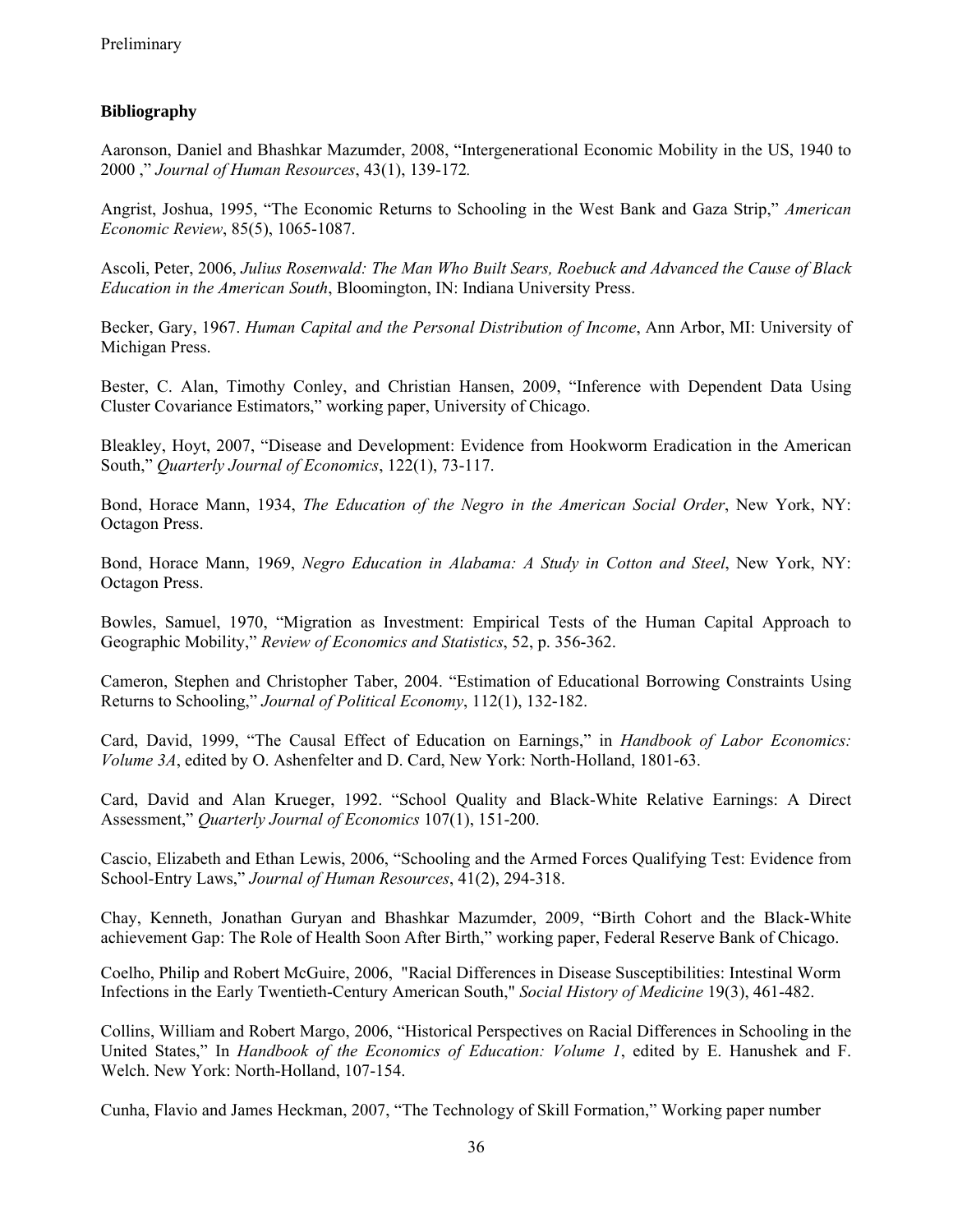**Bibliography**

Aaronson, Daniel and Bhashkar Mazumder, 2008, "Intergenerational Economic Mobility in the US, 1940 to 2000 ," *Journal of Human Resources*, 43(1), 139-172*.*

Angrist, Joshua, 1995, "The Economic Returns to Schooling in the West Bank and Gaza Strip," *American Economic Review*, 85(5), 1065-1087.

Ascoli, Peter, 2006, *Julius Rosenwald: The Man Who Built Sears, Roebuck and Advanced the Cause of Black Education in the American South*, Bloomington, IN: Indiana University Press.

Becker, Gary, 1967. *Human Capital and the Personal Distribution of Income*, Ann Arbor, MI: University of Michigan Press.

Bester, C. Alan, Timothy Conley, and Christian Hansen, 2009, "Inference with Dependent Data Using Cluster Covariance Estimators," working paper, University of Chicago.

Bleakley, Hoyt, 2007, "Disease and Development: Evidence from Hookworm Eradication in the American South," *Quarterly Journal of Economics*, 122(1), 73-117.

Bond, Horace Mann, 1934, *The Education of the Negro in the American Social Order*, New York, NY: Octagon Press.

Bond, Horace Mann, 1969, *Negro Education in Alabama: A Study in Cotton and Steel*, New York, NY: Octagon Press.

Bowles, Samuel, 1970, "Migration as Investment: Empirical Tests of the Human Capital Approach to Geographic Mobility," *Review of Economics and Statistics*, 52, p. 356-362.

Cameron, Stephen and Christopher Taber, 2004. "Estimation of Educational Borrowing Constraints Using Returns to Schooling," *Journal of Political Economy*, 112(1), 132-182.

Card, David, 1999, "The Causal Effect of Education on Earnings," in *Handbook of Labor Economics: Volume 3A*, edited by O. Ashenfelter and D. Card, New York: North-Holland, 1801-63.

Card, David and Alan Krueger, 1992. "School Quality and Black-White Relative Earnings: A Direct Assessment," *Quarterly Journal of Economics* 107(1), 151-200.

Cascio, Elizabeth and Ethan Lewis, 2006, "Schooling and the Armed Forces Qualifying Test: Evidence from School-Entry Laws," *Journal of Human Resources*, 41(2), 294-318.

Chay, Kenneth, Jonathan Guryan and Bhashkar Mazumder, 2009, "Birth Cohort and the Black-White achievement Gap: The Role of Health Soon After Birth," working paper, Federal Reserve Bank of Chicago.

Coelho, Philip and Robert McGuire, 2006, "Racial Differences in Disease Susceptibilities: Intestinal Worm Infections in the Early Twentieth-Century American South," *Social History of Medicine* 19(3), 461-482.

Collins, William and Robert Margo, 2006, "Historical Perspectives on Racial Differences in Schooling in the United States," In *Handbook of the Economics of Education: Volume 1*, edited by E. Hanushek and F. Welch. New York: North-Holland, 107-154.

Cunha, Flavio and James Heckman, 2007, "The Technology of Skill Formation," Working paper number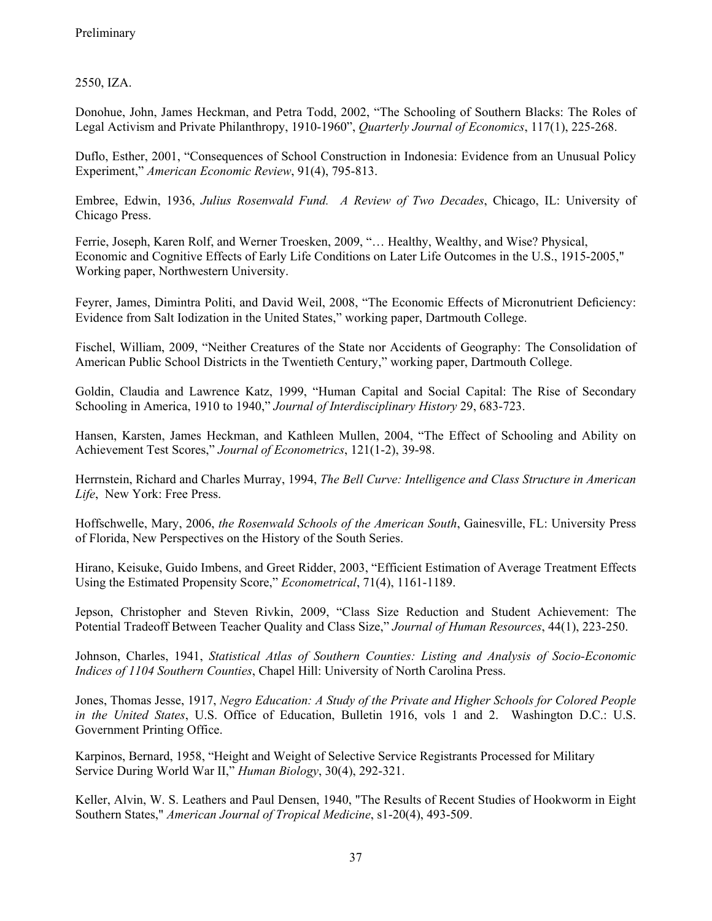2550, IZA.

Donohue, John, James Heckman, and Petra Todd, 2002, "The Schooling of Southern Blacks: The Roles of Legal Activism and Private Philanthropy, 1910-1960", *Quarterly Journal of Economics*, 117(1), 225-268.

Duflo, Esther, 2001, "Consequences of School Construction in Indonesia: Evidence from an Unusual Policy Experiment," *American Economic Review*, 91(4), 795-813.

Embree, Edwin, 1936, *Julius Rosenwald Fund. A Review of Two Decades*, Chicago, IL: University of Chicago Press.

Ferrie, Joseph, Karen Rolf, and Werner Troesken, 2009, "… Healthy, Wealthy, and Wise? Physical, Economic and Cognitive Effects of Early Life Conditions on Later Life Outcomes in the U.S., 1915-2005," Working paper, Northwestern University.

Feyrer, James, Dimintra Politi, and David Weil, 2008, "The Economic Effects of Micronutrient Deficiency: Evidence from Salt Iodization in the United States," working paper, Dartmouth College.

Fischel, William, 2009, "Neither Creatures of the State nor Accidents of Geography: The Consolidation of American Public School Districts in the Twentieth Century," working paper, Dartmouth College.

Goldin, Claudia and Lawrence Katz, 1999, "Human Capital and Social Capital: The Rise of Secondary Schooling in America, 1910 to 1940," *Journal of Interdisciplinary History* 29, 683-723.

Hansen, Karsten, James Heckman, and Kathleen Mullen, 2004, "The Effect of Schooling and Ability on Achievement Test Scores," *Journal of Econometrics*, 121(1-2), 39-98.

Herrnstein, Richard and Charles Murray, 1994, *The Bell Curve: Intelligence and Class Structure in American Life*, New York: Free Press.

Hoffschwelle, Mary, 2006, *the Rosenwald Schools of the American South*, Gainesville, FL: University Press of Florida, New Perspectives on the History of the South Series.

Hirano, Keisuke, Guido Imbens, and Greet Ridder, 2003, "Efficient Estimation of Average Treatment Effects Using the Estimated Propensity Score," *Econometrical*, 71(4), 1161-1189.

Jepson, Christopher and Steven Rivkin, 2009, "Class Size Reduction and Student Achievement: The Potential Tradeoff Between Teacher Quality and Class Size," *Journal of Human Resources*, 44(1), 223-250.

Johnson, Charles, 1941, *Statistical Atlas of Southern Counties: Listing and Analysis of Socio-Economic Indices of 1104 Southern Counties*, Chapel Hill: University of North Carolina Press.

Jones, Thomas Jesse, 1917, *Negro Education: A Study of the Private and Higher Schools for Colored People in the United States*, U.S. Office of Education, Bulletin 1916, vols 1 and 2. Washington D.C.: U.S. Government Printing Office.

Karpinos, Bernard, 1958, "Height and Weight of Selective Service Registrants Processed for Military Service During World War II," *Human Biology*, 30(4), 292-321.

Keller, Alvin, W. S. Leathers and Paul Densen, 1940, "The Results of Recent Studies of Hookworm in Eight Southern States," *American Journal of Tropical Medicine*, s1-20(4), 493-509.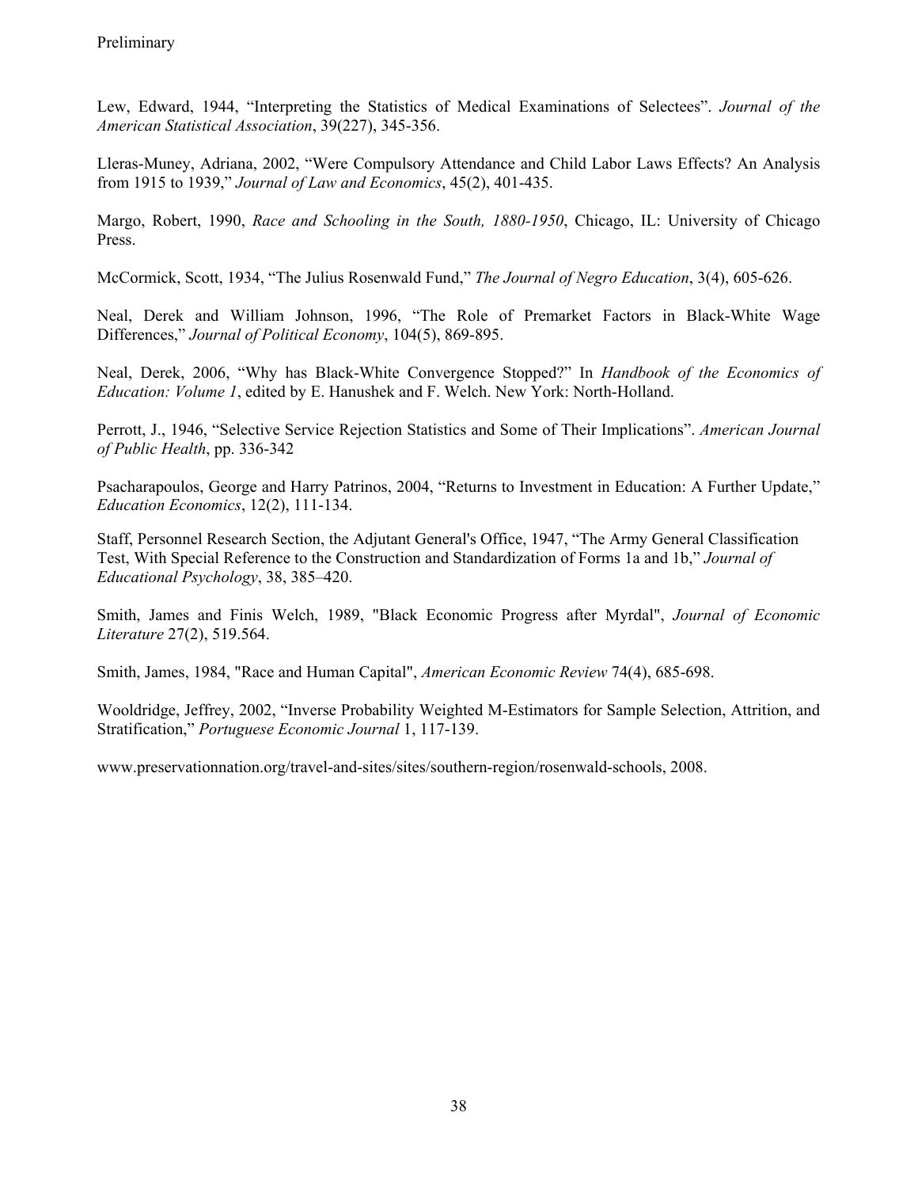Lew, Edward, 1944, "Interpreting the Statistics of Medical Examinations of Selectees". *Journal of the American Statistical Association*, 39(227), 345-356.

Lleras-Muney, Adriana, 2002, "Were Compulsory Attendance and Child Labor Laws Effects? An Analysis from 1915 to 1939," *Journal of Law and Economics*, 45(2), 401-435.

Margo, Robert, 1990, *Race and Schooling in the South, 1880-1950*, Chicago, IL: University of Chicago Press.

McCormick, Scott, 1934, "The Julius Rosenwald Fund," *The Journal of Negro Education*, 3(4), 605-626.

Neal, Derek and William Johnson, 1996, "The Role of Premarket Factors in Black-White Wage Differences," *Journal of Political Economy*, 104(5), 869-895.

Neal, Derek, 2006, "Why has Black-White Convergence Stopped?" In *Handbook of the Economics of Education: Volume 1*, edited by E. Hanushek and F. Welch. New York: North-Holland.

Perrott, J., 1946, "Selective Service Rejection Statistics and Some of Their Implications". *American Journal of Public Health*, pp. 336-342

Psacharapoulos, George and Harry Patrinos, 2004, "Returns to Investment in Education: A Further Update," *Education Economics*, 12(2), 111-134.

Staff, Personnel Research Section, the Adjutant General's Office, 1947, "The Army General Classification Test, With Special Reference to the Construction and Standardization of Forms 1a and 1b," *Journal of Educational Psychology*, 38, 385–420.

Smith, James and Finis Welch, 1989, "Black Economic Progress after Myrdal", *Journal of Economic Literature* 27(2), 519.564.

Smith, James, 1984, "Race and Human Capital", *American Economic Review* 74(4), 685-698.

Wooldridge, Jeffrey, 2002, "Inverse Probability Weighted M-Estimators for Sample Selection, Attrition, and Stratification," *Portuguese Economic Journal* 1, 117-139.

www.preservationnation.org/travel-and-sites/sites/southern-region/rosenwald-schools, 2008.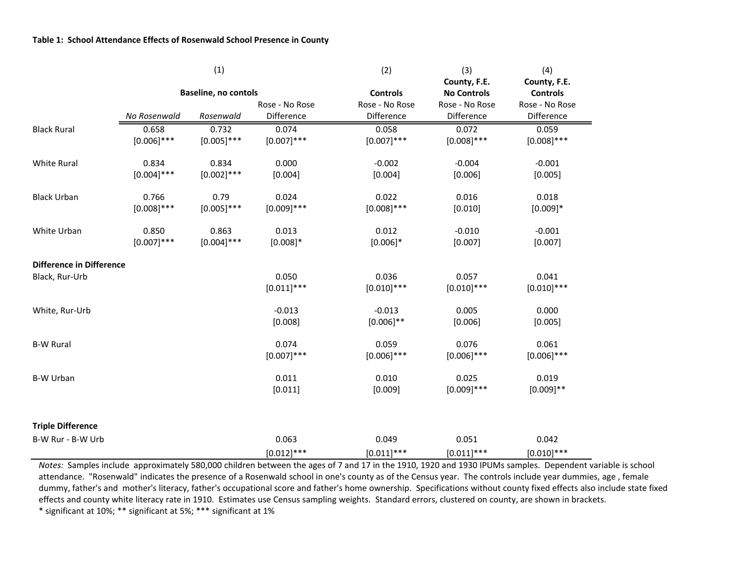**Table 1: School Attendance Effects of Rosenwald School Presence in County**

| | (1) | | | (2) | (3) | (4) |
|---|---|---|---|---|---|---|
| | Baseline, no contols | | | Controls | County, F.E. No Controls | County, F.E. Controls |
| | *No Rosenwald* | *Rosenwald* | Rose - No Rose Difference | Rose - No Rose Difference | Rose - No Rose Difference | Rose - No Rose Difference |
| Black Rural | 0.658 | 0.732 | 0.074 | 0.058 | 0.072 | 0.059 |
| | [0.006]*** | [0.005]*** | [0.007]*** | [0.007]*** | [0.008]*** | [0.008]*** |
| White Rural | 0.834 | 0.834 | 0.000 | -0.002 | -0.004 | -0.001 |
| | [0.004]*** | [0.002]*** | [0.004] | [0.004] | [0.006] | [0.005] |
| Black Urban | 0.766 | 0.79 | 0.024 | 0.022 | 0.016 | 0.018 |
| | [0.008]*** | [0.005]*** | [0.009]*** | [0.008]*** | [0.010] | [0.009]* |
| White Urban | 0.850 | 0.863 | 0.013 | 0.012 | -0.010 | -0.001 |
| | [0.007]*** | [0.004]*** | [0.008]* | [0.006]* | [0.007] | [0.007] |
| **Difference in Difference** | | | | | | |
| Black, Rur-Urb | | | 0.050 | 0.036 | 0.057 | 0.041 |
| | | | [0.011]*** | [0.010]*** | [0.010]*** | [0.010]*** |
| White, Rur-Urb | | | -0.013 | -0.013 | 0.005 | 0.000 |
| | | | [0.008] | [0.006]** | [0.006] | [0.005] |
| B-W Rural | | | 0.074 | 0.059 | 0.076 | 0.061 |
| | | | [0.007]*** | [0.006]*** | [0.006]*** | [0.006]*** |
| B-W Urban | | | 0.011 | 0.010 | 0.025 | 0.019 |
| | | | [0.011] | [0.009] | [0.009]*** | [0.009]** |
| **Triple Difference** | | | | | | |
| B-W Rur - B-W Urb | | | 0.063 | 0.049 | 0.051 | 0.042 |
| | | | [0.012]*** | [0.011]*** | [0.011]*** | [0.010]*** |

*Notes:* Samples include approximately 580,000 children between the ages of 7 and 17 in the 1910, 1920 and 1930 IPUMs samples. Dependent variable is school attendance. "Rosenwald" indicates the presence of a Rosenwald school in one's county as of the Census year. The controls include year dummies, age , female dummy, father's and mother's literacy, father's occupational score and father's home ownership. Specifications without county fixed effects also include state fixed effects and county white literacy rate in 1910. Estimates use Census sampling weights. Standard errors, clustered on county, are shown in brackets.
* significant at 10%; ** significant at 5%; *** significant at 1%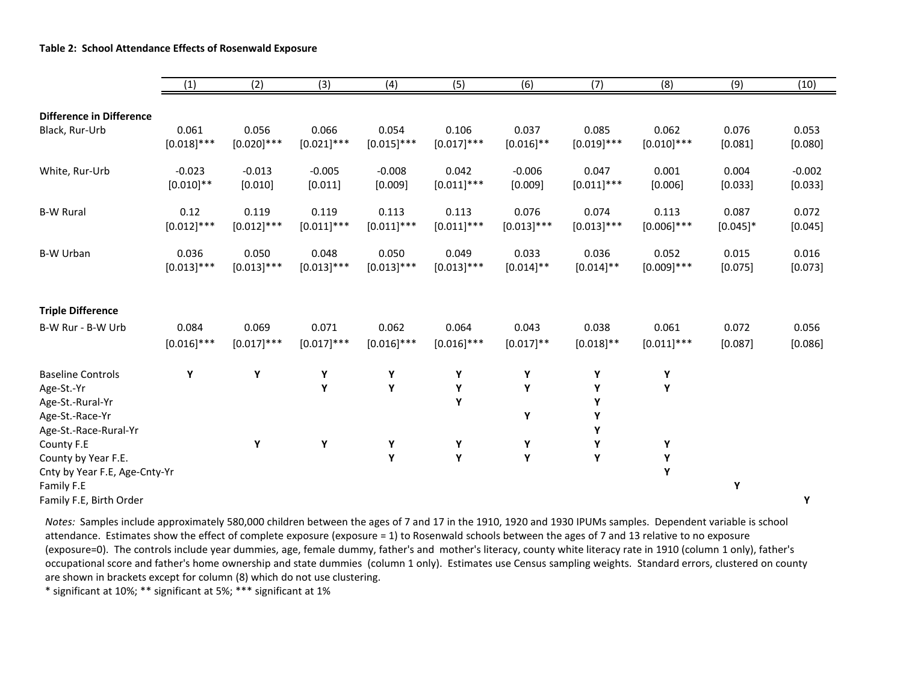**Table 2: School Attendance Effects of Rosenwald Exposure**

| | (1) | (2) | (3) | (4) | (5) | (6) | (7) | (8) | (9) | (10) |
|---|---|---|---|---|---|---|---|---|---|---|
| **Difference in Difference** | | | | | | | | | | |
| Black, Rur-Urb | 0.061 | 0.056 | 0.066 | 0.054 | 0.106 | 0.037 | 0.085 | 0.062 | 0.076 | 0.053 |
| | [0.018]*** | [0.020]*** | [0.021]*** | [0.015]*** | [0.017]*** | [0.016]** | [0.019]*** | [0.010]*** | [0.081] | [0.080] |
| White, Rur-Urb | -0.023 | -0.013 | -0.005 | -0.008 | 0.042 | -0.006 | 0.047 | 0.001 | 0.004 | -0.002 |
| | [0.010]** | [0.010] | [0.011] | [0.009] | [0.011]*** | [0.009] | [0.011]*** | [0.006] | [0.033] | [0.033] |
| B-W Rural | 0.12 | 0.119 | 0.119 | 0.113 | 0.113 | 0.076 | 0.074 | 0.113 | 0.087 | 0.072 |
| | [0.012]*** | [0.012]*** | [0.011]*** | [0.011]*** | [0.011]*** | [0.013]*** | [0.013]*** | [0.006]*** | [0.045]* | [0.045] |
| B-W Urban | 0.036 | 0.050 | 0.048 | 0.050 | 0.049 | 0.033 | 0.036 | 0.052 | 0.015 | 0.016 |
| | [0.013]*** | [0.013]*** | [0.013]*** | [0.013]*** | [0.013]*** | [0.014]** | [0.014]** | [0.009]*** | [0.075] | [0.073] |
| **Triple Difference** | | | | | | | | | | |
| B-W Rur - B-W Urb | 0.084 | 0.069 | 0.071 | 0.062 | 0.064 | 0.043 | 0.038 | 0.061 | 0.072 | 0.056 |
| | [0.016]*** | [0.017]*** | [0.017]*** | [0.016]*** | [0.016]*** | [0.017]** | [0.018]** | [0.011]*** | [0.087] | [0.086] |
| Baseline Controls | Y | Y | Y | Y | Y | Y | Y | Y | | |
| Age-St.-Yr | | | Y | Y | Y | Y | Y | Y | | |
| Age-St.-Rural-Yr | | | | | Y | | Y | | | |
| Age-St.-Race-Yr | | | | | | Y | Y | | | |
| Age-St.-Race-Rural-Yr | | | | | | | Y | | | |
| County F.E | | Y | Y | Y | Y | Y | Y | Y | | |
| County by Year F.E. | | | | Y | Y | Y | Y | Y | | |
| Cnty by Year F.E, Age-Cnty-Yr | | | | | | | | Y | | |
| Family F.E | | | | | | | | | Y | |
| Family F.E, Birth Order | | | | | | | | | | Y |

*Notes:* Samples include approximately 580,000 children between the ages of 7 and 17 in the 1910, 1920 and 1930 IPUMs samples. Dependent variable is school attendance. Estimates show the effect of complete exposure (exposure = 1) to Rosenwald schools between the ages of 7 and 13 relative to no exposure (exposure=0). The controls include year dummies, age, female dummy, father's and mother's literacy, county white literacy rate in 1910 (column 1 only), father's occupational score and father's home ownership and state dummies (column 1 only). Estimates use Census sampling weights. Standard errors, clustered on county are shown in brackets except for column (8) which do not use clustering.

* significant at 10%; ** significant at 5%; *** significant at 1%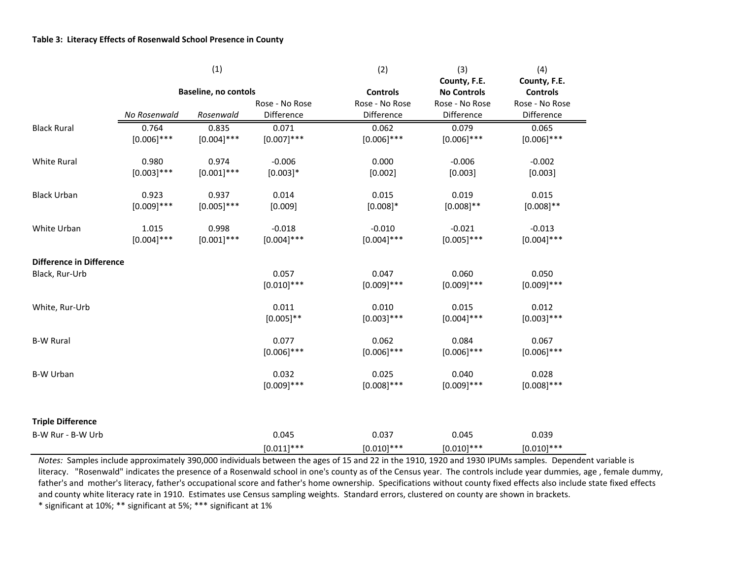**Table 3: Literacy Effects of Rosenwald School Presence in County**

| | (1) | | | (2) | (3) | (4) |
|---|---|---|---|---|---|---|
| | Baseline, no contols | | | Controls | County, F.E. No Controls | County, F.E. Controls |
| | *No Rosenwald* | *Rosenwald* | Rose - No Rose Difference | Rose - No Rose Difference | Rose - No Rose Difference | Rose - No Rose Difference |
| Black Rural | 0.764 | 0.835 | 0.071 | 0.062 | 0.079 | 0.065 |
| | [0.006]*** | [0.004]*** | [0.007]*** | [0.006]*** | [0.006]*** | [0.006]*** |
| White Rural | 0.980 | 0.974 | -0.006 | 0.000 | -0.006 | -0.002 |
| | [0.003]*** | [0.001]*** | [0.003]* | [0.002] | [0.003] | [0.003] |
| Black Urban | 0.923 | 0.937 | 0.014 | 0.015 | 0.019 | 0.015 |
| | [0.009]*** | [0.005]*** | [0.009] | [0.008]* | [0.008]** | [0.008]** |
| White Urban | 1.015 | 0.998 | -0.018 | -0.010 | -0.021 | -0.013 |
| | [0.004]*** | [0.001]*** | [0.004]*** | [0.004]*** | [0.005]*** | [0.004]*** |
| **Difference in Difference** | | | | | | |
| Black, Rur-Urb | | | 0.057 | 0.047 | 0.060 | 0.050 |
| | | | [0.010]*** | [0.009]*** | [0.009]*** | [0.009]*** |
| White, Rur-Urb | | | 0.011 | 0.010 | 0.015 | 0.012 |
| | | | [0.005]** | [0.003]*** | [0.004]*** | [0.003]*** |
| B-W Rural | | | 0.077 | 0.062 | 0.084 | 0.067 |
| | | | [0.006]*** | [0.006]*** | [0.006]*** | [0.006]*** |
| B-W Urban | | | 0.032 | 0.025 | 0.040 | 0.028 |
| | | | [0.009]*** | [0.008]*** | [0.009]*** | [0.008]*** |
| **Triple Difference** | | | | | | |
| B-W Rur - B-W Urb | | | 0.045 | 0.037 | 0.045 | 0.039 |
| | | | [0.011]*** | [0.010]*** | [0.010]*** | [0.010]*** |

*Notes:* Samples include approximately 390,000 individuals between the ages of 15 and 22 in the 1910, 1920 and 1930 IPUMs samples. Dependent variable is literacy. "Rosenwald" indicates the presence of a Rosenwald school in one's county as of the Census year. The controls include year dummies, age , female dummy, father's and mother's literacy, father's occupational score and father's home ownership. Specifications without county fixed effects also include state fixed effects and county white literacy rate in 1910. Estimates use Census sampling weights. Standard errors, clustered on county are shown in brackets.
* significant at 10%; ** significant at 5%; *** significant at 1%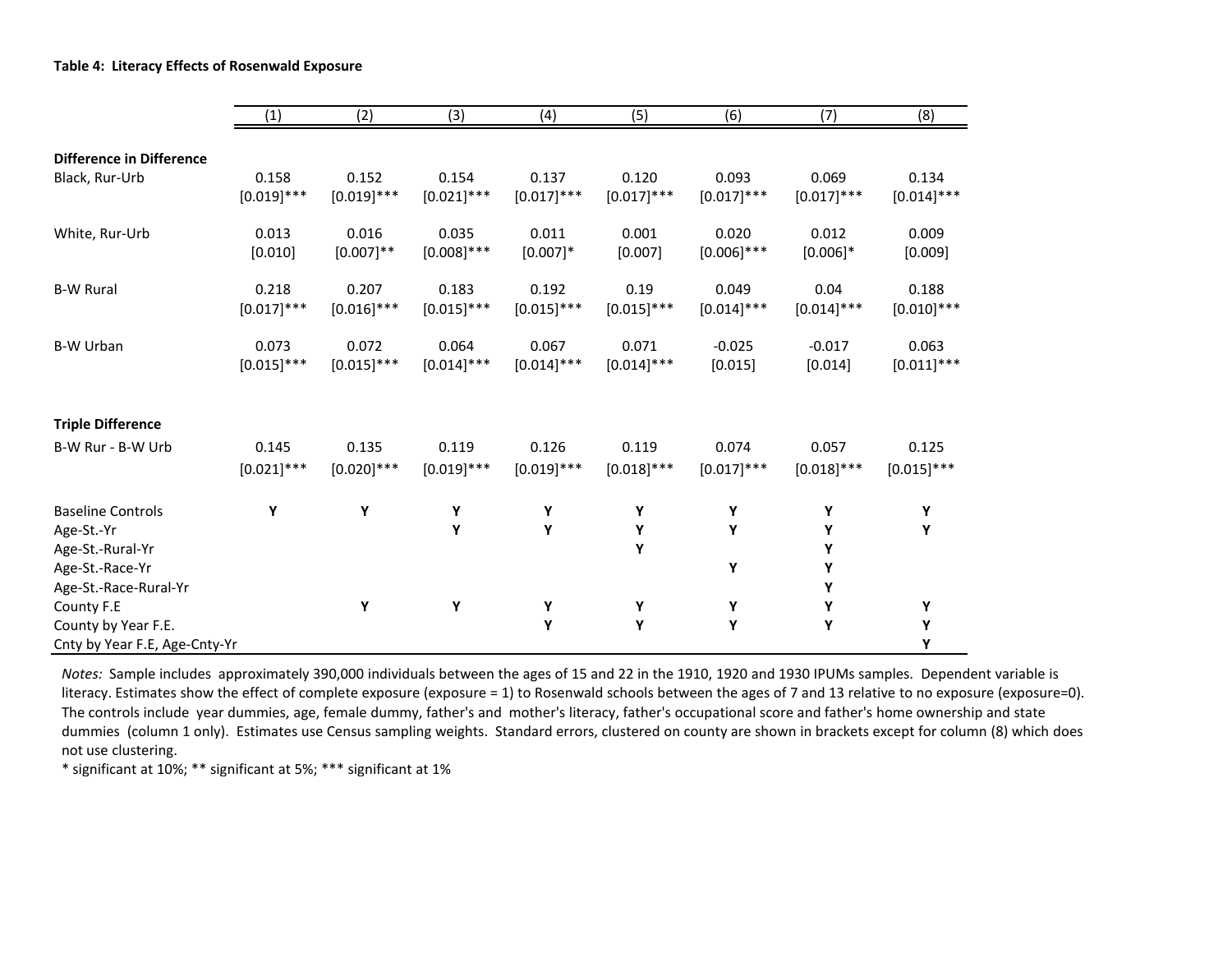**Table 4: Literacy Effects of Rosenwald Exposure**

| | (1) | (2) | (3) | (4) | (5) | (6) | (7) | (8) |
|---|---|---|---|---|---|---|---|---|
| **Difference in Difference** | | | | | | | | |
| Black, Rur-Urb | 0.158 | 0.152 | 0.154 | 0.137 | 0.120 | 0.093 | 0.069 | 0.134 |
| | [0.019]*** | [0.019]*** | [0.021]*** | [0.017]*** | [0.017]*** | [0.017]*** | [0.017]*** | [0.014]*** |
| White, Rur-Urb | 0.013 | 0.016 | 0.035 | 0.011 | 0.001 | 0.020 | 0.012 | 0.009 |
| | [0.010] | [0.007]** | [0.008]*** | [0.007]* | [0.007] | [0.006]*** | [0.006]* | [0.009] |
| B-W Rural | 0.218 | 0.207 | 0.183 | 0.192 | 0.19 | 0.049 | 0.04 | 0.188 |
| | [0.017]*** | [0.016]*** | [0.015]*** | [0.015]*** | [0.015]*** | [0.014]*** | [0.014]*** | [0.010]*** |
| B-W Urban | 0.073 | 0.072 | 0.064 | 0.067 | 0.071 | -0.025 | -0.017 | 0.063 |
| | [0.015]*** | [0.015]*** | [0.014]*** | [0.014]*** | [0.014]*** | [0.015] | [0.014] | [0.011]*** |
| **Triple Difference** | | | | | | | | |
| B-W Rur - B-W Urb | 0.145 | 0.135 | 0.119 | 0.126 | 0.119 | 0.074 | 0.057 | 0.125 |
| | [0.021]*** | [0.020]*** | [0.019]*** | [0.019]*** | [0.018]*** | [0.017]*** | [0.018]*** | [0.015]*** |
| Baseline Controls | Y | Y | Y | Y | Y | Y | Y | Y |
| Age-St.-Yr | | | Y | Y | Y | Y | Y | Y |
| Age-St.-Rural-Yr | | | | | Y | | Y | |
| Age-St.-Race-Yr | | | | | | Y | Y | |
| Age-St.-Race-Rural-Yr | | | | | | | Y | |
| County F.E | | Y | Y | Y | Y | Y | Y | Y |
| County by Year F.E. | | | | Y | Y | Y | Y | Y |
| Cnty by Year F.E, Age-Cnty-Yr | | | | | | | | Y |

*Notes:* Sample includes approximately 390,000 individuals between the ages of 15 and 22 in the 1910, 1920 and 1930 IPUMs samples. Dependent variable is literacy. Estimates show the effect of complete exposure (exposure = 1) to Rosenwald schools between the ages of 7 and 13 relative to no exposure (exposure=0). The controls include year dummies, age, female dummy, father's and mother's literacy, father's occupational score and father's home ownership and state dummies (column 1 only). Estimates use Census sampling weights. Standard errors, clustered on county are shown in brackets except for column (8) which does not use clustering.

* significant at 10%; ** significant at 5%; *** significant at 1%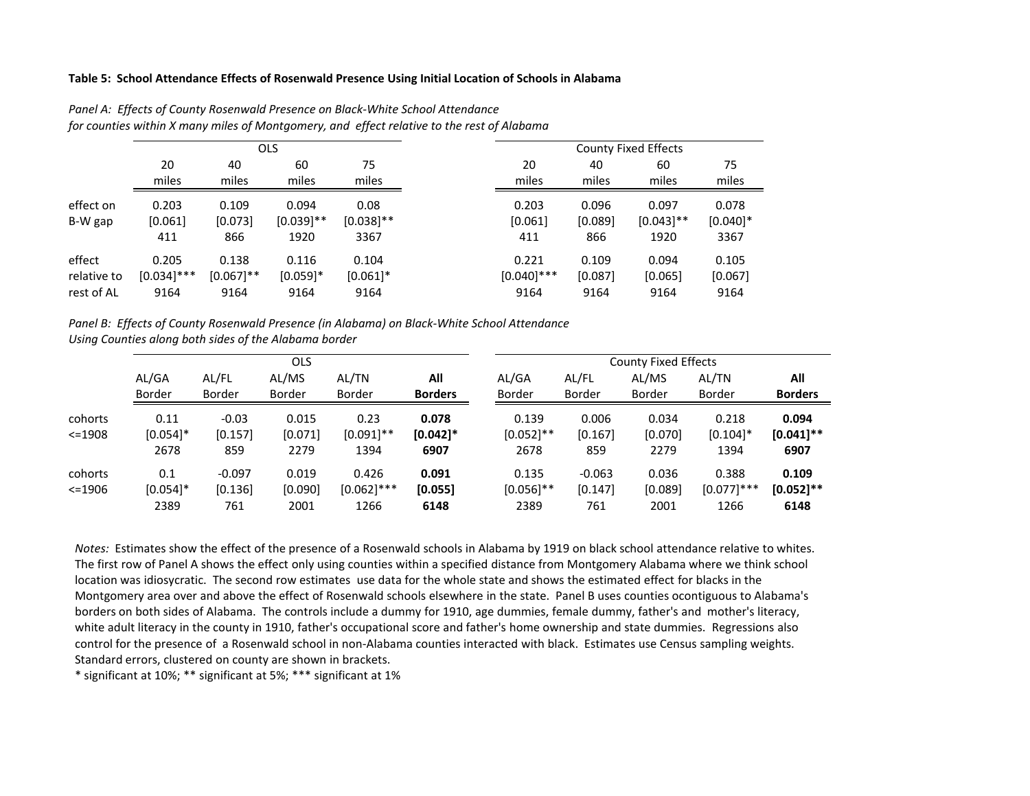**Table 5: School Attendance Effects of Rosenwald Presence Using Initial Location of Schools in Alabama**

*Panel A: Effects of County Rosenwald Presence on Black-White School Attendance for counties within X many miles of Montgomery, and effect relative to the rest of Alabama*

| | OLS | | | | County Fixed Effects | | | |
|---|---|---|---|---|---|---|---|---|
| | 20 miles | 40 miles | 60 miles | 75 miles | 20 miles | 40 miles | 60 miles | 75 miles |
| effect on B-W gap | 0.203 | 0.109 | 0.094 | 0.08 | 0.203 | 0.096 | 0.097 | 0.078 |
| | [0.061] | [0.073] | [0.039]** | [0.038]** | [0.061] | [0.089] | [0.043]** | [0.040]* |
| | 411 | 866 | 1920 | 3367 | 411 | 866 | 1920 | 3367 |
| effect relative to rest of AL | 0.205 | 0.138 | 0.116 | 0.104 | 0.221 | 0.109 | 0.094 | 0.105 |
| | [0.034]*** | [0.067]** | [0.059]* | [0.061]* | [0.040]*** | [0.087] | [0.065] | [0.067] |
| | 9164 | 9164 | 9164 | 9164 | 9164 | 9164 | 9164 | 9164 |

*Panel B: Effects of County Rosenwald Presence (in Alabama) on Black-White School Attendance Using Counties along both sides of the Alabama border*

| | OLS | | | | | County Fixed Effects | | | | |
|---|---|---|---|---|---|---|---|---|---|---|
| | AL/GA Border | AL/FL Border | AL/MS Border | AL/TN Border | **All Borders** | AL/GA Border | AL/FL Border | AL/MS Border | AL/TN Border | **All Borders** |
| cohorts <=1908 | 0.11 | -0.03 | 0.015 | 0.23 | **0.078** | 0.139 | 0.006 | 0.034 | 0.218 | **0.094** |
| | [0.054]* | [0.157] | [0.071] | [0.091]** | **[0.042]*** | [0.052]** | [0.167] | [0.070] | [0.104]* | **[0.041]**** |
| | 2678 | 859 | 2279 | 1394 | **6907** | 2678 | 859 | 2279 | 1394 | **6907** |
| cohorts <=1906 | 0.1 | -0.097 | 0.019 | 0.426 | **0.091** | 0.135 | -0.063 | 0.036 | 0.388 | **0.109** |
| | [0.054]* | [0.136] | [0.090] | [0.062]*** | **[0.055]** | [0.056]** | [0.147] | [0.089] | [0.077]*** | **[0.052]**** |
| | 2389 | 761 | 2001 | 1266 | **6148** | 2389 | 761 | 2001 | 1266 | **6148** |

*Notes:* Estimates show the effect of the presence of a Rosenwald schools in Alabama by 1919 on black school attendance relative to whites. The first row of Panel A shows the effect only using counties within a specified distance from Montgomery Alabama where we think school location was idiosycratic. The second row estimates use data for the whole state and shows the estimated effect for blacks in the Montgomery area over and above the effect of Rosenwald schools elsewhere in the state. Panel B uses counties ocontiguous to Alabama's borders on both sides of Alabama. The controls include a dummy for 1910, age dummies, female dummy, father's and mother's literacy, white adult literacy in the county in 1910, father's occupational score and father's home ownership and state dummies. Regressions also control for the presence of a Rosenwald school in non-Alabama counties interacted with black. Estimates use Census sampling weights. Standard errors, clustered on county are shown in brackets.

* significant at 10%; ** significant at 5%; *** significant at 1%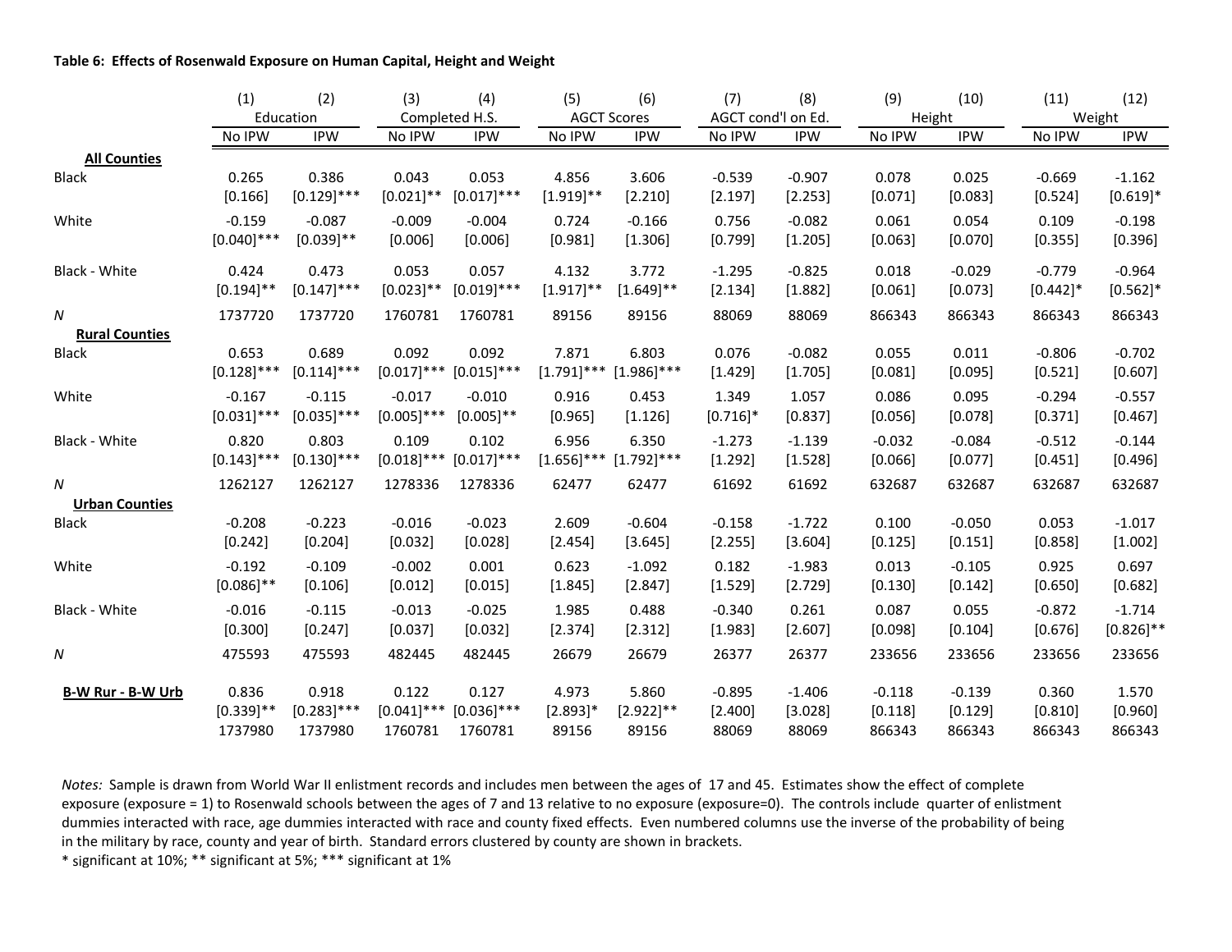**Table 6: Effects of Rosenwald Exposure on Human Capital, Height and Weight**

| | (1) | (2) | (3) | (4) | (5) | (6) | (7) | (8) | (9) | (10) | (11) | (12) |
|---|---|---|---|---|---|---|---|---|---|---|---|---|
| | Education | | Completed H.S. | | AGCT Scores | | AGCT cond'l on Ed. | | Height | | Weight | |
| | No IPW | IPW | No IPW | IPW | No IPW | IPW | No IPW | IPW | No IPW | IPW | No IPW | IPW |
| **All Counties** | | | | | | | | | | | | |
| Black | 0.265 | 0.386 | 0.043 | 0.053 | 4.856 | 3.606 | -0.539 | -0.907 | 0.078 | 0.025 | -0.669 | -1.162 |
| | [0.166] | [0.129]*** | [0.021]** | [0.017]*** | [1.919]** | [2.210] | [2.197] | [2.253] | [0.071] | [0.083] | [0.524] | [0.619]* |
| White | -0.159 | -0.087 | -0.009 | -0.004 | 0.724 | -0.166 | 0.756 | -0.082 | 0.061 | 0.054 | 0.109 | -0.198 |
| | [0.040]*** | [0.039]** | [0.006] | [0.006] | [0.981] | [1.306] | [0.799] | [1.205] | [0.063] | [0.070] | [0.355] | [0.396] |
| Black - White | 0.424 | 0.473 | 0.053 | 0.057 | 4.132 | 3.772 | -1.295 | -0.825 | 0.018 | -0.029 | -0.779 | -0.964 |
| | [0.194]** | [0.147]*** | [0.023]** | [0.019]*** | [1.917]** | [1.649]** | [2.134] | [1.882] | [0.061] | [0.073] | [0.442]* | [0.562]* |
| *N* | 1737720 | 1737720 | 1760781 | 1760781 | 89156 | 89156 | 88069 | 88069 | 866343 | 866343 | 866343 | 866343 |
| **Rural Counties** | | | | | | | | | | | | |
| Black | 0.653 | 0.689 | 0.092 | 0.092 | 7.871 | 6.803 | 0.076 | -0.082 | 0.055 | 0.011 | -0.806 | -0.702 |
| | [0.128]*** | [0.114]*** | [0.017]*** | [0.015]*** | [1.791]*** | [1.986]*** | [1.429] | [1.705] | [0.081] | [0.095] | [0.521] | [0.607] |
| White | -0.167 | -0.115 | -0.017 | -0.010 | 0.916 | 0.453 | 1.349 | 1.057 | 0.086 | 0.095 | -0.294 | -0.557 |
| | [0.031]*** | [0.035]*** | [0.005]*** | [0.005]** | [0.965] | [1.126] | [0.716]* | [0.837] | [0.056] | [0.078] | [0.371] | [0.467] |
| Black - White | 0.820 | 0.803 | 0.109 | 0.102 | 6.956 | 6.350 | -1.273 | -1.139 | -0.032 | -0.084 | -0.512 | -0.144 |
| | [0.143]*** | [0.130]*** | [0.018]*** | [0.017]*** | [1.656]*** | [1.792]*** | [1.292] | [1.528] | [0.066] | [0.077] | [0.451] | [0.496] |
| *N* | 1262127 | 1262127 | 1278336 | 1278336 | 62477 | 62477 | 61692 | 61692 | 632687 | 632687 | 632687 | 632687 |
| **Urban Counties** | | | | | | | | | | | | |
| Black | -0.208 | -0.223 | -0.016 | -0.023 | 2.609 | -0.604 | -0.158 | -1.722 | 0.100 | -0.050 | 0.053 | -1.017 |
| | [0.242] | [0.204] | [0.032] | [0.028] | [2.454] | [3.645] | [2.255] | [3.604] | [0.125] | [0.151] | [0.858] | [1.002] |
| White | -0.192 | -0.109 | -0.002 | 0.001 | 0.623 | -1.092 | 0.182 | -1.983 | 0.013 | -0.105 | 0.925 | 0.697 |
| | [0.086]** | [0.106] | [0.012] | [0.015] | [1.845] | [2.847] | [1.529] | [2.729] | [0.130] | [0.142] | [0.650] | [0.682] |
| Black - White | -0.016 | -0.115 | -0.013 | -0.025 | 1.985 | 0.488 | -0.340 | 0.261 | 0.087 | 0.055 | -0.872 | -1.714 |
| | [0.300] | [0.247] | [0.037] | [0.032] | [2.374] | [2.312] | [1.983] | [2.607] | [0.098] | [0.104] | [0.676] | [0.826]** |
| *N* | 475593 | 475593 | 482445 | 482445 | 26679 | 26679 | 26377 | 26377 | 233656 | 233656 | 233656 | 233656 |
| **B-W Rur - B-W Urb** | 0.836 | 0.918 | 0.122 | 0.127 | 4.973 | 5.860 | -0.895 | -1.406 | -0.118 | -0.139 | 0.360 | 1.570 |
| | [0.339]** | [0.283]*** | [0.041]*** | [0.036]*** | [2.893]* | [2.922]** | [2.400] | [3.028] | [0.118] | [0.129] | [0.810] | [0.960] |
| | 1737980 | 1737980 | 1760781 | 1760781 | 89156 | 89156 | 88069 | 88069 | 866343 | 866343 | 866343 | 866343 |

*Notes:* Sample is drawn from World War II enlistment records and includes men between the ages of 17 and 45. Estimates show the effect of complete exposure (exposure = 1) to Rosenwald schools between the ages of 7 and 13 relative to no exposure (exposure=0). The controls include quarter of enlistment dummies interacted with race, age dummies interacted with race and county fixed effects. Even numbered columns use the inverse of the probability of being in the military by race, county and year of birth. Standard errors clustered by county are shown in brackets.

* significant at 10%; ** significant at 5%; *** significant at 1%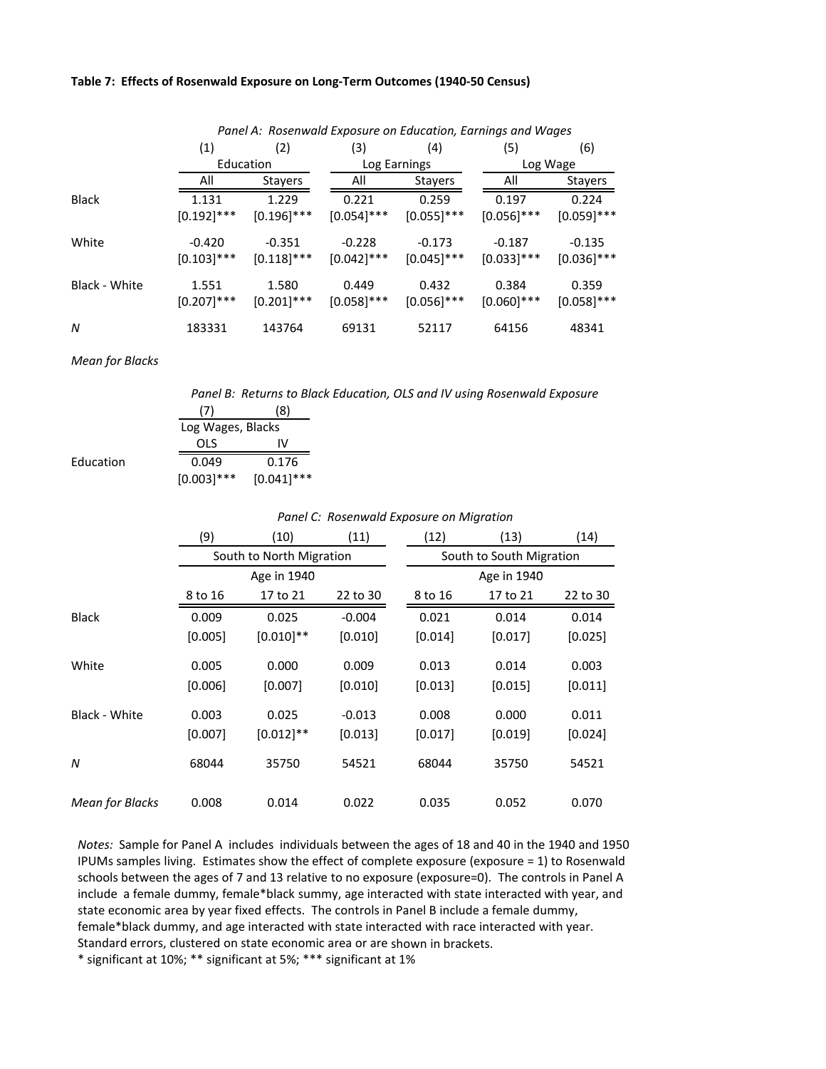**Table 7: Effects of Rosenwald Exposure on Long-Term Outcomes (1940-50 Census)**

*Panel A: Rosenwald Exposure on Education, Earnings and Wages*

| | (1) | (2) | (3) | (4) | (5) | (6) |
|---|---|---|---|---|---|---|
| | Education | | Log Earnings | | Log Wage | |
| | All | Stayers | All | Stayers | All | Stayers |
| Black | 1.131 | 1.229 | 0.221 | 0.259 | 0.197 | 0.224 |
| | [0.192]*** | [0.196]*** | [0.054]*** | [0.055]*** | [0.056]*** | [0.059]*** |
| White | -0.420 | -0.351 | -0.228 | -0.173 | -0.187 | -0.135 |
| | [0.103]*** | [0.118]*** | [0.042]*** | [0.045]*** | [0.033]*** | [0.036]*** |
| Black - White | 1.551 | 1.580 | 0.449 | 0.432 | 0.384 | 0.359 |
| | [0.207]*** | [0.201]*** | [0.058]*** | [0.056]*** | [0.060]*** | [0.058]*** |
| *N* | 183331 | 143764 | 69131 | 52117 | 64156 | 48341 |
| *Mean for Blacks* | | | | | | |

*Panel B: Returns to Black Education, OLS and IV using Rosenwald Exposure*

| | (7) | (8) |
|---|---|---|
| | Log Wages, Blacks | |
| | OLS | IV |
| Education | 0.049 | 0.176 |
| | [0.003]*** | [0.041]*** |

*Panel C: Rosenwald Exposure on Migration*

| | (9) | (10) | (11) | (12) | (13) | (14) |
|---|---|---|---|---|---|---|
| | South to North Migration | | | South to South Migration | | |
| | Age in 1940 | | | Age in 1940 | | |
| | 8 to 16 | 17 to 21 | 22 to 30 | 8 to 16 | 17 to 21 | 22 to 30 |
| Black | 0.009 | 0.025 | -0.004 | 0.021 | 0.014 | 0.014 |
| | [0.005] | [0.010]** | [0.010] | [0.014] | [0.017] | [0.025] |
| White | 0.005 | 0.000 | 0.009 | 0.013 | 0.014 | 0.003 |
| | [0.006] | [0.007] | [0.010] | [0.013] | [0.015] | [0.011] |
| Black - White | 0.003 | 0.025 | -0.013 | 0.008 | 0.000 | 0.011 |
| | [0.007] | [0.012]** | [0.013] | [0.017] | [0.019] | [0.024] |
| *N* | 68044 | 35750 | 54521 | 68044 | 35750 | 54521 |
| *Mean for Blacks* | 0.008 | 0.014 | 0.022 | 0.035 | 0.052 | 0.070 |

*Notes:* Sample for Panel A includes individuals between the ages of 18 and 40 in the 1940 and 1950 IPUMs samples living. Estimates show the effect of complete exposure (exposure = 1) to Rosenwald schools between the ages of 7 and 13 relative to no exposure (exposure=0). The controls in Panel A include a female dummy, female*black summy, age interacted with state interacted with year, and state economic area by year fixed effects. The controls in Panel B include a female dummy, female*black dummy, and age interacted with state interacted with race interacted with year. Standard errors, clustered on state economic area or are shown in brackets.
* significant at 10%; ** significant at 5%; *** significant at 1%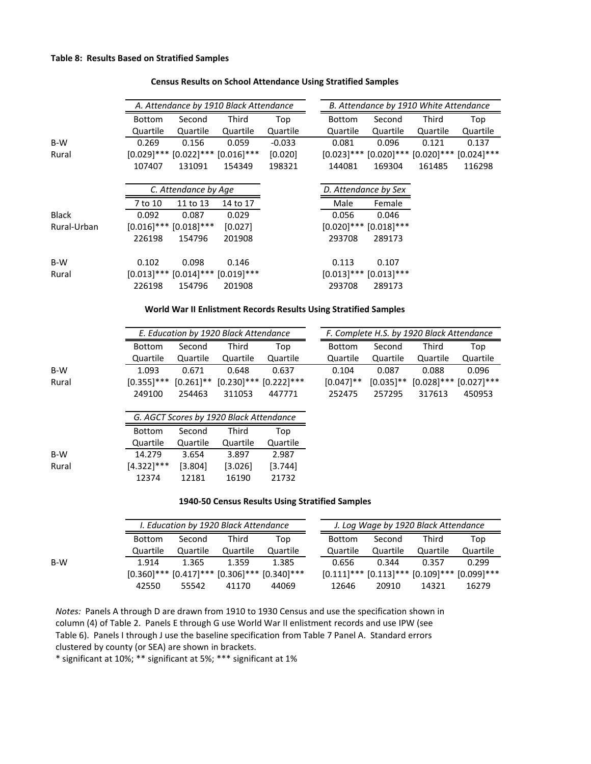**Table 8: Results Based on Stratified Samples**

**Census Results on School Attendance Using Stratified Samples**

| | *A. Attendance by 1910 Black Attendance* | | | | *B. Attendance by 1910 White Attendance* | | | |
|---|---|---|---|---|---|---|---|---|
| | Bottom Quartile | Second Quartile | Third Quartile | Top Quartile | Bottom Quartile | Second Quartile | Third Quartile | Top Quartile |
| B-W | 0.269 | 0.156 | 0.059 | -0.033 | 0.081 | 0.096 | 0.121 | 0.137 |
| Rural | [0.029]*** | [0.022]*** | [0.016]*** | [0.020] | [0.023]*** | [0.020]*** | [0.020]*** | [0.024]*** |
| | 107407 | 131091 | 154349 | 198321 | 144081 | 169304 | 161485 | 116298 |

| | *C. Attendance by Age* | | | *D. Attendance by Sex* | |
|---|---|---|---|---|---|
| | 7 to 10 | 11 to 13 | 14 to 17 | Male | Female |
| Black | 0.092 | 0.087 | 0.029 | 0.056 | 0.046 |
| Rural-Urban | [0.016]*** | [0.018]*** | [0.027] | [0.020]*** | [0.018]*** |
| | 226198 | 154796 | 201908 | 293708 | 289173 |
| B-W | 0.102 | 0.098 | 0.146 | 0.113 | 0.107 |
| Rural | [0.013]*** | [0.014]*** | [0.019]*** | [0.013]*** | [0.013]*** |
| | 226198 | 154796 | 201908 | 293708 | 289173 |

**World War II Enlistment Records Results Using Stratified Samples**

| | *E. Education by 1920 Black Attendance* | | | | *F. Complete H.S. by 1920 Black Attendance* | | | |
|---|---|---|---|---|---|---|---|---|
| | Bottom Quartile | Second Quartile | Third Quartile | Top Quartile | Bottom Quartile | Second Quartile | Third Quartile | Top Quartile |
| B-W | 1.093 | 0.671 | 0.648 | 0.637 | 0.104 | 0.087 | 0.088 | 0.096 |
| Rural | [0.355]*** | [0.261]** | [0.230]*** | [0.222]*** | [0.047]** | [0.035]** | [0.028]*** | [0.027]*** |
| | 249100 | 254463 | 311053 | 447771 | 252475 | 257295 | 317613 | 450953 |

| | *G. AGCT Scores by 1920 Black Attendance* | | | |
|---|---|---|---|---|
| | Bottom Quartile | Second Quartile | Third Quartile | Top Quartile |
| B-W | 14.279 | 3.654 | 3.897 | 2.987 |
| Rural | [4.322]*** | [3.804] | [3.026] | [3.744] |
| | 12374 | 12181 | 16190 | 21732 |

**1940-50 Census Results Using Stratified Samples**

| | *I. Education by 1920 Black Attendance* | | | | *J. Log Wage by 1920 Black Attendance* | | | |
|---|---|---|---|---|---|---|---|---|
| | Bottom Quartile | Second Quartile | Third Quartile | Top Quartile | Bottom Quartile | Second Quartile | Third Quartile | Top Quartile |
| B-W | 1.914 | 1.365 | 1.359 | 1.385 | 0.656 | 0.344 | 0.357 | 0.299 |
| | [0.360]*** | [0.417]*** | [0.306]*** | [0.340]*** | [0.111]*** | [0.113]*** | [0.109]*** | [0.099]*** |
| | 42550 | 55542 | 41170 | 44069 | 12646 | 20910 | 14321 | 16279 |

*Notes:* Panels A through D are drawn from 1910 to 1930 Census and use the specification shown in column (4) of Table 2. Panels E through G use World War II enlistment records and use IPW (see Table 6). Panels I through J use the baseline specification from Table 7 Panel A. Standard errors clustered by county (or SEA) are shown in brackets.
* significant at 10%; ** significant at 5%; *** significant at 1%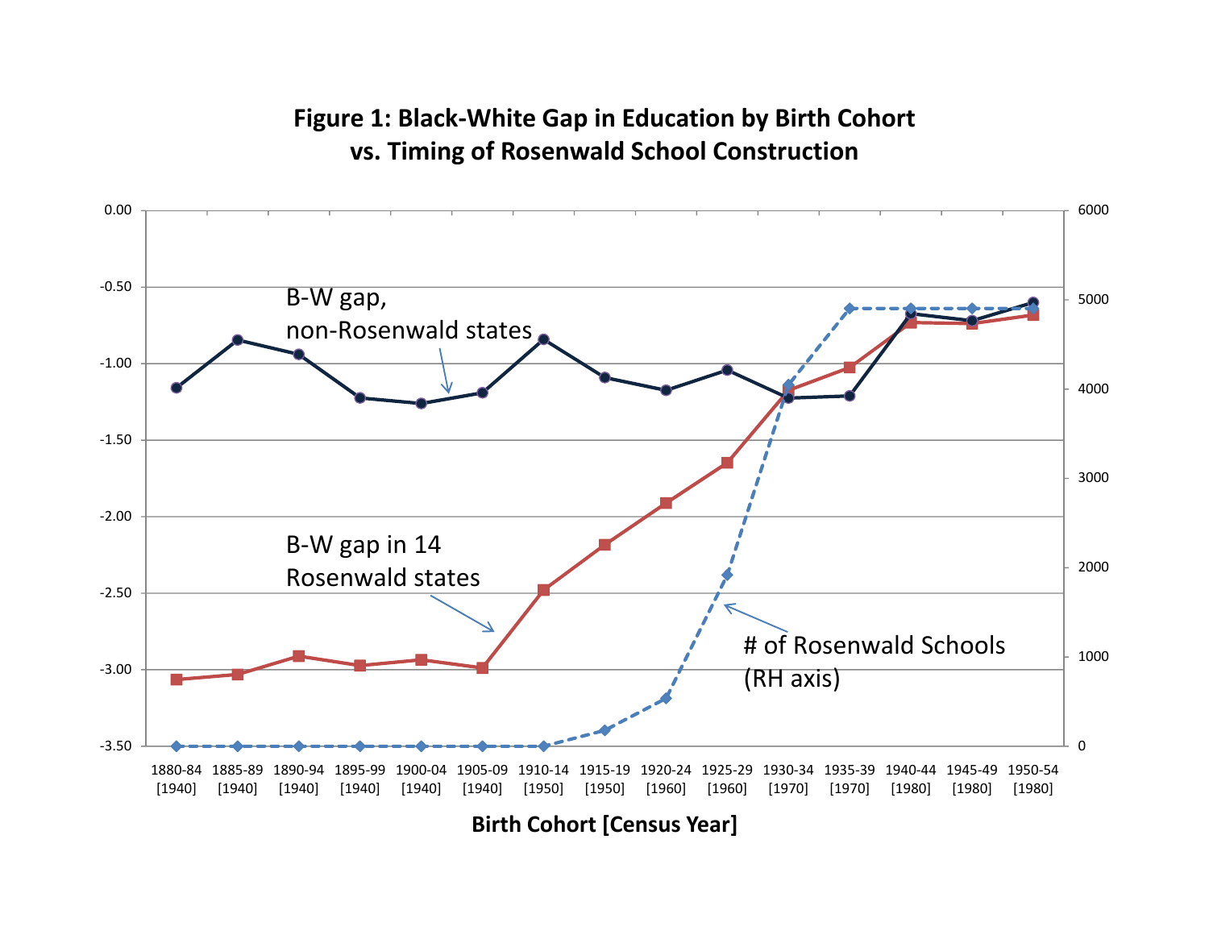**Figure 1: Black-White Gap in Education by Birth Cohort vs. Timing of Rosenwald School Construction**

B-W gap, non-Rosenwald states

B-W gap in 14 Rosenwald states

# of Rosenwald Schools (RH axis)

Birth Cohort [Census Year]

1880-84 [1940], 1885-89 [1940], 1890-94 [1940], 1895-99 [1940], 1900-04 [1940], 1905-09 [1940], 1910-14 [1950], 1915-19 [1950], 1920-24 [1960], 1925-29 [1960], 1930-34 [1970], 1935-39 [1970], 1940-44 [1980], 1945-49 [1980], 1950-54 [1980]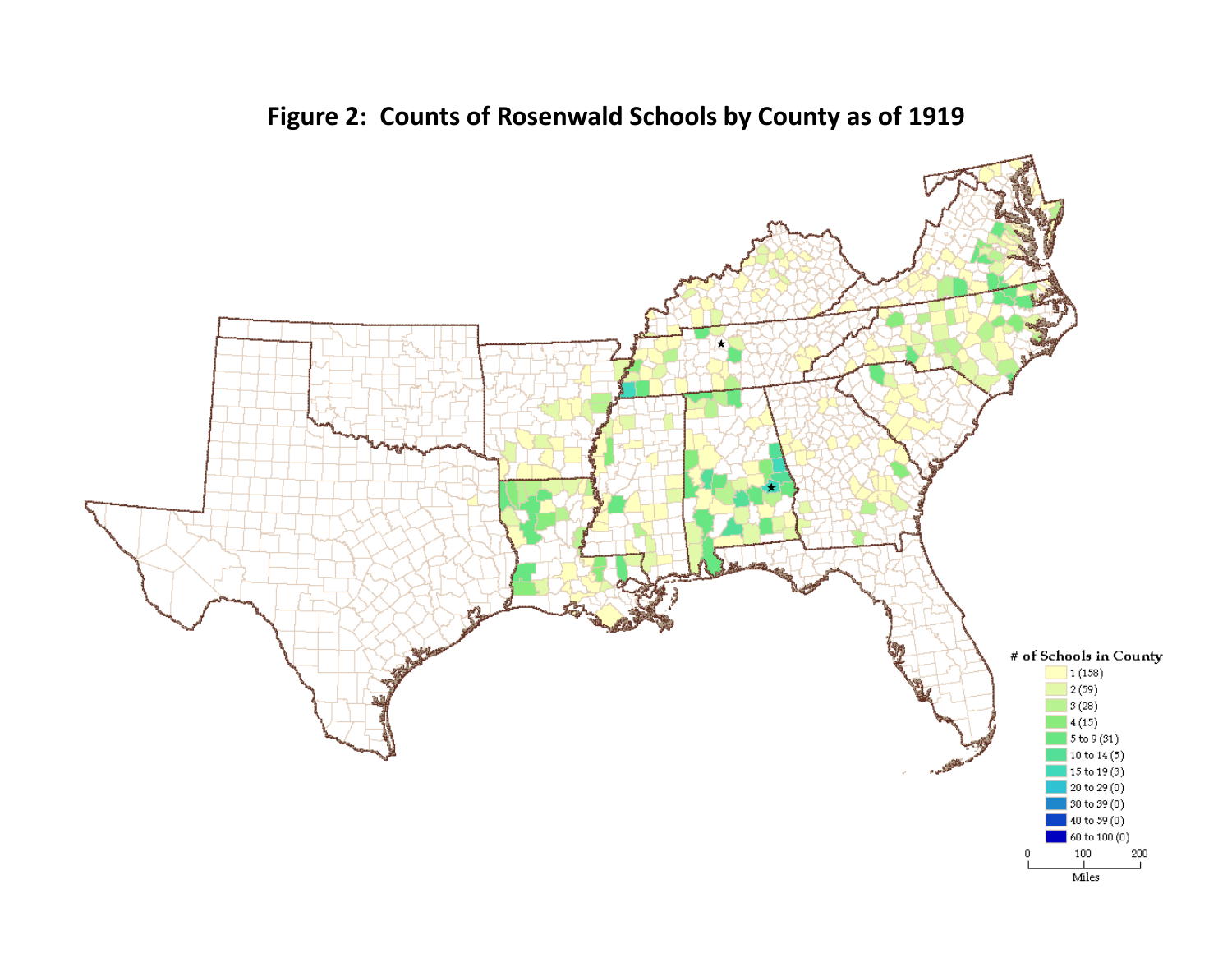# Figure 2: Counts of Rosenwald Schools by County as of 1919

| # of Schools in County |
| --- |
| 1 (158) |
| 2 (59) |
| 3 (28) |
| 4 (15) |
| 5 to 9 (31) |
| 10 to 14 (5) |
| 15 to 19 (3) |
| 20 to 29 (0) |
| 30 to 39 (0) |
| 40 to 59 (0) |
| 60 to 100 (0) |

0 100 200
Miles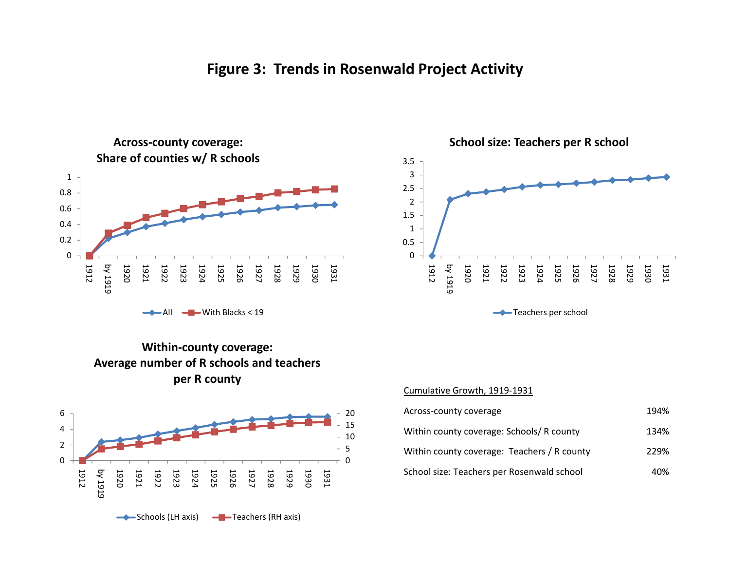# Figure 3: Trends in Rosenwald Project Activity

**Across-county coverage: Share of counties w/ R schools**

**School size: Teachers per R school**

**Within-county coverage: Average number of R schools and teachers per R county**

Cumulative Growth, 1919-1931

| | |
|---|---|
| Across-county coverage | 194% |
| Within county coverage: Schools/ R county | 134% |
| Within county coverage: Teachers / R county | 229% |
| School size: Teachers per Rosenwald school | 40% |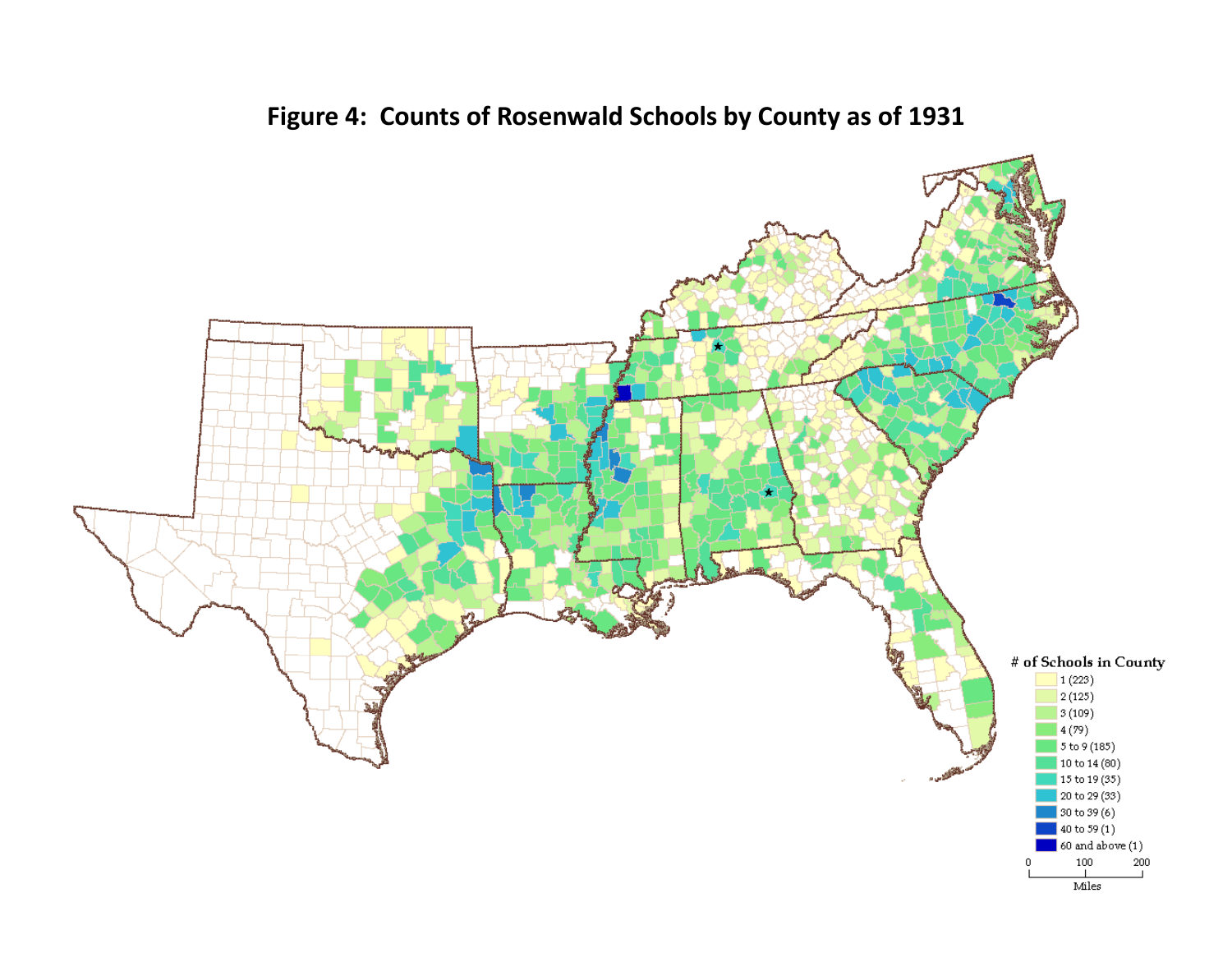**Figure 4: Counts of Rosenwald Schools by County as of 1931**

| # of Schools in County |
| --- |
| 1 (223) |
| 2 (125) |
| 3 (109) |
| 4 (79) |
| 5 to 9 (185) |
| 10 to 14 (80) |
| 15 to 19 (35) |
| 20 to 29 (33) |
| 30 to 39 (6) |
| 40 to 59 (1) |
| 60 and above (1) |

0 100 200
Miles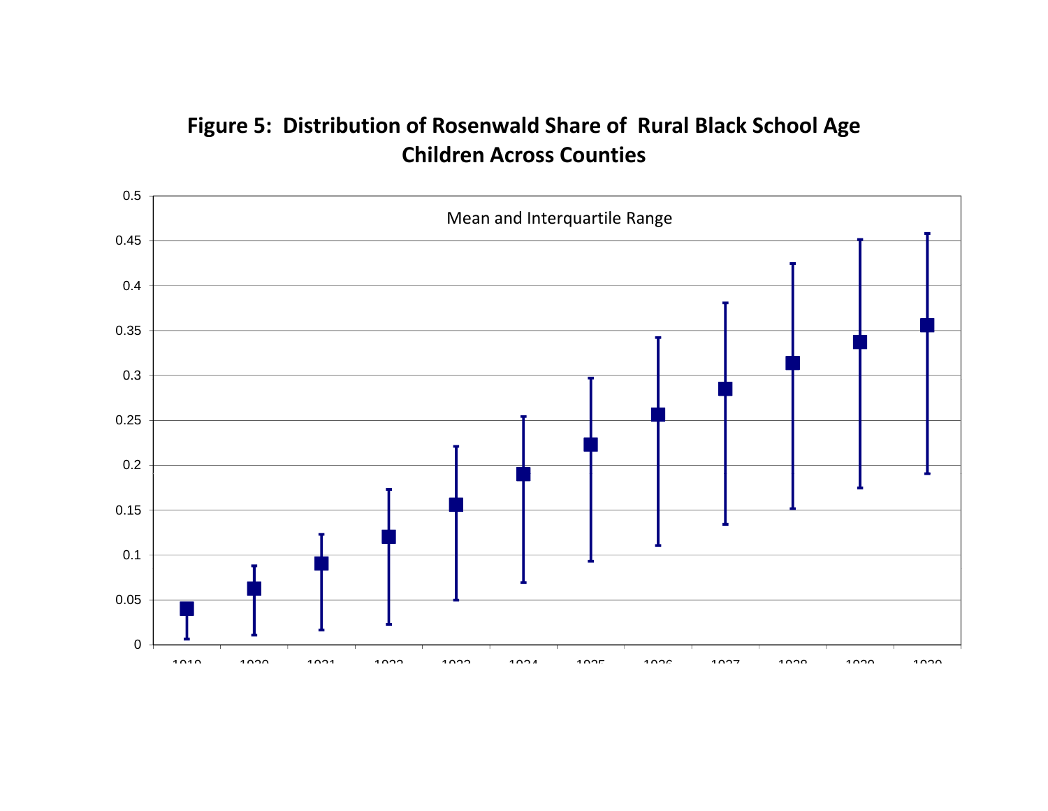**Figure 5: Distribution of Rosenwald Share of Rural Black School Age Children Across Counties**

Mean and Interquartile Range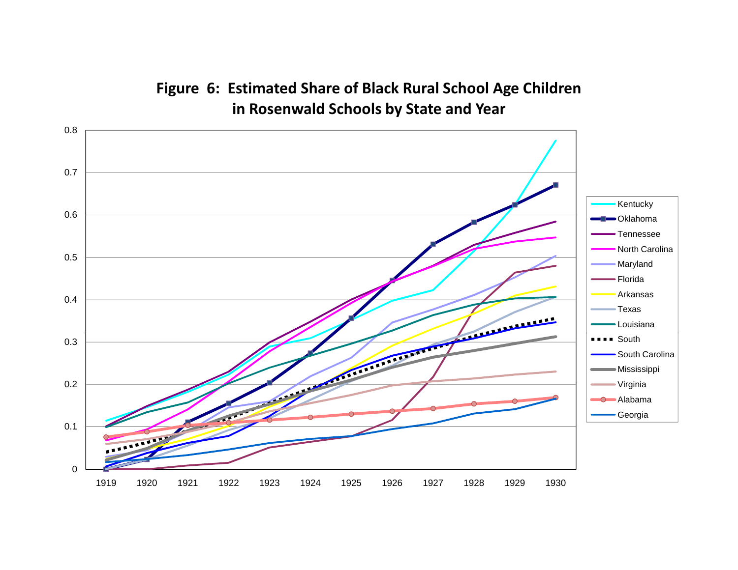**Figure 6: Estimated Share of Black Rural School Age Children in Rosenwald Schools by State and Year**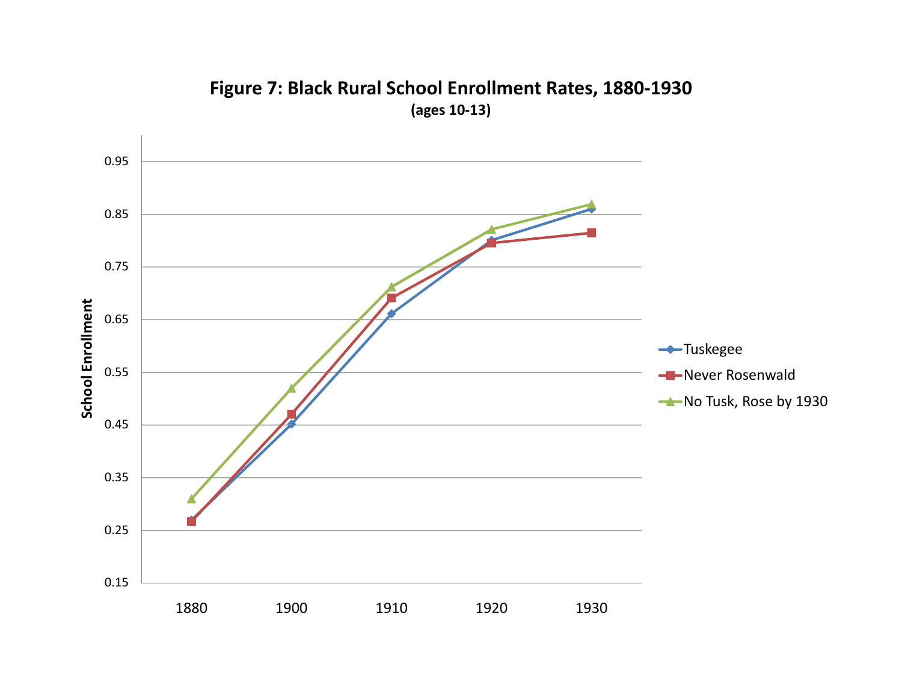**Figure 7: Black Rural School Enrollment Rates, 1880-1930**

**(ages 10-13)**

| Year | Tuskegee | Never Rosenwald | No Tusk, Rose by 1930 |
|---|---|---|---|
| 1880 | 0.27 | 0.265 | 0.31 |
| 1900 | 0.45 | 0.47 | 0.52 |
| 1910 | 0.66 | 0.69 | 0.71 |
| 1920 | 0.80 | 0.795 | 0.82 |
| 1930 | 0.86 | 0.815 | 0.87 |

*Values approximate, read from chart. Y-axis: School Enrollment (0.15–0.95).*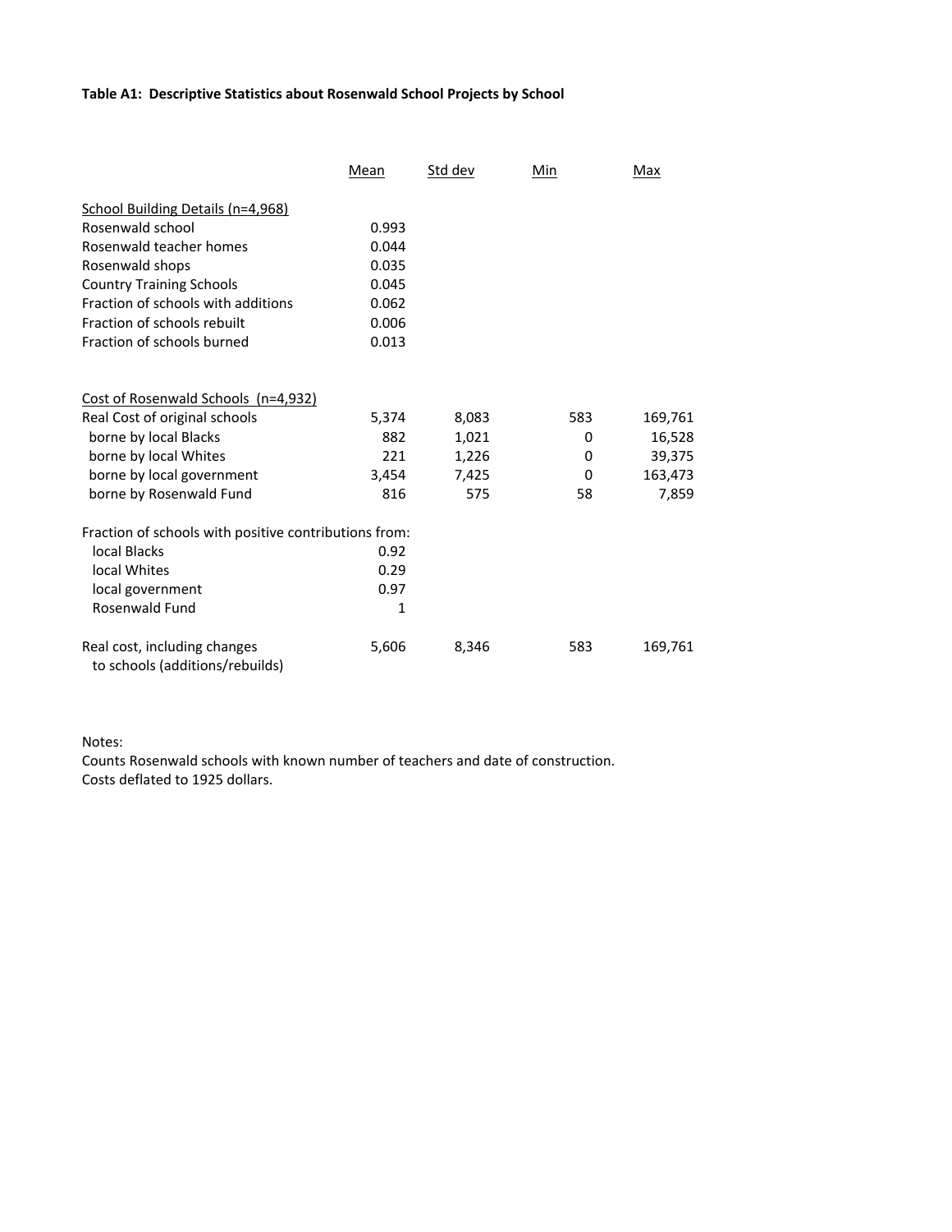**Table A1: Descriptive Statistics about Rosenwald School Projects by School**

| | Mean | Std dev | Min | Max |
|---|---|---|---|---|
| School Building Details (n=4,968) | | | | |
| Rosenwald school | 0.993 | | | |
| Rosenwald teacher homes | 0.044 | | | |
| Rosenwald shops | 0.035 | | | |
| Country Training Schools | 0.045 | | | |
| Fraction of schools with additions | 0.062 | | | |
| Fraction of schools rebuilt | 0.006 | | | |
| Fraction of schools burned | 0.013 | | | |
| | | | | |
| Cost of Rosenwald Schools (n=4,932) | | | | |
| Real Cost of original schools | 5,374 | 8,083 | 583 | 169,761 |
| borne by local Blacks | 882 | 1,021 | 0 | 16,528 |
| borne by local Whites | 221 | 1,226 | 0 | 39,375 |
| borne by local government | 3,454 | 7,425 | 0 | 163,473 |
| borne by Rosenwald Fund | 816 | 575 | 58 | 7,859 |
| | | | | |
| Fraction of schools with positive contributions from: | | | | |
| local Blacks | 0.92 | | | |
| local Whites | 0.29 | | | |
| local government | 0.97 | | | |
| Rosenwald Fund | 1 | | | |
| | | | | |
| Real cost, including changes to schools (additions/rebuilds) | 5,606 | 8,346 | 583 | 169,761 |

Notes:
Counts Rosenwald schools with known number of teachers and date of construction.
Costs deflated to 1925 dollars.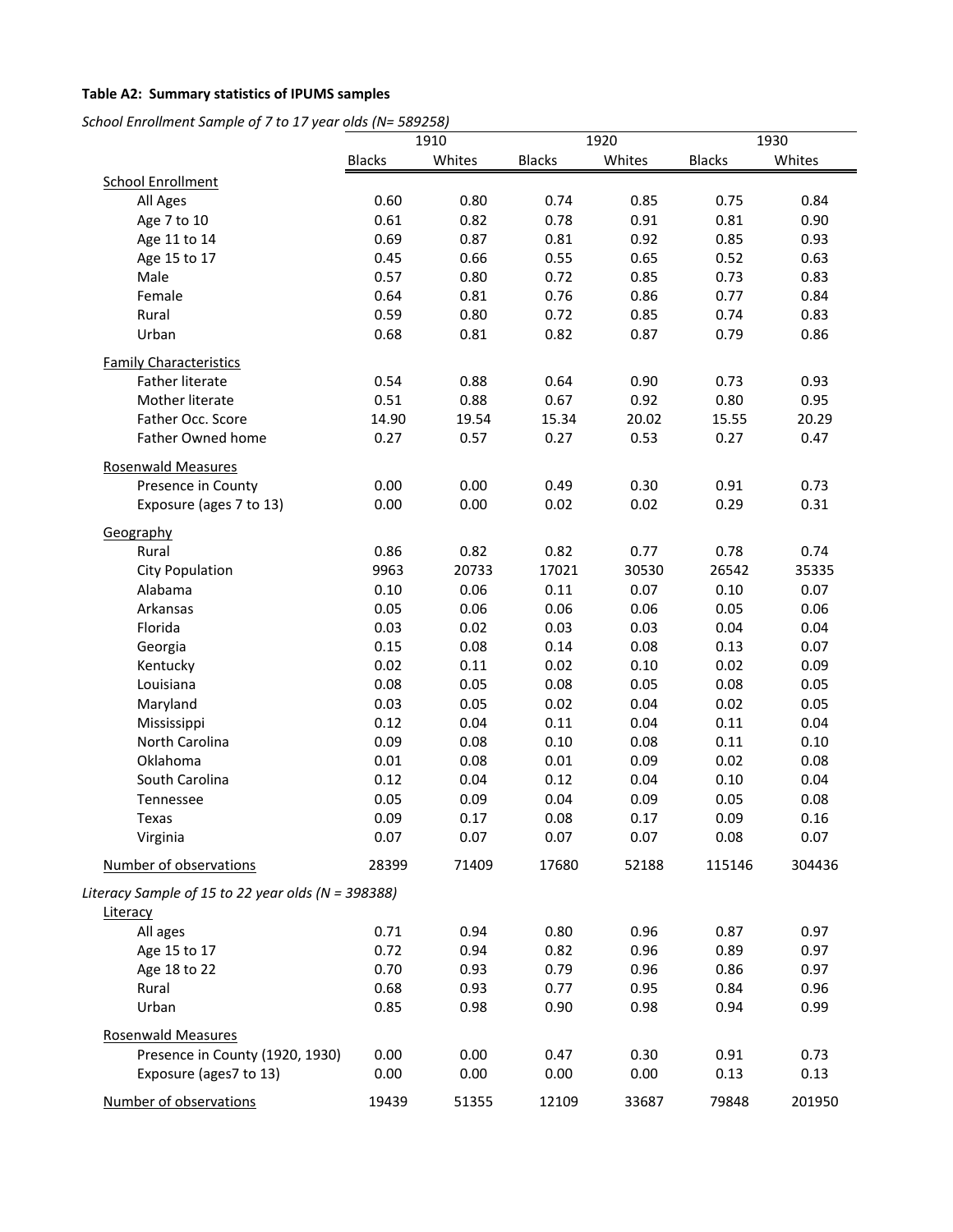**Table A2: Summary statistics of IPUMS samples**

*School Enrollment Sample of 7 to 17 year olds (N= 589258)*

| | 1910 | | 1920 | | 1930 | |
|---|---|---|---|---|---|---|
| | Blacks | Whites | Blacks | Whites | Blacks | Whites |
| School Enrollment | | | | | | |
| All Ages | 0.60 | 0.80 | 0.74 | 0.85 | 0.75 | 0.84 |
| Age 7 to 10 | 0.61 | 0.82 | 0.78 | 0.91 | 0.81 | 0.90 |
| Age 11 to 14 | 0.69 | 0.87 | 0.81 | 0.92 | 0.85 | 0.93 |
| Age 15 to 17 | 0.45 | 0.66 | 0.55 | 0.65 | 0.52 | 0.63 |
| Male | 0.57 | 0.80 | 0.72 | 0.85 | 0.73 | 0.83 |
| Female | 0.64 | 0.81 | 0.76 | 0.86 | 0.77 | 0.84 |
| Rural | 0.59 | 0.80 | 0.72 | 0.85 | 0.74 | 0.83 |
| Urban | 0.68 | 0.81 | 0.82 | 0.87 | 0.79 | 0.86 |
| Family Characteristics | | | | | | |
| Father literate | 0.54 | 0.88 | 0.64 | 0.90 | 0.73 | 0.93 |
| Mother literate | 0.51 | 0.88 | 0.67 | 0.92 | 0.80 | 0.95 |
| Father Occ. Score | 14.90 | 19.54 | 15.34 | 20.02 | 15.55 | 20.29 |
| Father Owned home | 0.27 | 0.57 | 0.27 | 0.53 | 0.27 | 0.47 |
| Rosenwald Measures | | | | | | |
| Presence in County | 0.00 | 0.00 | 0.49 | 0.30 | 0.91 | 0.73 |
| Exposure (ages 7 to 13) | 0.00 | 0.00 | 0.02 | 0.02 | 0.29 | 0.31 |
| Geography | | | | | | |
| Rural | 0.86 | 0.82 | 0.82 | 0.77 | 0.78 | 0.74 |
| City Population | 9963 | 20733 | 17021 | 30530 | 26542 | 35335 |
| Alabama | 0.10 | 0.06 | 0.11 | 0.07 | 0.10 | 0.07 |
| Arkansas | 0.05 | 0.06 | 0.06 | 0.06 | 0.05 | 0.06 |
| Florida | 0.03 | 0.02 | 0.03 | 0.03 | 0.04 | 0.04 |
| Georgia | 0.15 | 0.08 | 0.14 | 0.08 | 0.13 | 0.07 |
| Kentucky | 0.02 | 0.11 | 0.02 | 0.10 | 0.02 | 0.09 |
| Louisiana | 0.08 | 0.05 | 0.08 | 0.05 | 0.08 | 0.05 |
| Maryland | 0.03 | 0.05 | 0.02 | 0.04 | 0.02 | 0.05 |
| Mississippi | 0.12 | 0.04 | 0.11 | 0.04 | 0.11 | 0.04 |
| North Carolina | 0.09 | 0.08 | 0.10 | 0.08 | 0.11 | 0.10 |
| Oklahoma | 0.01 | 0.08 | 0.01 | 0.09 | 0.02 | 0.08 |
| South Carolina | 0.12 | 0.04 | 0.12 | 0.04 | 0.10 | 0.04 |
| Tennessee | 0.05 | 0.09 | 0.04 | 0.09 | 0.05 | 0.08 |
| Texas | 0.09 | 0.17 | 0.08 | 0.17 | 0.09 | 0.16 |
| Virginia | 0.07 | 0.07 | 0.07 | 0.07 | 0.08 | 0.07 |
| Number of observations | 28399 | 71409 | 17680 | 52188 | 115146 | 304436 |

*Literacy Sample of 15 to 22 year olds (N = 398388)*

| | 1910 | | 1920 | | 1930 | |
|---|---|---|---|---|---|---|
| | Blacks | Whites | Blacks | Whites | Blacks | Whites |
| Literacy | | | | | | |
| All ages | 0.71 | 0.94 | 0.80 | 0.96 | 0.87 | 0.97 |
| Age 15 to 17 | 0.72 | 0.94 | 0.82 | 0.96 | 0.89 | 0.97 |
| Age 18 to 22 | 0.70 | 0.93 | 0.79 | 0.96 | 0.86 | 0.97 |
| Rural | 0.68 | 0.93 | 0.77 | 0.95 | 0.84 | 0.96 |
| Urban | 0.85 | 0.98 | 0.90 | 0.98 | 0.94 | 0.99 |
| Rosenwald Measures | | | | | | |
| Presence in County (1920, 1930) | 0.00 | 0.00 | 0.47 | 0.30 | 0.91 | 0.73 |
| Exposure (ages7 to 13) | 0.00 | 0.00 | 0.00 | 0.00 | 0.13 | 0.13 |
| Number of observations | 19439 | 51355 | 12109 | 33687 | 79848 | 201950 |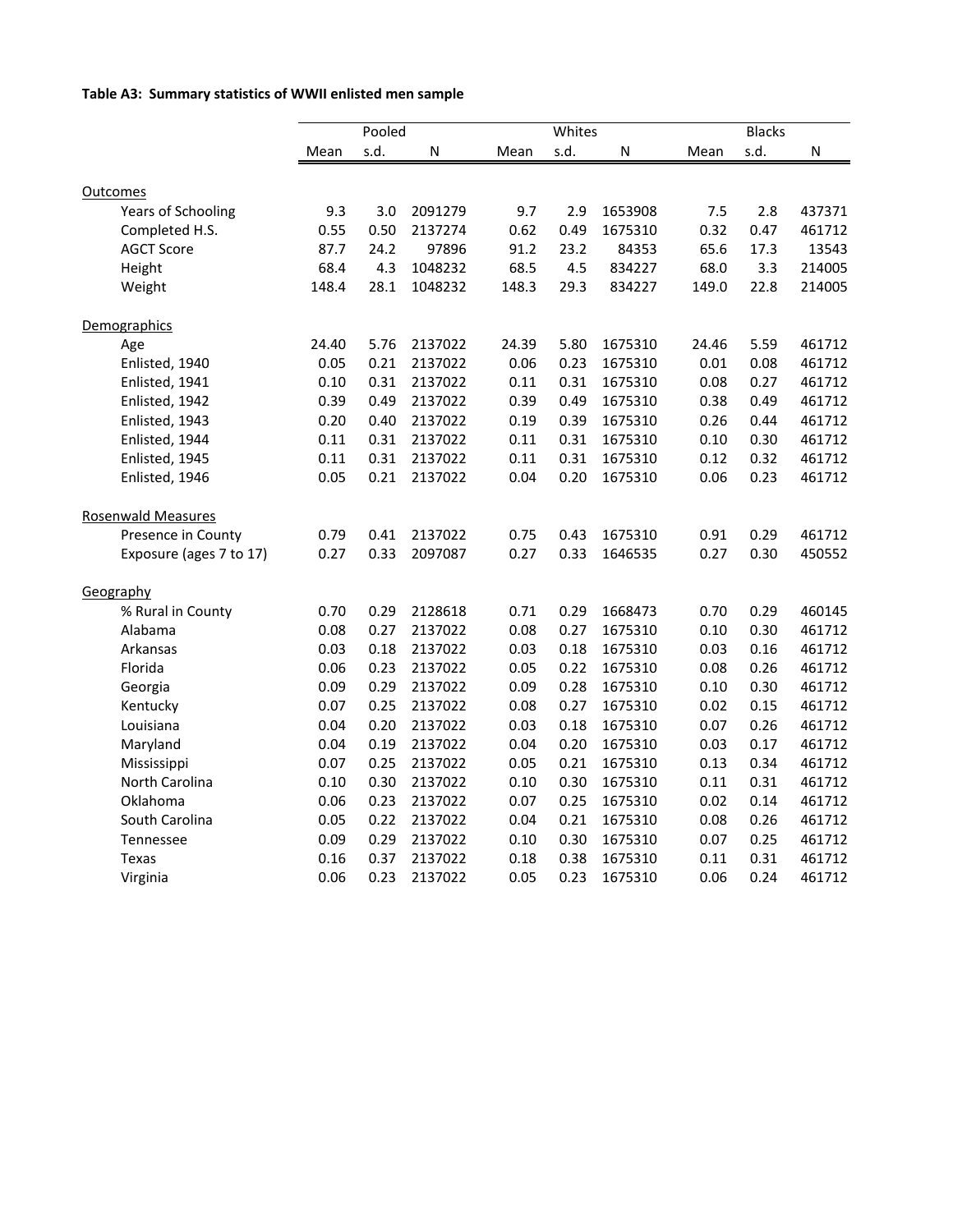**Table A3: Summary statistics of WWII enlisted men sample**

| | Pooled | | | Whites | | | Blacks | | |
|---|---|---|---|---|---|---|---|---|---|
| | Mean | s.d. | N | Mean | s.d. | N | Mean | s.d. | N |
| Outcomes | | | | | | | | | |
| Years of Schooling | 9.3 | 3.0 | 2091279 | 9.7 | 2.9 | 1653908 | 7.5 | 2.8 | 437371 |
| Completed H.S. | 0.55 | 0.50 | 2137274 | 0.62 | 0.49 | 1675310 | 0.32 | 0.47 | 461712 |
| AGCT Score | 87.7 | 24.2 | 97896 | 91.2 | 23.2 | 84353 | 65.6 | 17.3 | 13543 |
| Height | 68.4 | 4.3 | 1048232 | 68.5 | 4.5 | 834227 | 68.0 | 3.3 | 214005 |
| Weight | 148.4 | 28.1 | 1048232 | 148.3 | 29.3 | 834227 | 149.0 | 22.8 | 214005 |
| Demographics | | | | | | | | | |
| Age | 24.40 | 5.76 | 2137022 | 24.39 | 5.80 | 1675310 | 24.46 | 5.59 | 461712 |
| Enlisted, 1940 | 0.05 | 0.21 | 2137022 | 0.06 | 0.23 | 1675310 | 0.01 | 0.08 | 461712 |
| Enlisted, 1941 | 0.10 | 0.31 | 2137022 | 0.11 | 0.31 | 1675310 | 0.08 | 0.27 | 461712 |
| Enlisted, 1942 | 0.39 | 0.49 | 2137022 | 0.39 | 0.49 | 1675310 | 0.38 | 0.49 | 461712 |
| Enlisted, 1943 | 0.20 | 0.40 | 2137022 | 0.19 | 0.39 | 1675310 | 0.26 | 0.44 | 461712 |
| Enlisted, 1944 | 0.11 | 0.31 | 2137022 | 0.11 | 0.31 | 1675310 | 0.10 | 0.30 | 461712 |
| Enlisted, 1945 | 0.11 | 0.31 | 2137022 | 0.11 | 0.31 | 1675310 | 0.12 | 0.32 | 461712 |
| Enlisted, 1946 | 0.05 | 0.21 | 2137022 | 0.04 | 0.20 | 1675310 | 0.06 | 0.23 | 461712 |
| Rosenwald Measures | | | | | | | | | |
| Presence in County | 0.79 | 0.41 | 2137022 | 0.75 | 0.43 | 1675310 | 0.91 | 0.29 | 461712 |
| Exposure (ages 7 to 17) | 0.27 | 0.33 | 2097087 | 0.27 | 0.33 | 1646535 | 0.27 | 0.30 | 450552 |
| Geography | | | | | | | | | |
| % Rural in County | 0.70 | 0.29 | 2128618 | 0.71 | 0.29 | 1668473 | 0.70 | 0.29 | 460145 |
| Alabama | 0.08 | 0.27 | 2137022 | 0.08 | 0.27 | 1675310 | 0.10 | 0.30 | 461712 |
| Arkansas | 0.03 | 0.18 | 2137022 | 0.03 | 0.18 | 1675310 | 0.03 | 0.16 | 461712 |
| Florida | 0.06 | 0.23 | 2137022 | 0.05 | 0.22 | 1675310 | 0.08 | 0.26 | 461712 |
| Georgia | 0.09 | 0.29 | 2137022 | 0.09 | 0.28 | 1675310 | 0.10 | 0.30 | 461712 |
| Kentucky | 0.07 | 0.25 | 2137022 | 0.08 | 0.27 | 1675310 | 0.02 | 0.15 | 461712 |
| Louisiana | 0.04 | 0.20 | 2137022 | 0.03 | 0.18 | 1675310 | 0.07 | 0.26 | 461712 |
| Maryland | 0.04 | 0.19 | 2137022 | 0.04 | 0.20 | 1675310 | 0.03 | 0.17 | 461712 |
| Mississippi | 0.07 | 0.25 | 2137022 | 0.05 | 0.21 | 1675310 | 0.13 | 0.34 | 461712 |
| North Carolina | 0.10 | 0.30 | 2137022 | 0.10 | 0.30 | 1675310 | 0.11 | 0.31 | 461712 |
| Oklahoma | 0.06 | 0.23 | 2137022 | 0.07 | 0.25 | 1675310 | 0.02 | 0.14 | 461712 |
| South Carolina | 0.05 | 0.22 | 2137022 | 0.04 | 0.21 | 1675310 | 0.08 | 0.26 | 461712 |
| Tennessee | 0.09 | 0.29 | 2137022 | 0.10 | 0.30 | 1675310 | 0.07 | 0.25 | 461712 |
| Texas | 0.16 | 0.37 | 2137022 | 0.18 | 0.38 | 1675310 | 0.11 | 0.31 | 461712 |
| Virginia | 0.06 | 0.23 | 2137022 | 0.05 | 0.23 | 1675310 | 0.06 | 0.24 | 461712 |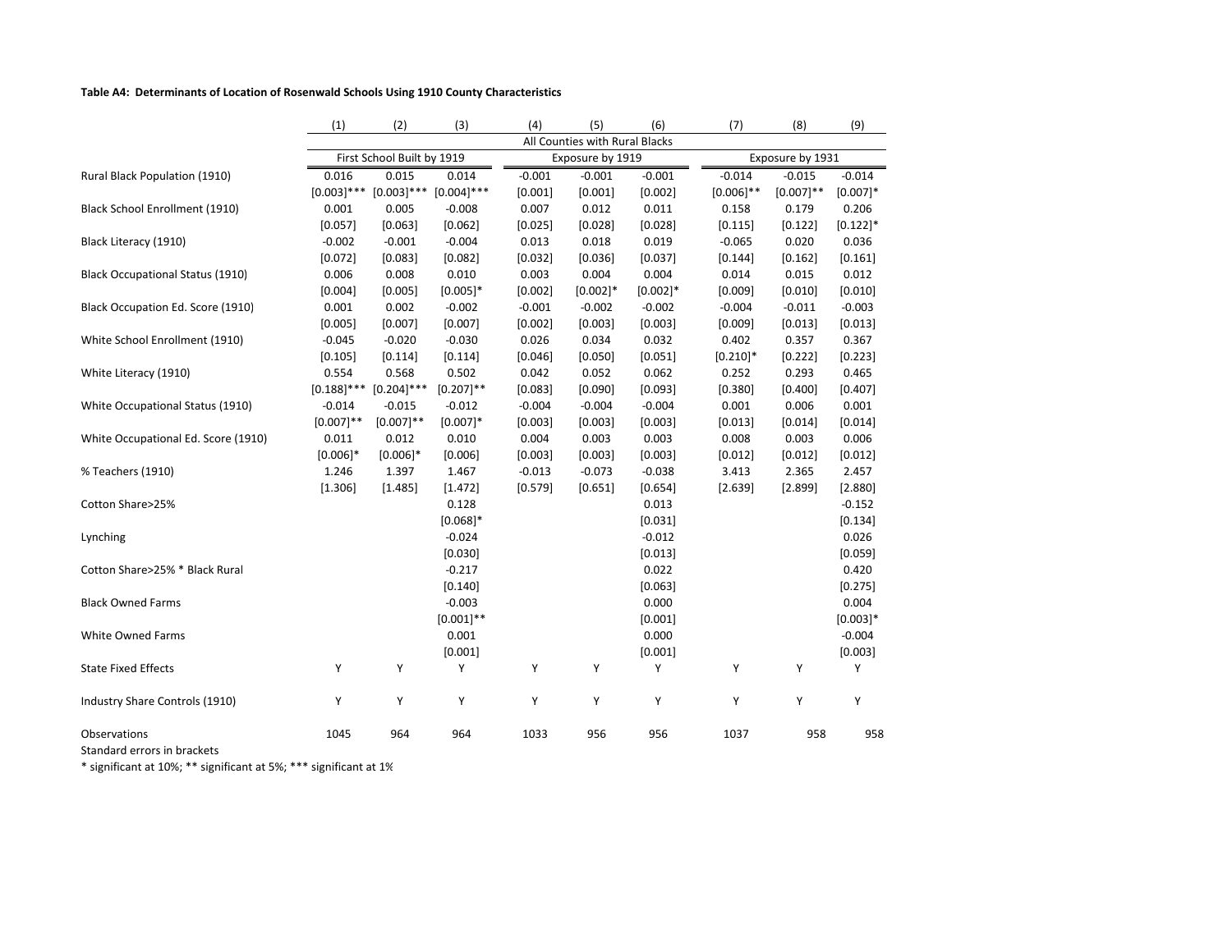**Table A4: Determinants of Location of Rosenwald Schools Using 1910 County Characteristics**

| | (1) | (2) | (3) | (4) | (5) | (6) | (7) | (8) | (9) |
|---|---|---|---|---|---|---|---|---|---|
| | All Counties with Rural Blacks | | | | | | | | |
| | First School Built by 1919 | | | Exposure by 1919 | | | Exposure by 1931 | | |
| Rural Black Population (1910) | 0.016 | 0.015 | 0.014 | -0.001 | -0.001 | -0.001 | -0.014 | -0.015 | -0.014 |
| | [0.003]*** | [0.003]*** | [0.004]*** | [0.001] | [0.001] | [0.002] | [0.006]** | [0.007]** | [0.007]* |
| Black School Enrollment (1910) | 0.001 | 0.005 | -0.008 | 0.007 | 0.012 | 0.011 | 0.158 | 0.179 | 0.206 |
| | [0.057] | [0.063] | [0.062] | [0.025] | [0.028] | [0.028] | [0.115] | [0.122] | [0.122]* |
| Black Literacy (1910) | -0.002 | -0.001 | -0.004 | 0.013 | 0.018 | 0.019 | -0.065 | 0.020 | 0.036 |
| | [0.072] | [0.083] | [0.082] | [0.032] | [0.036] | [0.037] | [0.144] | [0.162] | [0.161] |
| Black Occupational Status (1910) | 0.006 | 0.008 | 0.010 | 0.003 | 0.004 | 0.004 | 0.014 | 0.015 | 0.012 |
| | [0.004] | [0.005] | [0.005]* | [0.002] | [0.002]* | [0.002]* | [0.009] | [0.010] | [0.010] |
| Black Occupation Ed. Score (1910) | 0.001 | 0.002 | -0.002 | -0.001 | -0.002 | -0.002 | -0.004 | -0.011 | -0.003 |
| | [0.005] | [0.007] | [0.007] | [0.002] | [0.003] | [0.003] | [0.009] | [0.013] | [0.013] |
| White School Enrollment (1910) | -0.045 | -0.020 | -0.030 | 0.026 | 0.034 | 0.032 | 0.402 | 0.357 | 0.367 |
| | [0.105] | [0.114] | [0.114] | [0.046] | [0.050] | [0.051] | [0.210]* | [0.222] | [0.223] |
| White Literacy (1910) | 0.554 | 0.568 | 0.502 | 0.042 | 0.052 | 0.062 | 0.252 | 0.293 | 0.465 |
| | [0.188]*** | [0.204]*** | [0.207]** | [0.083] | [0.090] | [0.093] | [0.380] | [0.400] | [0.407] |
| White Occupational Status (1910) | -0.014 | -0.015 | -0.012 | -0.004 | -0.004 | -0.004 | 0.001 | 0.006 | 0.001 |
| | [0.007]** | [0.007]** | [0.007]* | [0.003] | [0.003] | [0.003] | [0.013] | [0.014] | [0.014] |
| White Occupational Ed. Score (1910) | 0.011 | 0.012 | 0.010 | 0.004 | 0.003 | 0.003 | 0.008 | 0.003 | 0.006 |
| | [0.006]* | [0.006]* | [0.006] | [0.003] | [0.003] | [0.003] | [0.012] | [0.012] | [0.012] |
| % Teachers (1910) | 1.246 | 1.397 | 1.467 | -0.013 | -0.073 | -0.038 | 3.413 | 2.365 | 2.457 |
| | [1.306] | [1.485] | [1.472] | [0.579] | [0.651] | [0.654] | [2.639] | [2.899] | [2.880] |
| Cotton Share>25% | | | 0.128 | | | 0.013 | | | -0.152 |
| | | | [0.068]* | | | [0.031] | | | [0.134] |
| Lynching | | | -0.024 | | | -0.012 | | | 0.026 |
| | | | [0.030] | | | [0.013] | | | [0.059] |
| Cotton Share>25% * Black Rural | | | -0.217 | | | 0.022 | | | 0.420 |
| | | | [0.140] | | | [0.063] | | | [0.275] |
| Black Owned Farms | | | -0.003 | | | 0.000 | | | 0.004 |
| | | | [0.001]** | | | [0.001] | | | [0.003]* |
| White Owned Farms | | | 0.001 | | | 0.000 | | | -0.004 |
| | | | [0.001] | | | [0.001] | | | [0.003] |
| State Fixed Effects | Y | Y | Y | Y | Y | Y | Y | Y | Y |
| Industry Share Controls (1910) | Y | Y | Y | Y | Y | Y | Y | Y | Y |
| Observations | 1045 | 964 | 964 | 1033 | 956 | 956 | 1037 | 958 | 958 |

Standard errors in brackets

* significant at 10%; ** significant at 5%; *** significant at 1%